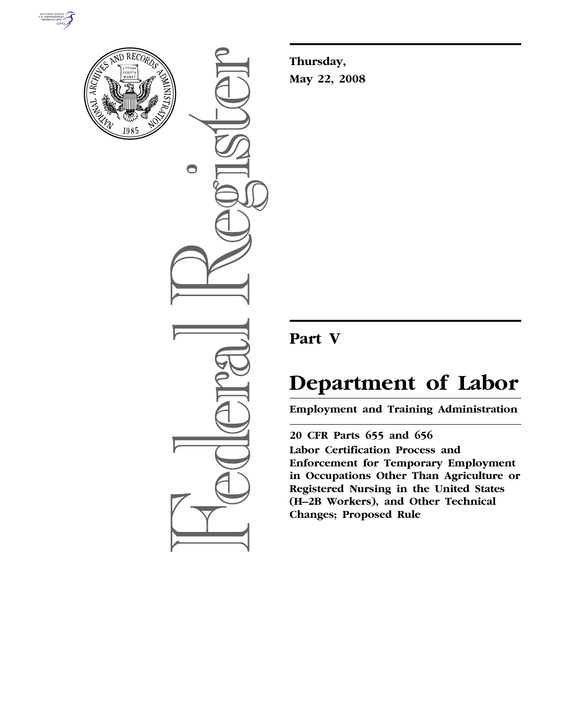Thursday,

May 22, 2008

## Part V

# Department of Labor

**Employment and Training Administration**

**20 CFR Parts 655 and 656**

**Labor Certification Process and Enforcement for Temporary Employment in Occupations Other Than Agriculture or Registered Nursing in the United States (H–2B Workers), and Other Technical Changes; Proposed Rule**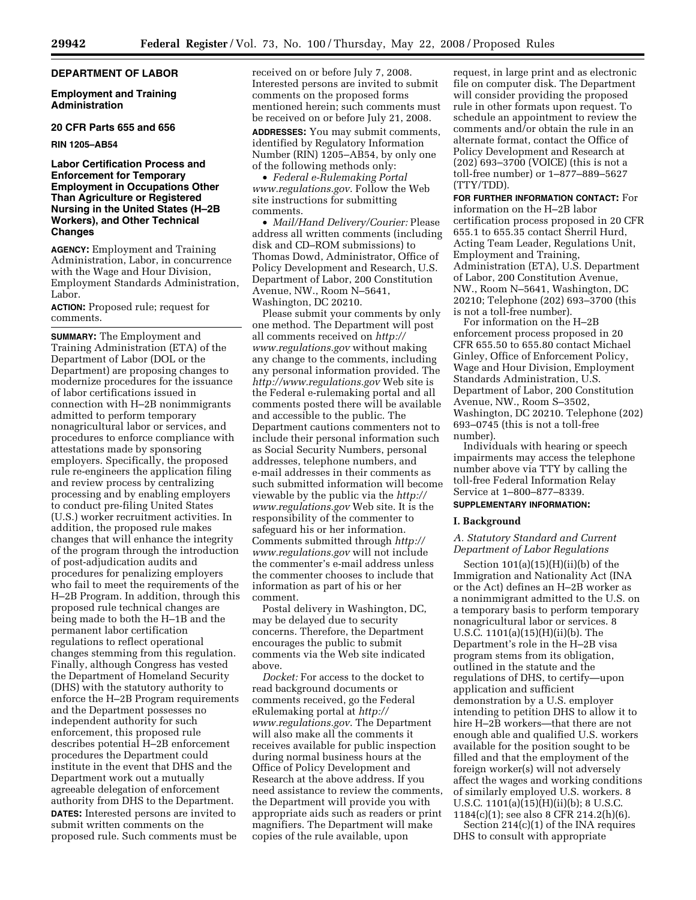**DEPARTMENT OF LABOR**

**Employment and Training Administration**

**20 CFR Parts 655 and 656**

**RIN 1205–AB54**

## Labor Certification Process and Enforcement for Temporary Employment in Occupations Other Than Agriculture or Registered Nursing in the United States (H–2B Workers), and Other Technical Changes

**AGENCY:** Employment and Training Administration, Labor, in concurrence with the Wage and Hour Division, Employment Standards Administration, Labor.

**ACTION:** Proposed rule; request for comments.

**SUMMARY:** The Employment and Training Administration (ETA) of the Department of Labor (DOL or the Department) are proposing changes to modernize procedures for the issuance of labor certifications issued in connection with H–2B nonimmigrants admitted to perform temporary nonagricultural labor or services, and procedures to enforce compliance with attestations made by sponsoring employers. Specifically, the proposed rule re-engineers the application filing and review process by centralizing processing and by enabling employers to conduct pre-filing United States (U.S.) worker recruitment activities. In addition, the proposed rule makes changes that will enhance the integrity of the program through the introduction of post-adjudication audits and procedures for penalizing employers who fail to meet the requirements of the H–2B Program. In addition, through this proposed rule technical changes are being made to both the H–1B and the permanent labor certification regulations to reflect operational changes stemming from this regulation. Finally, although Congress has vested the Department of Homeland Security (DHS) with the statutory authority to enforce the H–2B Program requirements and the Department possesses no independent authority for such enforcement, this proposed rule describes potential H–2B enforcement procedures the Department could institute in the event that DHS and the Department work out a mutually agreeable delegation of enforcement authority from DHS to the Department.

**DATES:** Interested persons are invited to submit written comments on the proposed rule. Such comments must be received on or before July 7, 2008. Interested persons are invited to submit comments on the proposed forms mentioned herein; such comments must be received on or before July 21, 2008.

**ADDRESSES:** You may submit comments, identified by Regulatory Information Number (RIN) 1205–AB54, by only one of the following methods only:

- *Federal e-Rulemaking Portal www.regulations.gov*. Follow the Web site instructions for submitting comments.
- *Mail/Hand Delivery/Courier:* Please address all written comments (including disk and CD–ROM submissions) to Thomas Dowd, Administrator, Office of Policy Development and Research, U.S. Department of Labor, 200 Constitution Avenue, NW., Room N–5641, Washington, DC 20210.

Please submit your comments by only one method. The Department will post all comments received on *http://www.regulations.gov* without making any change to the comments, including any personal information provided. The *http://www.regulations.gov* Web site is the Federal e-rulemaking portal and all comments posted there will be available and accessible to the public. The Department cautions commenters not to include their personal information such as Social Security Numbers, personal addresses, telephone numbers, and e-mail addresses in their comments as such submitted information will become viewable by the public via the *http://www.regulations.gov* Web site. It is the responsibility of the commenter to safeguard his or her information. Comments submitted through *http://www.regulations.gov* will not include the commenter's e-mail address unless the commenter chooses to include that information as part of his or her comment.

Postal delivery in Washington, DC, may be delayed due to security concerns. Therefore, the Department encourages the public to submit comments via the Web site indicated above.

*Docket:* For access to the docket to read background documents or comments received, go the Federal eRulemaking portal at *http://www.regulations.gov*. The Department will also make all the comments it receives available for public inspection during normal business hours at the Office of Policy Development and Research at the above address. If you need assistance to review the comments, the Department will provide you with appropriate aids such as readers or print magnifiers. The Department will make copies of the rule available, upon request, in large print and as electronic file on computer disk. The Department will consider providing the proposed rule in other formats upon request. To schedule an appointment to review the comments and/or obtain the rule in an alternate format, contact the Office of Policy Development and Research at (202) 693–3700 (VOICE) (this is not a toll-free number) or 1–877–889–5627 (TTY/TDD).

**FOR FURTHER INFORMATION CONTACT:** For information on the H–2B labor certification process proposed in 20 CFR 655.1 to 655.35 contact Sherril Hurd, Acting Team Leader, Regulations Unit, Employment and Training, Administration (ETA), U.S. Department of Labor, 200 Constitution Avenue, NW., Room N–5641, Washington, DC 20210; Telephone (202) 693–3700 (this is not a toll-free number).

For information on the H–2B enforcement process proposed in 20 CFR 655.50 to 655.80 contact Michael Ginley, Office of Enforcement Policy, Wage and Hour Division, Employment Standards Administration, U.S. Department of Labor, 200 Constitution Avenue, NW., Room S–3502, Washington, DC 20210. Telephone (202) 693–0745 (this is not a toll-free number).

Individuals with hearing or speech impairments may access the telephone number above via TTY by calling the toll-free Federal Information Relay Service at 1–800–877–8339.

**SUPPLEMENTARY INFORMATION:**

## I. Background

### *A. Statutory Standard and Current Department of Labor Regulations*

Section 101(a)(15)(H)(ii)(b) of the Immigration and Nationality Act (INA or the Act) defines an H–2B worker as a nonimmigrant admitted to the U.S. on a temporary basis to perform temporary nonagricultural labor or services. 8 U.S.C. 1101(a)(15)(H)(ii)(b). The Department's role in the H–2B visa program stems from its obligation, outlined in the statute and the regulations of DHS, to certify—upon application and sufficient demonstration by a U.S. employer intending to petition DHS to allow it to hire H–2B workers—that there are not enough able and qualified U.S. workers available for the position sought to be filled and that the employment of the foreign worker(s) will not adversely affect the wages and working conditions of similarly employed U.S. workers. 8 U.S.C. 1101(a)(15)(H)(ii)(b); 8 U.S.C. 1184(c)(1); see also 8 CFR 214.2(h)(6).

Section 214(c)(1) of the INA requires DHS to consult with appropriate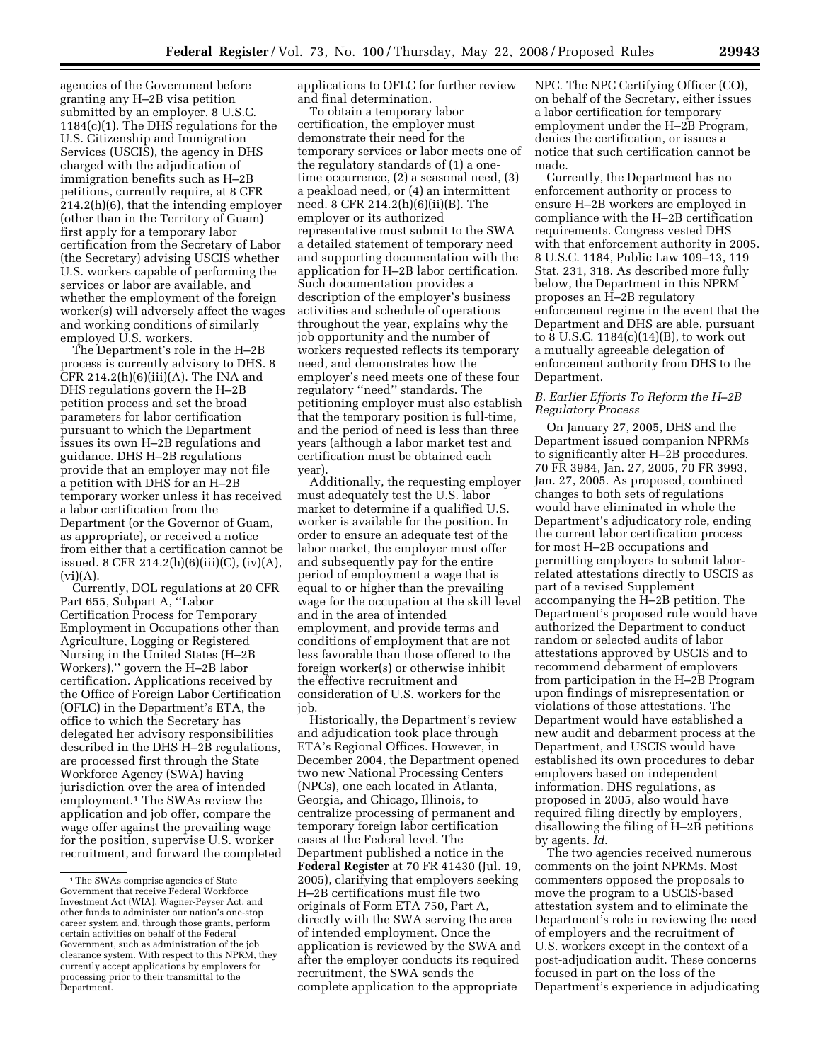agencies of the Government before granting any H–2B visa petition submitted by an employer. 8 U.S.C. 1184(c)(1). The DHS regulations for the U.S. Citizenship and Immigration Services (USCIS), the agency in DHS charged with the adjudication of immigration benefits such as H–2B petitions, currently require, at 8 CFR 214.2(h)(6), that the intending employer (other than in the Territory of Guam) first apply for a temporary labor certification from the Secretary of Labor (the Secretary) advising USCIS whether U.S. workers capable of performing the services or labor are available, and whether the employment of the foreign worker(s) will adversely affect the wages and working conditions of similarly employed U.S. workers.

The Department's role in the H–2B process is currently advisory to DHS. 8 CFR 214.2(h)(6)(iii)(A). The INA and DHS regulations govern the H–2B petition process and set the broad parameters for labor certification pursuant to which the Department issues its own H–2B regulations and guidance. DHS H–2B regulations provide that an employer may not file a petition with DHS for an H–2B temporary worker unless it has received a labor certification from the Department (or the Governor of Guam, as appropriate), or received a notice from either that a certification cannot be issued. 8 CFR 214.2(h)(6)(iii)(C), (iv)(A), (vi)(A).

Currently, DOL regulations at 20 CFR Part 655, Subpart A, ''Labor Certification Process for Temporary Employment in Occupations other than Agriculture, Logging or Registered Nursing in the United States (H–2B Workers),'' govern the H–2B labor certification. Applications received by the Office of Foreign Labor Certification (OFLC) in the Department's ETA, the office to which the Secretary has delegated her advisory responsibilities described in the DHS H–2B regulations, are processed first through the State Workforce Agency (SWA) having jurisdiction over the area of intended employment.[1] The SWAs review the application and job offer, compare the wage offer against the prevailing wage for the position, supervise U.S. worker recruitment, and forward the completed applications to OFLC for further review and final determination.

To obtain a temporary labor certification, the employer must demonstrate their need for the temporary services or labor meets one of the regulatory standards of (1) a one-time occurrence, (2) a seasonal need, (3) a peakload need, or (4) an intermittent need. 8 CFR 214.2(h)(6)(ii)(B). The employer or its authorized representative must submit to the SWA a detailed statement of temporary need and supporting documentation with the application for H–2B labor certification. Such documentation provides a description of the employer's business activities and schedule of operations throughout the year, explains why the job opportunity and the number of workers requested reflects its temporary need, and demonstrates how the employer's need meets one of these four regulatory ''need'' standards. The petitioning employer must also establish that the temporary position is full-time, and the period of need is less than three years (although a labor market test and certification must be obtained each year).

Additionally, the requesting employer must adequately test the U.S. labor market to determine if a qualified U.S. worker is available for the position. In order to ensure an adequate test of the labor market, the employer must offer and subsequently pay for the entire period of employment a wage that is equal to or higher than the prevailing wage for the occupation at the skill level and in the area of intended employment, and provide terms and conditions of employment that are not less favorable than those offered to the foreign worker(s) or otherwise inhibit the effective recruitment and consideration of U.S. workers for the job.

Historically, the Department's review and adjudication took place through ETA's Regional Offices. However, in December 2004, the Department opened two new National Processing Centers (NPCs), one each located in Atlanta, Georgia, and Chicago, Illinois, to centralize processing of permanent and temporary foreign labor certification cases at the Federal level. The Department published a notice in the **Federal Register** at 70 FR 41430 (Jul. 19, 2005), clarifying that employers seeking H–2B certifications must file two originals of Form ETA 750, Part A, directly with the SWA serving the area of intended employment. Once the application is reviewed by the SWA and after the employer conducts its required recruitment, the SWA sends the complete application to the appropriate NPC. The NPC Certifying Officer (CO), on behalf of the Secretary, either issues a labor certification for temporary employment under the H–2B Program, denies the certification, or issues a notice that such certification cannot be made.

Currently, the Department has no enforcement authority or process to ensure H–2B workers are employed in compliance with the H–2B certification requirements. Congress vested DHS with that enforcement authority in 2005. 8 U.S.C. 1184, Public Law 109–13, 119 Stat. 231, 318. As described more fully below, the Department in this NPRM proposes an H–2B regulatory enforcement regime in the event that the Department and DHS are able, pursuant to 8 U.S.C. 1184(c)(14)(B), to work out a mutually agreeable delegation of enforcement authority from DHS to the Department.

### *B. Earlier Efforts To Reform the H–2B Regulatory Process*

On January 27, 2005, DHS and the Department issued companion NPRMs to significantly alter H–2B procedures. 70 FR 3984, Jan. 27, 2005, 70 FR 3993, Jan. 27, 2005. As proposed, combined changes to both sets of regulations would have eliminated in whole the Department's adjudicatory role, ending the current labor certification process for most H–2B occupations and permitting employers to submit labor-related attestations directly to USCIS as part of a revised Supplement accompanying the H–2B petition. The Department's proposed rule would have authorized the Department to conduct random or selected audits of labor attestations approved by USCIS and to recommend debarment of employers from participation in the H–2B Program upon findings of misrepresentation or violations of those attestations. The Department would have established a new audit and debarment process at the Department, and USCIS would have established its own procedures to debar employers based on independent information. DHS regulations, as proposed in 2005, also would have required filing directly by employers, disallowing the filing of H–2B petitions by agents. *Id.*

The two agencies received numerous comments on the joint NPRMs. Most commenters opposed the proposals to move the program to a USCIS-based attestation system and to eliminate the Department's role in reviewing the need of employers and the recruitment of U.S. workers except in the context of a post-adjudication audit. These concerns focused in part on the loss of the Department's experience in adjudicating

---

[1] The SWAs comprise agencies of State Government that receive Federal Workforce Investment Act (WIA), Wagner-Peyser Act, and other funds to administer our nation's one-stop career system and, through those grants, perform certain activities on behalf of the Federal Government, such as administration of the job clearance system. With respect to this NPRM, they currently accept applications by employers for processing prior to their transmittal to the Department.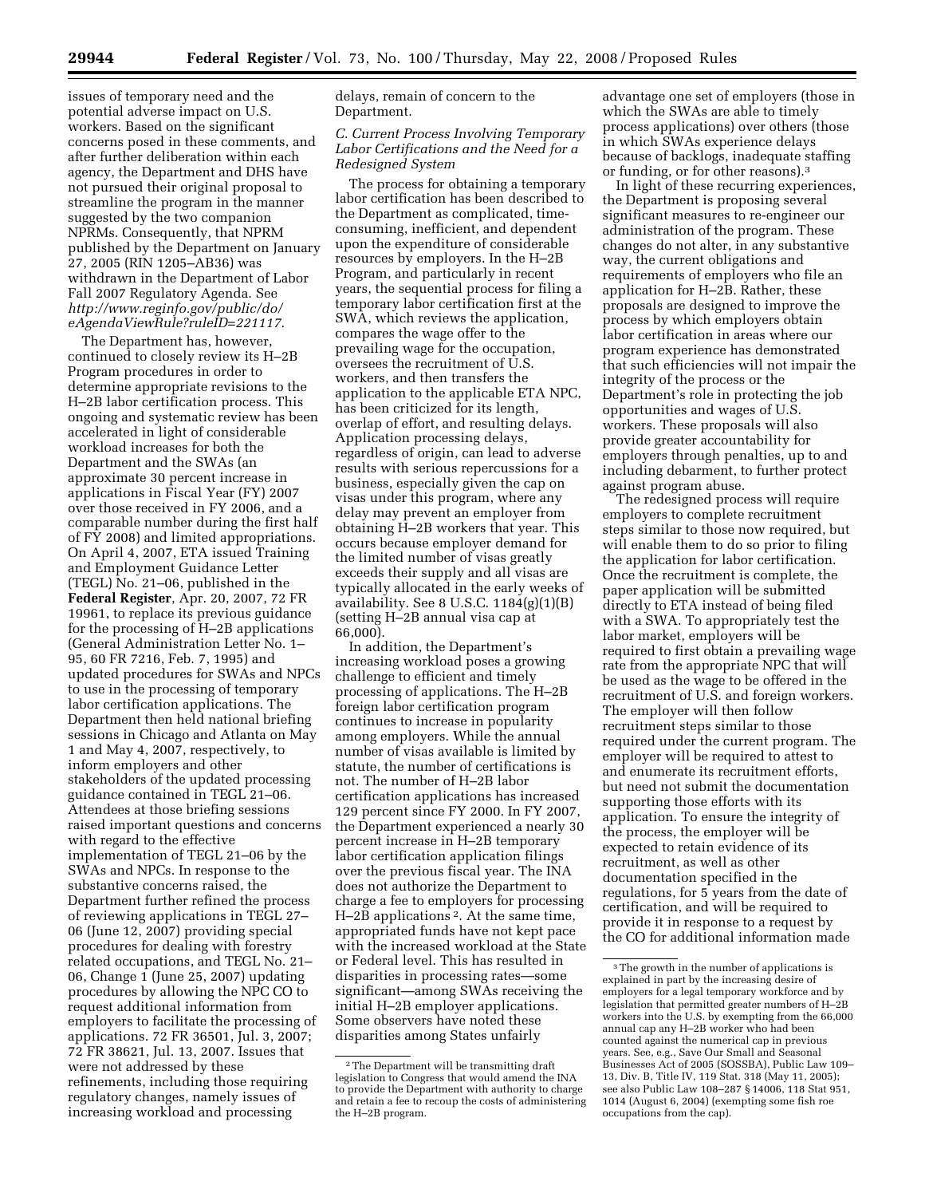issues of temporary need and the potential adverse impact on U.S. workers. Based on the significant concerns posed in these comments, and after further deliberation within each agency, the Department and DHS have not pursued their original proposal to streamline the program in the manner suggested by the two companion NPRMs. Consequently, that NPRM published by the Department on January 27, 2005 (RIN 1205–AB36) was withdrawn in the Department of Labor Fall 2007 Regulatory Agenda. See *http://www.reginfo.gov/public/do/eAgendaViewRule?ruleID=221117*.

The Department has, however, continued to closely review its H–2B Program procedures in order to determine appropriate revisions to the H–2B labor certification process. This ongoing and systematic review has been accelerated in light of considerable workload increases for both the Department and the SWAs (an approximate 30 percent increase in applications in Fiscal Year (FY) 2007 over those received in FY 2006, and a comparable number during the first half of FY 2008) and limited appropriations. On April 4, 2007, ETA issued Training and Employment Guidance Letter (TEGL) No. 21–06, published in the **Federal Register**, Apr. 20, 2007, 72 FR 19961, to replace its previous guidance for the processing of H–2B applications (General Administration Letter No. 1–95, 60 FR 7216, Feb. 7, 1995) and updated procedures for SWAs and NPCs to use in the processing of temporary labor certification applications. The Department then held national briefing sessions in Chicago and Atlanta on May 1 and May 4, 2007, respectively, to inform employers and other stakeholders of the updated processing guidance contained in TEGL 21–06. Attendees at those briefing sessions raised important questions and concerns with regard to the effective implementation of TEGL 21–06 by the SWAs and NPCs. In response to the substantive concerns raised, the Department further refined the process of reviewing applications in TEGL 27–06 (June 12, 2007) providing special procedures for dealing with forestry related occupations, and TEGL No. 21–06, Change 1 (June 25, 2007) updating procedures by allowing the NPC CO to request additional information from employers to facilitate the processing of applications. 72 FR 36501, Jul. 3, 2007; 72 FR 38621, Jul. 13, 2007. Issues that were not addressed by these refinements, including those requiring regulatory changes, namely issues of increasing workload and processing delays, remain of concern to the Department.

### *C. Current Process Involving Temporary Labor Certifications and the Need for a Redesigned System*

The process for obtaining a temporary labor certification has been described to the Department as complicated, time-consuming, inefficient, and dependent upon the expenditure of considerable resources by employers. In the H–2B Program, and particularly in recent years, the sequential process for filing a temporary labor certification first at the SWA, which reviews the application, compares the wage offer to the prevailing wage for the occupation, oversees the recruitment of U.S. workers, and then transfers the application to the applicable ETA NPC, has been criticized for its length, overlap of effort, and resulting delays. Application processing delays, regardless of origin, can lead to adverse results with serious repercussions for a business, especially given the cap on visas under this program, where any delay may prevent an employer from obtaining H–2B workers that year. This occurs because employer demand for the limited number of visas greatly exceeds their supply and all visas are typically allocated in the early weeks of availability. See 8 U.S.C. 1184(g)(1)(B) (setting H–2B annual visa cap at 66,000).

In addition, the Department's increasing workload poses a growing challenge to efficient and timely processing of applications. The H–2B foreign labor certification program continues to increase in popularity among employers. While the annual number of visas available is limited by statute, the number of certifications is not. The number of H–2B labor certification applications has increased 129 percent since FY 2000. In FY 2007, the Department experienced a nearly 30 percent increase in H–2B temporary labor certification application filings over the previous fiscal year. The INA does not authorize the Department to charge a fee to employers for processing H–2B applications [2]. At the same time, appropriated funds have not kept pace with the increased workload at the State or Federal level. This has resulted in disparities in processing rates—some significant—among SWAs receiving the initial H–2B employer applications. Some observers have noted these disparities among States unfairly advantage one set of employers (those in which the SWAs are able to timely process applications) over others (those in which SWAs experience delays because of backlogs, inadequate staffing or funding, or for other reasons).[3]

In light of these recurring experiences, the Department is proposing several significant measures to re-engineer our administration of the program. These changes do not alter, in any substantive way, the current obligations and requirements of employers who file an application for H–2B. Rather, these proposals are designed to improve the process by which employers obtain labor certification in areas where our program experience has demonstrated that such efficiencies will not impair the integrity of the process or the Department's role in protecting the job opportunities and wages of U.S. workers. These proposals will also provide greater accountability for employers through penalties, up to and including debarment, to further protect against program abuse.

The redesigned process will require employers to complete recruitment steps similar to those now required, but will enable them to do so prior to filing the application for labor certification. Once the recruitment is complete, the paper application will be submitted directly to ETA instead of being filed with a SWA. To appropriately test the labor market, employers will be required to first obtain a prevailing wage rate from the appropriate NPC that will be used as the wage to be offered in the recruitment of U.S. and foreign workers. The employer will then follow recruitment steps similar to those required under the current program. The employer will be required to attest to and enumerate its recruitment efforts, but need not submit the documentation supporting those efforts with its application. To ensure the integrity of the process, the employer will be expected to retain evidence of its recruitment, as well as other documentation specified in the regulations, for 5 years from the date of certification, and will be required to provide it in response to a request by the CO for additional information made

---

[2] The Department will be transmitting draft legislation to Congress that would amend the INA to provide the Department with authority to charge and retain a fee to recoup the costs of administering the H–2B program.

[3] The growth in the number of applications is explained in part by the increasing desire of employers for a legal temporary workforce and by legislation that permitted greater numbers of H–2B workers into the U.S. by exempting from the 66,000 annual cap any H–2B worker who had been counted against the numerical cap in previous years. See, e.g., Save Our Small and Seasonal Businesses Act of 2005 (SOSSBA), Public Law 109–13, Div. B, Title IV, 119 Stat. 318 (May 11, 2005); see also Public Law 108–287 § 14006, 118 Stat 951, 1014 (August 6, 2004) (exempting some fish roe occupations from the cap).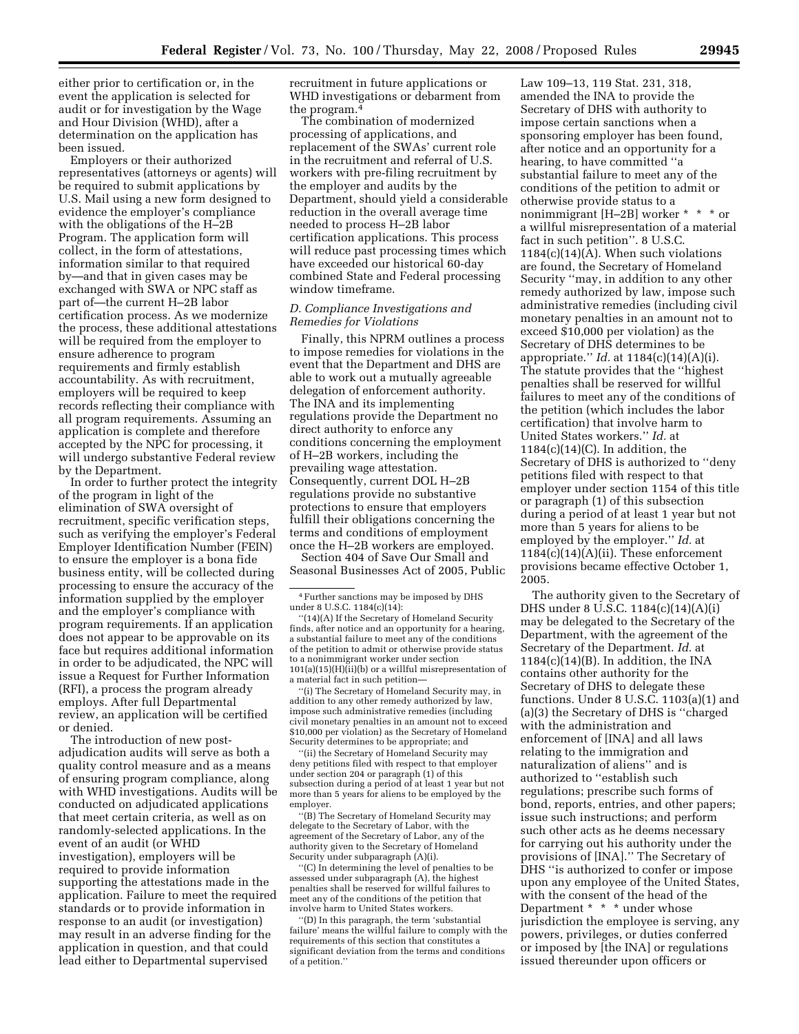either prior to certification or, in the event the application is selected for audit or for investigation by the Wage and Hour Division (WHD), after a determination on the application has been issued.

Employers or their authorized representatives (attorneys or agents) will be required to submit applications by U.S. Mail using a new form designed to evidence the employer's compliance with the obligations of the H–2B Program. The application form will collect, in the form of attestations, information similar to that required by—and that in given cases may be exchanged with SWA or NPC staff as part of—the current H–2B labor certification process. As we modernize the process, these additional attestations will be required from the employer to ensure adherence to program requirements and firmly establish accountability. As with recruitment, employers will be required to keep records reflecting their compliance with all program requirements. Assuming an application is complete and therefore accepted by the NPC for processing, it will undergo substantive Federal review by the Department.

In order to further protect the integrity of the program in light of the elimination of SWA oversight of recruitment, specific verification steps, such as verifying the employer's Federal Employer Identification Number (FEIN) to ensure the employer is a bona fide business entity, will be collected during processing to ensure the accuracy of the information supplied by the employer and the employer's compliance with program requirements. If an application does not appear to be approvable on its face but requires additional information in order to be adjudicated, the NPC will issue a Request for Further Information (RFI), a process the program already employs. After full Departmental review, an application will be certified or denied.

The introduction of new post-adjudication audits will serve as both a quality control measure and as a means of ensuring program compliance, along with WHD investigations. Audits will be conducted on adjudicated applications that meet certain criteria, as well as on randomly-selected applications. In the event of an audit (or WHD investigation), employers will be required to provide information supporting the attestations made in the application. Failure to meet the required standards or to provide information in response to an audit (or investigation) may result in an adverse finding for the application in question, and that could lead either to Departmental supervised recruitment in future applications or WHD investigations or debarment from the program.[4]

The combination of modernized processing of applications, and replacement of the SWAs' current role in the recruitment and referral of U.S. workers with pre-filing recruitment by the employer and audits by the Department, should yield a considerable reduction in the overall average time needed to process H–2B labor certification applications. This process will reduce past processing times which have exceeded our historical 60-day combined State and Federal processing window timeframe.

### *D. Compliance Investigations and Remedies for Violations*

Finally, this NPRM outlines a process to impose remedies for violations in the event that the Department and DHS are able to work out a mutually agreeable delegation of enforcement authority. The INA and its implementing regulations provide the Department no direct authority to enforce any conditions concerning the employment of H–2B workers, including the prevailing wage attestation. Consequently, current DOL H–2B regulations provide no substantive protections to ensure that employers fulfill their obligations concerning the terms and conditions of employment once the H–2B workers are employed.

Section 404 of Save Our Small and Seasonal Businesses Act of 2005, Public Law 109–13, 119 Stat. 231, 318, amended the INA to provide the Secretary of DHS with authority to impose certain sanctions when a sponsoring employer has been found, after notice and an opportunity for a hearing, to have committed "a substantial failure to meet any of the conditions of the petition to admit or otherwise provide status to a nonimmigrant [H–2B] worker * * * or a willful misrepresentation of a material fact in such petition". 8 U.S.C. 1184(c)(14)(A). When such violations are found, the Secretary of Homeland Security "may, in addition to any other remedy authorized by law, impose such administrative remedies (including civil monetary penalties in an amount not to exceed $10,000 per violation) as the Secretary of DHS determines to be appropriate." *Id.* at 1184(c)(14)(A)(i). The statute provides that the "highest penalties shall be reserved for willful failures to meet any of the conditions of the petition (which includes the labor certification) that involve harm to United States workers." *Id.* at 1184(c)(14)(C). In addition, the Secretary of DHS is authorized to "deny petitions filed with respect to that employer under section 1154 of this title or paragraph (1) of this subsection during a period of at least 1 year but not more than 5 years for aliens to be employed by the employer." *Id.* at 1184(c)(14)(A)(ii). These enforcement provisions became effective October 1, 2005.

The authority given to the Secretary of DHS under 8 U.S.C. 1184(c)(14)(A)(i) may be delegated to the Secretary of the Department, with the agreement of the Secretary of the Department. *Id.* at 1184(c)(14)(B). In addition, the INA contains other authority for the Secretary of DHS to delegate these functions. Under 8 U.S.C. 1103(a)(1) and (a)(3) the Secretary of DHS is "charged with the administration and enforcement of [INA] and all laws relating to the immigration and naturalization of aliens" and is authorized to "establish such regulations; prescribe such forms of bond, reports, entries, and other papers; issue such instructions; and perform such other acts as he deems necessary for carrying out his authority under the provisions of [INA]." The Secretary of DHS "is authorized to confer or impose upon any employee of the United States, with the consent of the head of the Department * * * under whose jurisdiction the employee is serving, any powers, privileges, or duties conferred or imposed by [the INA] or regulations issued thereunder upon officers or

---

[4] Further sanctions may be imposed by DHS under 8 U.S.C. 1184(c)(14):

"(14)(A) If the Secretary of Homeland Security finds, after notice and an opportunity for a hearing, a substantial failure to meet any of the conditions of the petition to admit or otherwise provide status to a nonimmigrant worker under section 101(a)(15)(H)(ii)(b) or a willful misrepresentation of a material fact in such petition—

"(i) The Secretary of Homeland Security may, in addition to any other remedy authorized by law, impose such administrative remedies (including civil monetary penalties in an amount not to exceed $10,000 per violation) as the Secretary of Homeland Security determines to be appropriate; and

"(ii) the Secretary of Homeland Security may deny petitions filed with respect to that employer under section 204 or paragraph (1) of this subsection during a period of at least 1 year but not more than 5 years for aliens to be employed by the employer.

"(B) The Secretary of Homeland Security may delegate to the Secretary of Labor, with the agreement of the Secretary of Labor, any of the authority given to the Secretary of Homeland Security under subparagraph (A)(i).

"(C) In determining the level of penalties to be assessed under subparagraph (A), the highest penalties shall be reserved for willful failures to meet any of the conditions of the petition that involve harm to United States workers.

"(D) In this paragraph, the term 'substantial failure' means the willful failure to comply with the requirements of this section that constitutes a significant deviation from the terms and conditions of a petition."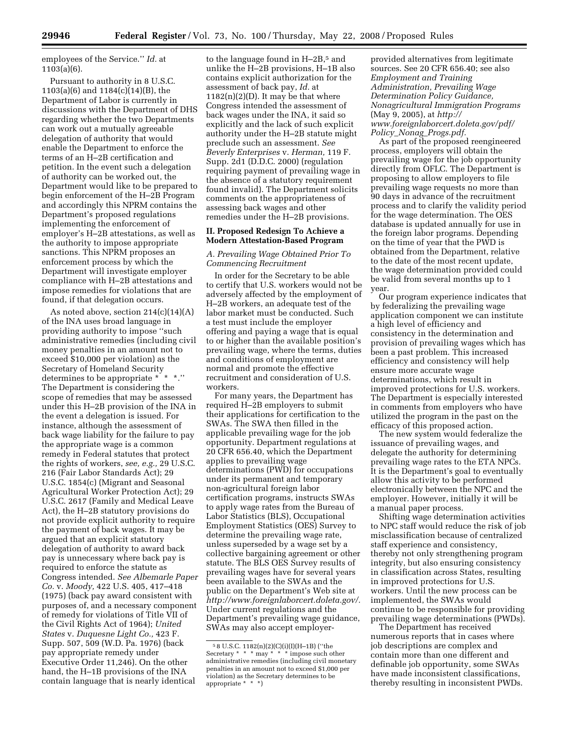employees of the Service.'' *Id.* at 1103(a)(6).

Pursuant to authority in 8 U.S.C. 1103(a)(6) and 1184(c)(14)(B), the Department of Labor is currently in discussions with the Department of DHS regarding whether the two Departments can work out a mutually agreeable delegation of authority that would enable the Department to enforce the terms of an H–2B certification and petition. In the event such a delegation of authority can be worked out, the Department would like to be prepared to begin enforcement of the H–2B Program and accordingly this NPRM contains the Department's proposed regulations implementing the enforcement of employer's H–2B attestations, as well as the authority to impose appropriate sanctions. This NPRM proposes an enforcement process by which the Department will investigate employer compliance with H–2B attestations and impose remedies for violations that are found, if that delegation occurs.

As noted above, section 214(c)(14)(A) of the INA uses broad language in providing authority to impose ''such administrative remedies (including civil money penalties in an amount not to exceed $10,000 per violation) as the Secretary of Homeland Security determines to be appropriate * * *.'' The Department is considering the scope of remedies that may be assessed under this H–2B provision of the INA in the event a delegation is issued. For instance, although the assessment of back wage liability for the failure to pay the appropriate wage is a common remedy in Federal statutes that protect the rights of workers, *see, e.g.,* 29 U.S.C. 216 (Fair Labor Standards Act); 29 U.S.C. 1854(c) (Migrant and Seasonal Agricultural Worker Protection Act); 29 U.S.C. 2617 (Family and Medical Leave Act), the H–2B statutory provisions do not provide explicit authority to require the payment of back wages. It may be argued that an explicit statutory delegation of authority to award back pay is unnecessary where back pay is required to enforce the statute as Congress intended. *See Albemarle Paper Co.* v. *Moody,* 422 U.S. 405, 417–418 (1975) (back pay award consistent with purposes of, and a necessary component of remedy for violations of Title VII of the Civil Rights Act of 1964); *United States* v. *Duquesne Light Co.,* 423 F. Supp. 507, 509 (W.D. Pa. 1976) (back pay appropriate remedy under Executive Order 11,246). On the other hand, the H–1B provisions of the INA contain language that is nearly identical to the language found in H–2B,[5] and unlike the H–2B provisions, H–1B also contains explicit authorization for the assessment of back pay, *Id.* at 1182(n)(2)(D). It may be that where Congress intended the assessment of back wages under the INA, it said so explicitly and the lack of such explicit authority under the H–2B statute might preclude such an assessment. *See Beverly Enterprises* v. *Herman,* 119 F. Supp. 2d1 (D.D.C. 2000) (regulation requiring payment of prevailing wage in the absence of a statutory requirement found invalid). The Department solicits comments on the appropriateness of assessing back wages and other remedies under the H–2B provisions.

## II. Proposed Redesign To Achieve a Modern Attestation-Based Program

### *A. Prevailing Wage Obtained Prior To Commencing Recruitment*

In order for the Secretary to be able to certify that U.S. workers would not be adversely affected by the employment of H–2B workers, an adequate test of the labor market must be conducted. Such a test must include the employer offering and paying a wage that is equal to or higher than the available position's prevailing wage, where the terms, duties and conditions of employment are normal and promote the effective recruitment and consideration of U.S. workers.

For many years, the Department has required H–2B employers to submit their applications for certification to the SWAs. The SWA then filled in the applicable prevailing wage for the job opportunity. Department regulations at 20 CFR 656.40, which the Department applies to prevailing wage determinations (PWD) for occupations under its permanent and temporary non-agricultural foreign labor certification programs, instructs SWAs to apply wage rates from the Bureau of Labor Statistics (BLS), Occupational Employment Statistics (OES) Survey to determine the prevailing wage rate, unless superseded by a wage set by a collective bargaining agreement or other statute. The BLS OES Survey results of prevailing wages have for several years been available to the SWAs and the public on the Department's Web site at *http://www.foreignlaborcert.doleta.gov/*. Under current regulations and the Department's prevailing wage guidance, SWAs may also accept employer-provided alternatives from legitimate sources. See 20 CFR 656.40; see also *Employment and Training Administration, Prevailing Wage Determination Policy Guidance, Nonagricultural Immigration Programs* (May 9, 2005), at *http://www.foreignlaborcert.doleta.gov/pdf/Policy_Nonag_Progs.pdf*.

As part of the proposed reengineered process, employers will obtain the prevailing wage for the job opportunity directly from OFLC. The Department is proposing to allow employers to file prevailing wage requests no more than 90 days in advance of the recruitment process and to clarify the validity period for the wage determination. The OES database is updated annually for use in the foreign labor programs. Depending on the time of year that the PWD is obtained from the Department, relative to the date of the most recent update, the wage determination provided could be valid from several months up to 1 year.

Our program experience indicates that by federalizing the prevailing wage application component we can institute a high level of efficiency and consistency in the determination and provision of prevailing wages which has been a past problem. This increased efficiency and consistency will help ensure more accurate wage determinations, which result in improved protections for U.S. workers. The Department is especially interested in comments from employers who have utilized the program in the past on the efficacy of this proposed action.

The new system would federalize the issuance of prevailing wages, and delegate the authority for determining prevailing wage rates to the ETA NPCs. It is the Department's goal to eventually allow this activity to be performed electronically between the NPC and the employer. However, initially it will be a manual paper process.

Shifting wage determination activities to NPC staff would reduce the risk of job misclassification because of centralized staff experience and consistency, thereby not only strengthening program integrity, but also ensuring consistency in classification across States, resulting in improved protections for U.S. workers. Until the new process can be implemented, the SWAs would continue to be responsible for providing prevailing wage determinations (PWDs).

The Department has received numerous reports that in cases where job descriptions are complex and contain more than one different and definable job opportunity, some SWAs have made inconsistent classifications, thereby resulting in inconsistent PWDs.

---

[5] 8 U.S.C. 1182(n)(2)(C)(i)(I)(H–1B) (''the Secretary * * * may * * * impose such other administrative remedies (including civil monetary penalties in an amount not to exceed $1,000 per violation) as the Secretary determines to be appropriate * * *)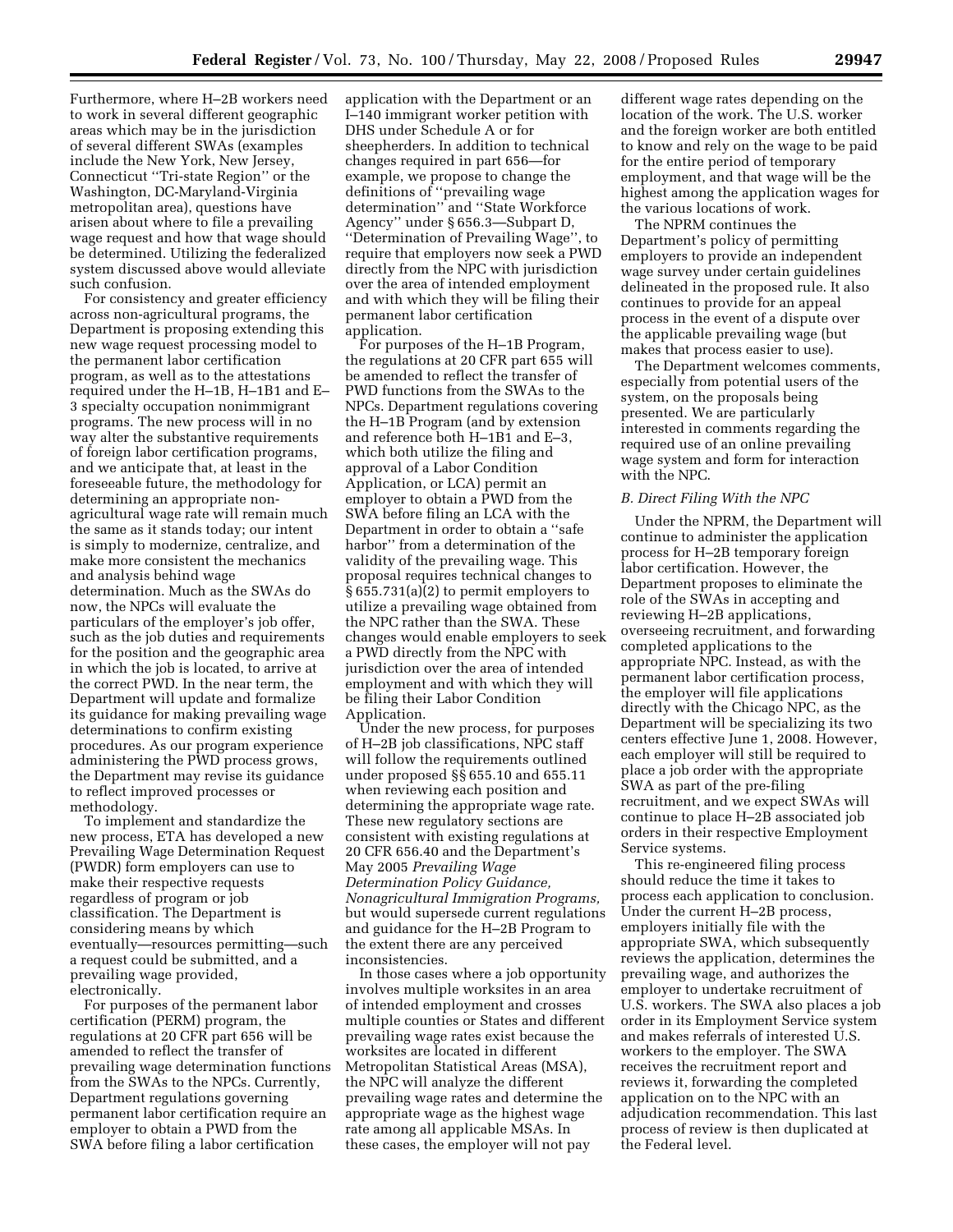Furthermore, where H–2B workers need to work in several different geographic areas which may be in the jurisdiction of several different SWAs (examples include the New York, New Jersey, Connecticut ''Tri-state Region'' or the Washington, DC-Maryland-Virginia metropolitan area), questions have arisen about where to file a prevailing wage request and how that wage should be determined. Utilizing the federalized system discussed above would alleviate such confusion.

For consistency and greater efficiency across non-agricultural programs, the Department is proposing extending this new wage request processing model to the permanent labor certification program, as well as to the attestations required under the H–1B, H–1B1 and E–3 specialty occupation nonimmigrant programs. The new process will in no way alter the substantive requirements of foreign labor certification programs, and we anticipate that, at least in the foreseeable future, the methodology for determining an appropriate non-agricultural wage rate will remain much the same as it stands today; our intent is simply to modernize, centralize, and make more consistent the mechanics and analysis behind wage determination. Much as the SWAs do now, the NPCs will evaluate the particulars of the employer's job offer, such as the job duties and requirements for the position and the geographic area in which the job is located, to arrive at the correct PWD. In the near term, the Department will update and formalize its guidance for making prevailing wage determinations to confirm existing procedures. As our program experience administering the PWD process grows, the Department may revise its guidance to reflect improved processes or methodology.

To implement and standardize the new process, ETA has developed a new Prevailing Wage Determination Request (PWDR) form employers can use to make their respective requests regardless of program or job classification. The Department is considering means by which eventually—resources permitting—such a request could be submitted, and a prevailing wage provided, electronically.

For purposes of the permanent labor certification (PERM) program, the regulations at 20 CFR part 656 will be amended to reflect the transfer of prevailing wage determination functions from the SWAs to the NPCs. Currently, Department regulations governing permanent labor certification require an employer to obtain a PWD from the SWA before filing a labor certification application with the Department or an I–140 immigrant worker petition with DHS under Schedule A or for sheepherders. In addition to technical changes required in part 656—for example, we propose to change the definitions of ''prevailing wage determination'' and ''State Workforce Agency'' under § 656.3—Subpart D, ''Determination of Prevailing Wage'', to require that employers now seek a PWD directly from the NPC with jurisdiction over the area of intended employment and with which they will be filing their permanent labor certification application.

For purposes of the H–1B Program, the regulations at 20 CFR part 655 will be amended to reflect the transfer of PWD functions from the SWAs to the NPCs. Department regulations covering the H–1B Program (and by extension and reference both H–1B1 and E–3, which both utilize the filing and approval of a Labor Condition Application, or LCA) permit an employer to obtain a PWD from the SWA before filing an LCA with the Department in order to obtain a ''safe harbor'' from a determination of the validity of the prevailing wage. This proposal requires technical changes to § 655.731(a)(2) to permit employers to utilize a prevailing wage obtained from the NPC rather than the SWA. These changes would enable employers to seek a PWD directly from the NPC with jurisdiction over the area of intended employment and with which they will be filing their Labor Condition Application.

Under the new process, for purposes of H–2B job classifications, NPC staff will follow the requirements outlined under proposed §§ 655.10 and 655.11 when reviewing each position and determining the appropriate wage rate. These new regulatory sections are consistent with existing regulations at 20 CFR 656.40 and the Department's May 2005 *Prevailing Wage Determination Policy Guidance, Nonagricultural Immigration Programs,* but would supersede current regulations and guidance for the H–2B Program to the extent there are any perceived inconsistencies.

In those cases where a job opportunity involves multiple worksites in an area of intended employment and crosses multiple counties or States and different prevailing wage rates exist because the worksites are located in different Metropolitan Statistical Areas (MSA), the NPC will analyze the different prevailing wage rates and determine the appropriate wage as the highest wage rate among all applicable MSAs. In these cases, the employer will not pay different wage rates depending on the location of the work. The U.S. worker and the foreign worker are both entitled to know and rely on the wage to be paid for the entire period of temporary employment, and that wage will be the highest among the application wages for the various locations of work.

The NPRM continues the Department's policy of permitting employers to provide an independent wage survey under certain guidelines delineated in the proposed rule. It also continues to provide for an appeal process in the event of a dispute over the applicable prevailing wage (but makes that process easier to use).

The Department welcomes comments, especially from potential users of the system, on the proposals being presented. We are particularly interested in comments regarding the required use of an online prevailing wage system and form for interaction with the NPC.

### *B. Direct Filing With the NPC*

Under the NPRM, the Department will continue to administer the application process for H–2B temporary foreign labor certification. However, the Department proposes to eliminate the role of the SWAs in accepting and reviewing H–2B applications, overseeing recruitment, and forwarding completed applications to the appropriate NPC. Instead, as with the permanent labor certification process, the employer will file applications directly with the Chicago NPC, as the Department will be specializing its two centers effective June 1, 2008. However, each employer will still be required to place a job order with the appropriate SWA as part of the pre-filing recruitment, and we expect SWAs will continue to place H–2B associated job orders in their respective Employment Service systems.

This re-engineered filing process should reduce the time it takes to process each application to conclusion. Under the current H–2B process, employers initially file with the appropriate SWA, which subsequently reviews the application, determines the prevailing wage, and authorizes the employer to undertake recruitment of U.S. workers. The SWA also places a job order in its Employment Service system and makes referrals of interested U.S. workers to the employer. The SWA receives the recruitment report and reviews it, forwarding the completed application on to the NPC with an adjudication recommendation. This last process of review is then duplicated at the Federal level.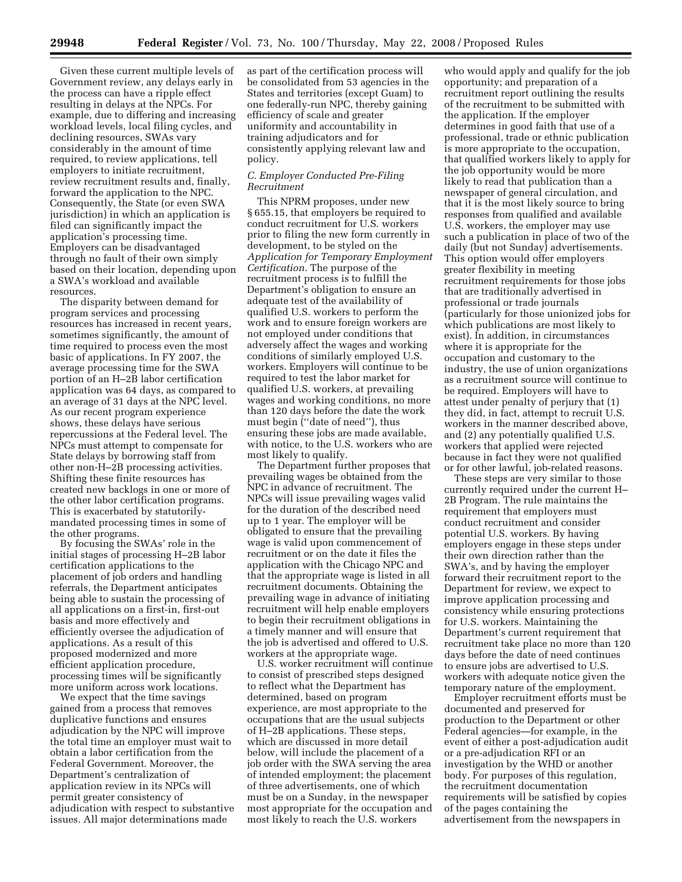Given these current multiple levels of Government review, any delays early in the process can have a ripple effect resulting in delays at the NPCs. For example, due to differing and increasing workload levels, local filing cycles, and declining resources, SWAs vary considerably in the amount of time required, to review applications, tell employers to initiate recruitment, review recruitment results and, finally, forward the application to the NPC. Consequently, the State (or even SWA jurisdiction) in which an application is filed can significantly impact the application's processing time. Employers can be disadvantaged through no fault of their own simply based on their location, depending upon a SWA's workload and available resources.

The disparity between demand for program services and processing resources has increased in recent years, sometimes significantly, the amount of time required to process even the most basic of applications. In FY 2007, the average processing time for the SWA portion of an H–2B labor certification application was 64 days, as compared to an average of 31 days at the NPC level. As our recent program experience shows, these delays have serious repercussions at the Federal level. The NPCs must attempt to compensate for State delays by borrowing staff from other non-H–2B processing activities. Shifting these finite resources has created new backlogs in one or more of the other labor certification programs. This is exacerbated by statutorily-mandated processing times in some of the other programs.

By focusing the SWAs' role in the initial stages of processing H–2B labor certification applications to the placement of job orders and handling referrals, the Department anticipates being able to sustain the processing of all applications on a first-in, first-out basis and more effectively and efficiently oversee the adjudication of applications. As a result of this proposed modernized and more efficient application procedure, processing times will be significantly more uniform across work locations.

We expect that the time savings gained from a process that removes duplicative functions and ensures adjudication by the NPC will improve the total time an employer must wait to obtain a labor certification from the Federal Government. Moreover, the Department's centralization of application review in its NPCs will permit greater consistency of adjudication with respect to substantive issues. All major determinations made as part of the certification process will be consolidated from 53 agencies in the States and territories (except Guam) to one federally-run NPC, thereby gaining efficiency of scale and greater uniformity and accountability in training adjudicators and for consistently applying relevant law and policy.

### *C. Employer Conducted Pre-Filing Recruitment*

This NPRM proposes, under new § 655.15, that employers be required to conduct recruitment for U.S. workers prior to filing the new form currently in development, to be styled on the *Application for Temporary Employment Certification.* The purpose of the recruitment process is to fulfill the Department's obligation to ensure an adequate test of the availability of qualified U.S. workers to perform the work and to ensure foreign workers are not employed under conditions that adversely affect the wages and working conditions of similarly employed U.S. workers. Employers will continue to be required to test the labor market for qualified U.S. workers, at prevailing wages and working conditions, no more than 120 days before the date the work must begin (''date of need''), thus ensuring these jobs are made available, with notice, to the U.S. workers who are most likely to qualify.

The Department further proposes that prevailing wages be obtained from the NPC in advance of recruitment. The NPCs will issue prevailing wages valid for the duration of the described need up to 1 year. The employer will be obligated to ensure that the prevailing wage is valid upon commencement of recruitment or on the date it files the application with the Chicago NPC and that the appropriate wage is listed in all recruitment documents. Obtaining the prevailing wage in advance of initiating recruitment will help enable employers to begin their recruitment obligations in a timely manner and will ensure that the job is advertised and offered to U.S. workers at the appropriate wage.

U.S. worker recruitment will continue to consist of prescribed steps designed to reflect what the Department has determined, based on program experience, are most appropriate to the occupations that are the usual subjects of H–2B applications. These steps, which are discussed in more detail below, will include the placement of a job order with the SWA serving the area of intended employment; the placement of three advertisements, one of which must be on a Sunday, in the newspaper most appropriate for the occupation and most likely to reach the U.S. workers who would apply and qualify for the job opportunity; and preparation of a recruitment report outlining the results of the recruitment to be submitted with the application. If the employer determines in good faith that use of a professional, trade or ethnic publication is more appropriate to the occupation, that qualified workers likely to apply for the job opportunity would be more likely to read that publication than a newspaper of general circulation, and that it is the most likely source to bring responses from qualified and available U.S. workers, the employer may use such a publication in place of two of the daily (but not Sunday) advertisements. This option would offer employers greater flexibility in meeting recruitment requirements for those jobs that are traditionally advertised in professional or trade journals (particularly for those unionized jobs for which publications are most likely to exist). In addition, in circumstances where it is appropriate for the occupation and customary to the industry, the use of union organizations as a recruitment source will continue to be required. Employers will have to attest under penalty of perjury that (1) they did, in fact, attempt to recruit U.S. workers in the manner described above, and (2) any potentially qualified U.S. workers that applied were rejected because in fact they were not qualified or for other lawful, job-related reasons.

These steps are very similar to those currently required under the current H–2B Program. The rule maintains the requirement that employers must conduct recruitment and consider potential U.S. workers. By having employers engage in these steps under their own direction rather than the SWA's, and by having the employer forward their recruitment report to the Department for review, we expect to improve application processing and consistency while ensuring protections for U.S. workers. Maintaining the Department's current requirement that recruitment take place no more than 120 days before the date of need continues to ensure jobs are advertised to U.S. workers with adequate notice given the temporary nature of the employment.

Employer recruitment efforts must be documented and preserved for production to the Department or other Federal agencies—for example, in the event of either a post-adjudication audit or a pre-adjudication RFI or an investigation by the WHD or another body. For purposes of this regulation, the recruitment documentation requirements will be satisfied by copies of the pages containing the advertisement from the newspapers in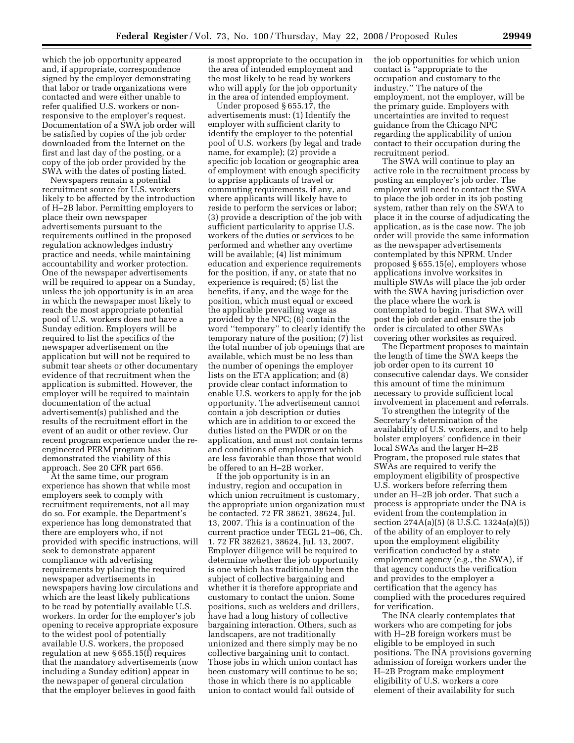which the job opportunity appeared and, if appropriate, correspondence signed by the employer demonstrating that labor or trade organizations were contacted and were either unable to refer qualified U.S. workers or non-responsive to the employer's request. Documentation of a SWA job order will be satisfied by copies of the job order downloaded from the Internet on the first and last day of the posting, or a copy of the job order provided by the SWA with the dates of posting listed.

Newspapers remain a potential recruitment source for U.S. workers likely to be affected by the introduction of H–2B labor. Permitting employers to place their own newspaper advertisements pursuant to the requirements outlined in the proposed regulation acknowledges industry practice and needs, while maintaining accountability and worker protection. One of the newspaper advertisements will be required to appear on a Sunday, unless the job opportunity is in an area in which the newspaper most likely to reach the most appropriate potential pool of U.S. workers does not have a Sunday edition. Employers will be required to list the specifics of the newspaper advertisement on the application but will not be required to submit tear sheets or other documentary evidence of that recruitment when the application is submitted. However, the employer will be required to maintain documentation of the actual advertisement(s) published and the results of the recruitment effort in the event of an audit or other review. Our recent program experience under the re-engineered PERM program has demonstrated the viability of this approach. See 20 CFR part 656.

At the same time, our program experience has shown that while most employers seek to comply with recruitment requirements, not all may do so. For example, the Department's experience has long demonstrated that there are employers who, if not provided with specific instructions, will seek to demonstrate apparent compliance with advertising requirements by placing the required newspaper advertisements in newspapers having low circulations and which are the least likely publications to be read by potentially available U.S. workers. In order for the employer's job opening to receive appropriate exposure to the widest pool of potentially available U.S. workers, the proposed regulation at new § 655.15(f) requires that the mandatory advertisements (now including a Sunday edition) appear in the newspaper of general circulation that the employer believes in good faith is most appropriate to the occupation in the area of intended employment and the most likely to be read by workers who will apply for the job opportunity in the area of intended employment.

Under proposed § 655.17, the advertisements must: (1) Identify the employer with sufficient clarity to identify the employer to the potential pool of U.S. workers (by legal and trade name, for example); (2) provide a specific job location or geographic area of employment with enough specificity to apprise applicants of travel or commuting requirements, if any, and where applicants will likely have to reside to perform the services or labor; (3) provide a description of the job with sufficient particularity to apprise U.S. workers of the duties or services to be performed and whether any overtime will be available; (4) list minimum education and experience requirements for the position, if any, or state that no experience is required; (5) list the benefits, if any, and the wage for the position, which must equal or exceed the applicable prevailing wage as provided by the NPC; (6) contain the word ''temporary'' to clearly identify the temporary nature of the position; (7) list the total number of job openings that are available, which must be no less than the number of openings the employer lists on the ETA application; and (8) provide clear contact information to enable U.S. workers to apply for the job opportunity. The advertisement cannot contain a job description or duties which are in addition to or exceed the duties listed on the PWDR or on the application, and must not contain terms and conditions of employment which are less favorable than those that would be offered to an H–2B worker.

If the job opportunity is in an industry, region and occupation in which union recruitment is customary, the appropriate union organization must be contacted. 72 FR 38621, 38624, Jul. 13, 2007. This is a continuation of the current practice under TEGL 21–06, Ch. 1. 72 FR 382621, 38624, Jul. 13, 2007. Employer diligence will be required to determine whether the job opportunity is one which has traditionally been the subject of collective bargaining and whether it is therefore appropriate and customary to contact the union. Some positions, such as welders and drillers, have had a long history of collective bargaining interaction. Others, such as landscapers, are not traditionally unionized and there simply may be no collective bargaining unit to contact. Those jobs in which union contact has been customary will continue to be so; those in which there is no applicable union to contact would fall outside of the job opportunities for which union contact is ''appropriate to the occupation and customary to the industry.'' The nature of the employment, not the employer, will be the primary guide. Employers with uncertainties are invited to request guidance from the Chicago NPC regarding the applicability of union contact to their occupation during the recruitment period.

The SWA will continue to play an active role in the recruitment process by posting an employer's job order. The employer will need to contact the SWA to place the job order in its job posting system, rather than rely on the SWA to place it in the course of adjudicating the application, as is the case now. The job order will provide the same information as the newspaper advertisements contemplated by this NPRM. Under proposed § 655.15(e), employers whose applications involve worksites in multiple SWAs will place the job order with the SWA having jurisdiction over the place where the work is contemplated to begin. That SWA will post the job order and ensure the job order is circulated to other SWAs covering other worksites as required.

The Department proposes to maintain the length of time the SWA keeps the job order open to its current 10 consecutive calendar days. We consider this amount of time the minimum necessary to provide sufficient local involvement in placement and referrals.

To strengthen the integrity of the Secretary's determination of the availability of U.S. workers, and to help bolster employers' confidence in their local SWAs and the larger H–2B Program, the proposed rule states that SWAs are required to verify the employment eligibility of prospective U.S. workers before referring them under an H–2B job order. That such a process is appropriate under the INA is evident from the contemplation in section 274A(a)(5) (8 U.S.C. 1324a(a)(5)) of the ability of an employer to rely upon the employment eligibility verification conducted by a state employment agency (e.g., the SWA), if that agency conducts the verification and provides to the employer a certification that the agency has complied with the procedures required for verification.

The INA clearly contemplates that workers who are competing for jobs with H–2B foreign workers must be eligible to be employed in such positions. The INA provisions governing admission of foreign workers under the H–2B Program make employment eligibility of U.S. workers a core element of their availability for such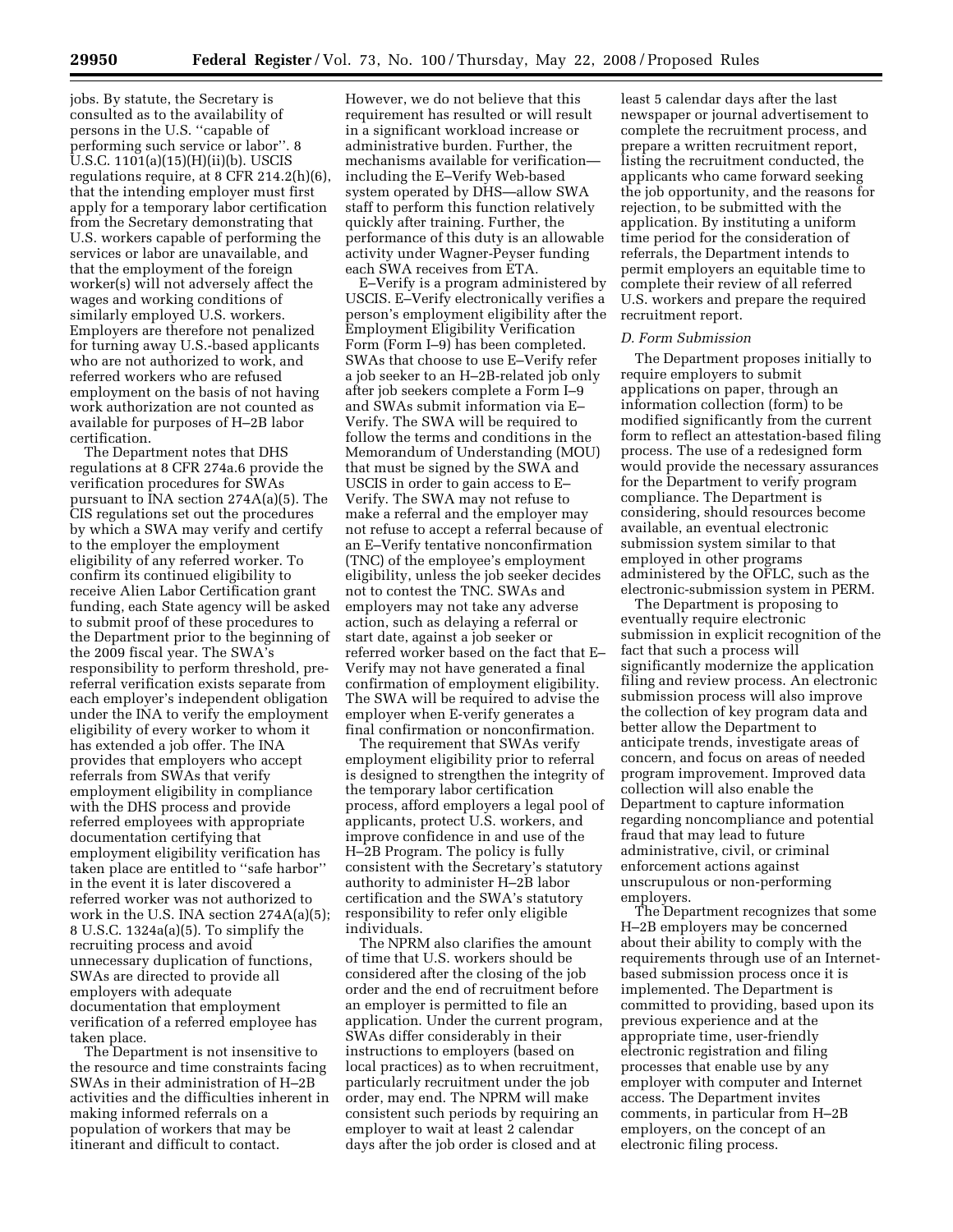jobs. By statute, the Secretary is consulted as to the availability of persons in the U.S. ''capable of performing such service or labor''. 8 U.S.C. 1101(a)(15)(H)(ii)(b). USCIS regulations require, at 8 CFR 214.2(h)(6), that the intending employer must first apply for a temporary labor certification from the Secretary demonstrating that U.S. workers capable of performing the services or labor are unavailable, and that the employment of the foreign worker(s) will not adversely affect the wages and working conditions of similarly employed U.S. workers. Employers are therefore not penalized for turning away U.S.-based applicants who are not authorized to work, and referred workers who are refused employment on the basis of not having work authorization are not counted as available for purposes of H–2B labor certification.

The Department notes that DHS regulations at 8 CFR 274a.6 provide the verification procedures for SWAs pursuant to INA section 274A(a)(5). The CIS regulations set out the procedures by which a SWA may verify and certify to the employer the employment eligibility of any referred worker. To confirm its continued eligibility to receive Alien Labor Certification grant funding, each State agency will be asked to submit proof of these procedures to the Department prior to the beginning of the 2009 fiscal year. The SWA's responsibility to perform threshold, pre-referral verification exists separate from each employer's independent obligation under the INA to verify the employment eligibility of every worker to whom it has extended a job offer. The INA provides that employers who accept referrals from SWAs that verify employment eligibility in compliance with the DHS process and provide referred employees with appropriate documentation certifying that employment eligibility verification has taken place are entitled to ''safe harbor'' in the event it is later discovered a referred worker was not authorized to work in the U.S. INA section 274A(a)(5); 8 U.S.C. 1324a(a)(5). To simplify the recruiting process and avoid unnecessary duplication of functions, SWAs are directed to provide all employers with adequate documentation that employment verification of a referred employee has taken place.

The Department is not insensitive to the resource and time constraints facing SWAs in their administration of H–2B activities and the difficulties inherent in making informed referrals on a population of workers that may be itinerant and difficult to contact. However, we do not believe that this requirement has resulted or will result in a significant workload increase or administrative burden. Further, the mechanisms available for verification—including the E–Verify Web-based system operated by DHS—allow SWA staff to perform this function relatively quickly after training. Further, the performance of this duty is an allowable activity under Wagner-Peyser funding each SWA receives from ETA.

E–Verify is a program administered by USCIS. E–Verify electronically verifies a person's employment eligibility after the Employment Eligibility Verification Form (Form I–9) has been completed. SWAs that choose to use E–Verify refer a job seeker to an H–2B-related job only after job seekers complete a Form I–9 and SWAs submit information via E–Verify. The SWA will be required to follow the terms and conditions in the Memorandum of Understanding (MOU) that must be signed by the SWA and USCIS in order to gain access to E–Verify. The SWA may not refuse to make a referral and the employer may not refuse to accept a referral because of an E–Verify tentative nonconfirmation (TNC) of the employee's employment eligibility, unless the job seeker decides not to contest the TNC. SWAs and employers may not take any adverse action, such as delaying a referral or start date, against a job seeker or referred worker based on the fact that E–Verify may not have generated a final confirmation of employment eligibility. The SWA will be required to advise the employer when E-verify generates a final confirmation or nonconfirmation.

The requirement that SWAs verify employment eligibility prior to referral is designed to strengthen the integrity of the temporary labor certification process, afford employers a legal pool of applicants, protect U.S. workers, and improve confidence in and use of the H–2B Program. The policy is fully consistent with the Secretary's statutory authority to administer H–2B labor certification and the SWA's statutory responsibility to refer only eligible individuals.

The NPRM also clarifies the amount of time that U.S. workers should be considered after the closing of the job order and the end of recruitment before an employer is permitted to file an application. Under the current program, SWAs differ considerably in their instructions to employers (based on local practices) as to when recruitment, particularly recruitment under the job order, may end. The NPRM will make consistent such periods by requiring an employer to wait at least 2 calendar days after the job order is closed and at least 5 calendar days after the last newspaper or journal advertisement to complete the recruitment process, and prepare a written recruitment report, listing the recruitment conducted, the applicants who came forward seeking the job opportunity, and the reasons for rejection, to be submitted with the application. By instituting a uniform time period for the consideration of referrals, the Department intends to permit employers an equitable time to complete their review of all referred U.S. workers and prepare the required recruitment report.

*D. Form Submission*

The Department proposes initially to require employers to submit applications on paper, through an information collection (form) to be modified significantly from the current form to reflect an attestation-based filing process. The use of a redesigned form would provide the necessary assurances for the Department to verify program compliance. The Department is considering, should resources become available, an eventual electronic submission system similar to that employed in other programs administered by the OFLC, such as the electronic-submission system in PERM.

The Department is proposing to eventually require electronic submission in explicit recognition of the fact that such a process will significantly modernize the application filing and review process. An electronic submission process will also improve the collection of key program data and better allow the Department to anticipate trends, investigate areas of concern, and focus on areas of needed program improvement. Improved data collection will also enable the Department to capture information regarding noncompliance and potential fraud that may lead to future administrative, civil, or criminal enforcement actions against unscrupulous or non-performing employers.

The Department recognizes that some H–2B employers may be concerned about their ability to comply with the requirements through use of an Internet-based submission process once it is implemented. The Department is committed to providing, based upon its previous experience and at the appropriate time, user-friendly electronic registration and filing processes that enable use by any employer with computer and Internet access. The Department invites comments, in particular from H–2B employers, on the concept of an electronic filing process.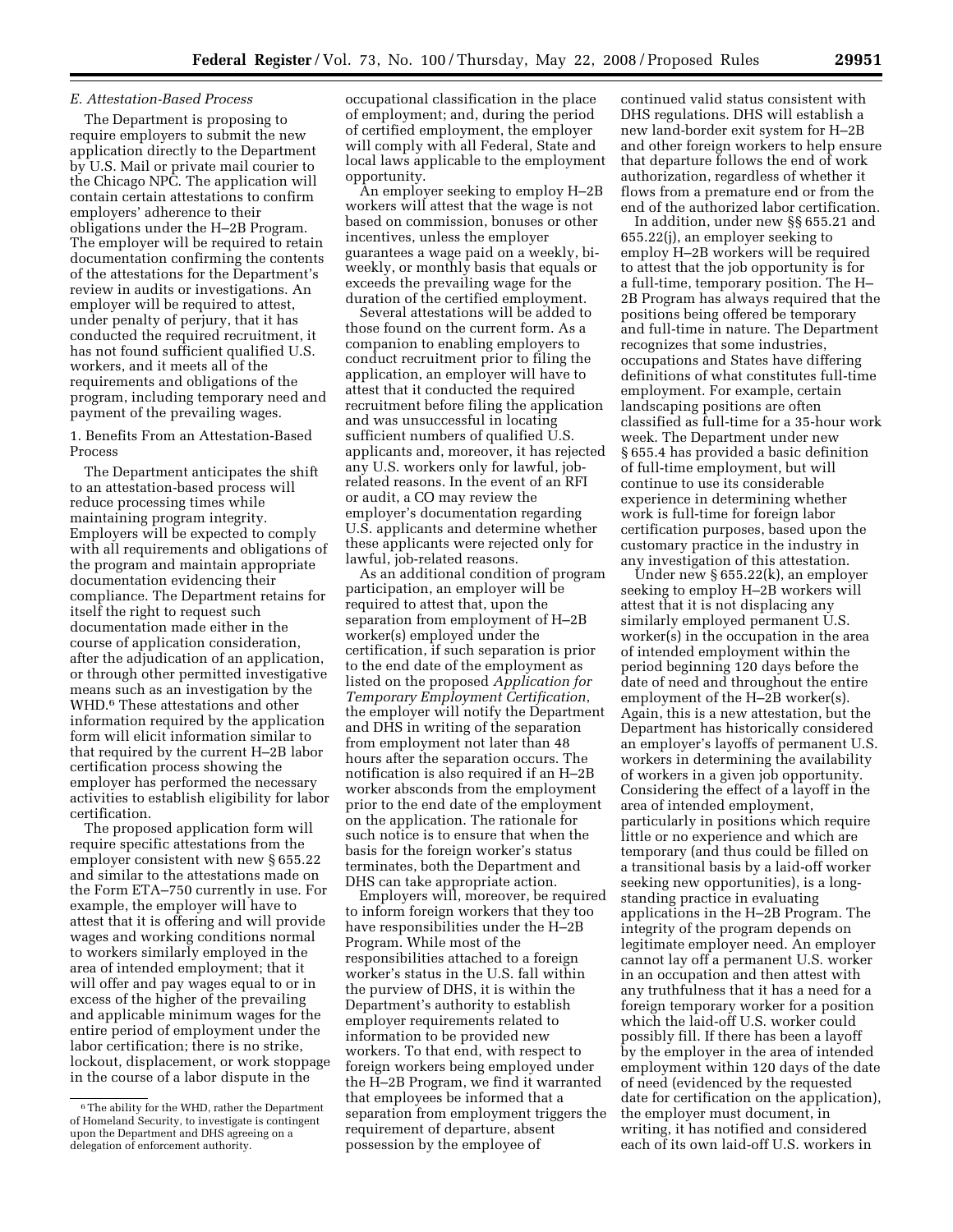### E. Attestation-Based Process

The Department is proposing to require employers to submit the new application directly to the Department by U.S. Mail or private mail courier to the Chicago NPC. The application will contain certain attestations to confirm employers' adherence to their obligations under the H–2B Program. The employer will be required to retain documentation confirming the contents of the attestations for the Department's review in audits or investigations. An employer will be required to attest, under penalty of perjury, that it has conducted the required recruitment, it has not found sufficient qualified U.S. workers, and it meets all of the requirements and obligations of the program, including temporary need and payment of the prevailing wages.

#### 1. Benefits From an Attestation-Based Process

The Department anticipates the shift to an attestation-based process will reduce processing times while maintaining program integrity. Employers will be expected to comply with all requirements and obligations of the program and maintain appropriate documentation evidencing their compliance. The Department retains for itself the right to request such documentation made either in the course of application consideration, after the adjudication of an application, or through other permitted investigative means such as an investigation by the WHD.[6] These attestations and other information required by the application form will elicit information similar to that required by the current H–2B labor certification process showing the employer has performed the necessary activities to establish eligibility for labor certification.

The proposed application form will require specific attestations from the employer consistent with new § 655.22 and similar to the attestations made on the Form ETA–750 currently in use. For example, the employer will have to attest that it is offering and will provide wages and working conditions normal to workers similarly employed in the area of intended employment; that it will offer and pay wages equal to or in excess of the higher of the prevailing and applicable minimum wages for the entire period of employment under the labor certification; there is no strike, lockout, displacement, or work stoppage in the course of a labor dispute in the occupational classification in the place of employment; and, during the period of certified employment, the employer will comply with all Federal, State and local laws applicable to the employment opportunity.

An employer seeking to employ H–2B workers will attest that the wage is not based on commission, bonuses or other incentives, unless the employer guarantees a wage paid on a weekly, bi-weekly, or monthly basis that equals or exceeds the prevailing wage for the duration of the certified employment.

Several attestations will be added to those found on the current form. As a companion to enabling employers to conduct recruitment prior to filing the application, an employer will have to attest that it conducted the required recruitment before filing the application and was unsuccessful in locating sufficient numbers of qualified U.S. applicants and, moreover, it has rejected any U.S. workers only for lawful, job-related reasons. In the event of an RFI or audit, a CO may review the employer's documentation regarding U.S. applicants and determine whether these applicants were rejected only for lawful, job-related reasons.

As an additional condition of program participation, an employer will be required to attest that, upon the separation from employment of H–2B worker(s) employed under the certification, if such separation is prior to the end date of the employment as listed on the proposed *Application for Temporary Employment Certification*, the employer will notify the Department and DHS in writing of the separation from employment not later than 48 hours after the separation occurs. The notification is also required if an H–2B worker absconds from the employment prior to the end date of the employment on the application. The rationale for such notice is to ensure that when the basis for the foreign worker's status terminates, both the Department and DHS can take appropriate action.

Employers will, moreover, be required to inform foreign workers that they too have responsibilities under the H–2B Program. While most of the responsibilities attached to a foreign worker's status in the U.S. fall within the purview of DHS, it is within the Department's authority to establish employer requirements related to information to be provided new workers. To that end, with respect to foreign workers being employed under the H–2B Program, we find it warranted that employees be informed that a separation from employment triggers the requirement of departure, absent possession by the employee of continued valid status consistent with DHS regulations. DHS will establish a new land-border exit system for H–2B and other foreign workers to help ensure that departure follows the end of work authorization, regardless of whether it flows from a premature end or from the end of the authorized labor certification.

In addition, under new §§ 655.21 and 655.22(j), an employer seeking to employ H–2B workers will be required to attest that the job opportunity is for a full-time, temporary position. The H–2B Program has always required that the positions being offered be temporary and full-time in nature. The Department recognizes that some industries, occupations and States have differing definitions of what constitutes full-time employment. For example, certain landscaping positions are often classified as full-time for a 35-hour work week. The Department under new § 655.4 has provided a basic definition of full-time employment, but will continue to use its considerable experience in determining whether work is full-time for foreign labor certification purposes, based upon the customary practice in the industry in any investigation of this attestation.

Under new § 655.22(k), an employer seeking to employ H–2B workers will attest that it is not displacing any similarly employed permanent U.S. worker(s) in the occupation in the area of intended employment within the period beginning 120 days before the date of need and throughout the entire employment of the H–2B worker(s). Again, this is a new attestation, but the Department has historically considered an employer's layoffs of permanent U.S. workers in determining the availability of workers in a given job opportunity. Considering the effect of a layoff in the area of intended employment, particularly in positions which require little or no experience and which are temporary (and thus could be filled on a transitional basis by a laid-off worker seeking new opportunities), is a long-standing practice in evaluating applications in the H–2B Program. The integrity of the program depends on legitimate employer need. An employer cannot lay off a permanent U.S. worker in an occupation and then attest with any truthfulness that it has a need for a foreign temporary worker for a position which the laid-off U.S. worker could possibly fill. If there has been a layoff by the employer in the area of intended employment within 120 days of the date of need (evidenced by the requested date for certification on the application), the employer must document, in writing, it has notified and considered each of its own laid-off U.S. workers in

[6] The ability for the WHD, rather the Department of Homeland Security, to investigate is contingent upon the Department and DHS agreeing on a delegation of enforcement authority.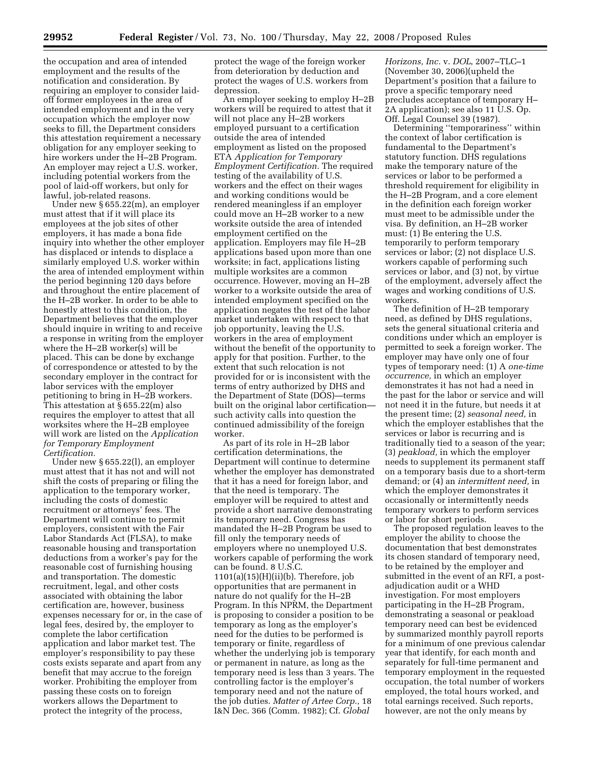the occupation and area of intended employment and the results of the notification and consideration. By requiring an employer to consider laid-off former employees in the area of intended employment and in the very occupation which the employer now seeks to fill, the Department considers this attestation requirement a necessary obligation for any employer seeking to hire workers under the H–2B Program. An employer may reject a U.S. worker, including potential workers from the pool of laid-off workers, but only for lawful, job-related reasons.

Under new § 655.22(m), an employer must attest that if it will place its employees at the job sites of other employers, it has made a bona fide inquiry into whether the other employer has displaced or intends to displace a similarly employed U.S. worker within the area of intended employment within the period beginning 120 days before and throughout the entire placement of the H–2B worker. In order to be able to honestly attest to this condition, the Department believes that the employer should inquire in writing to and receive a response in writing from the employer where the H–2B worker(s) will be placed. This can be done by exchange of correspondence or attested to by the secondary employer in the contract for labor services with the employer petitioning to bring in H–2B workers. This attestation at § 655.22(m) also requires the employer to attest that all worksites where the H–2B employee will work are listed on the *Application for Temporary Employment Certification.*

Under new § 655.22(l), an employer must attest that it has not and will not shift the costs of preparing or filing the application to the temporary worker, including the costs of domestic recruitment or attorneys' fees. The Department will continue to permit employers, consistent with the Fair Labor Standards Act (FLSA), to make reasonable housing and transportation deductions from a worker's pay for the reasonable cost of furnishing housing and transportation. The domestic recruitment, legal, and other costs associated with obtaining the labor certification are, however, business expenses necessary for or, in the case of legal fees, desired by, the employer to complete the labor certification application and labor market test. The employer's responsibility to pay these costs exists separate and apart from any benefit that may accrue to the foreign worker. Prohibiting the employer from passing these costs on to foreign workers allows the Department to protect the integrity of the process, protect the wage of the foreign worker from deterioration by deduction and protect the wages of U.S. workers from depression.

An employer seeking to employ H–2B workers will be required to attest that it will not place any H–2B workers employed pursuant to a certification outside the area of intended employment as listed on the proposed ETA *Application for Temporary Employment Certification.* The required testing of the availability of U.S. workers and the effect on their wages and working conditions would be rendered meaningless if an employer could move an H–2B worker to a new worksite outside the area of intended employment certified on the application. Employers may file H–2B applications based upon more than one worksite; in fact, applications listing multiple worksites are a common occurrence. However, moving an H–2B worker to a worksite outside the area of intended employment specified on the application negates the test of the labor market undertaken with respect to that job opportunity, leaving the U.S. workers in the area of employment without the benefit of the opportunity to apply for that position. Further, to the extent that such relocation is not provided for or is inconsistent with the terms of entry authorized by DHS and the Department of State (DOS)—terms built on the original labor certification—such activity calls into question the continued admissibility of the foreign worker.

As part of its role in H–2B labor certification determinations, the Department will continue to determine whether the employer has demonstrated that it has a need for foreign labor, and that the need is temporary. The employer will be required to attest and provide a short narrative demonstrating its temporary need. Congress has mandated the H–2B Program be used to fill only the temporary needs of employers where no unemployed U.S. workers capable of performing the work can be found. 8 U.S.C. 1101(a)(15)(H)(ii)(b). Therefore, job opportunities that are permanent in nature do not qualify for the H–2B Program. In this NPRM, the Department is proposing to consider a position to be temporary as long as the employer's need for the duties to be performed is temporary or finite, regardless of whether the underlying job is temporary or permanent in nature, as long as the temporary need is less than 3 years. The controlling factor is the employer's temporary need and not the nature of the job duties. *Matter of Artee Corp.,* 18 I&N Dec. 366 (Comm. 1982); Cf. *Global Horizons, Inc.* v. *DOL*, 2007–TLC–1 (November 30, 2006)(upheld the Department's position that a failure to prove a specific temporary need precludes acceptance of temporary H–2A application); see also 11 U.S. Op. Off. Legal Counsel 39 (1987).

Determining ''temporariness'' within the context of labor certification is fundamental to the Department's statutory function. DHS regulations make the temporary nature of the services or labor to be performed a threshold requirement for eligibility in the H–2B Program, and a core element in the definition each foreign worker must meet to be admissible under the visa. By definition, an H–2B worker must: (1) Be entering the U.S. temporarily to perform temporary services or labor; (2) not displace U.S. workers capable of performing such services or labor, and (3) not, by virtue of the employment, adversely affect the wages and working conditions of U.S. workers.

The definition of H–2B temporary need, as defined by DHS regulations, sets the general situational criteria and conditions under which an employer is permitted to seek a foreign worker. The employer may have only one of four types of temporary need: (1) A *one-time occurrence,* in which an employer demonstrates it has not had a need in the past for the labor or service and will not need it in the future, but needs it at the present time; (2) *seasonal need,* in which the employer establishes that the services or labor is recurring and is traditionally tied to a season of the year; (3) *peakload,* in which the employer needs to supplement its permanent staff on a temporary basis due to a short-term demand; or (4) an *intermittent need,* in which the employer demonstrates it occasionally or intermittently needs temporary workers to perform services or labor for short periods.

The proposed regulation leaves to the employer the ability to choose the documentation that best demonstrates its chosen standard of temporary need, to be retained by the employer and submitted in the event of an RFI, a post-adjudication audit or a WHD investigation. For most employers participating in the H–2B Program, demonstrating a seasonal or peakload temporary need can best be evidenced by summarized monthly payroll reports for a minimum of one previous calendar year that identify, for each month and separately for full-time permanent and temporary employment in the requested occupation, the total number of workers employed, the total hours worked, and total earnings received. Such reports, however, are not the only means by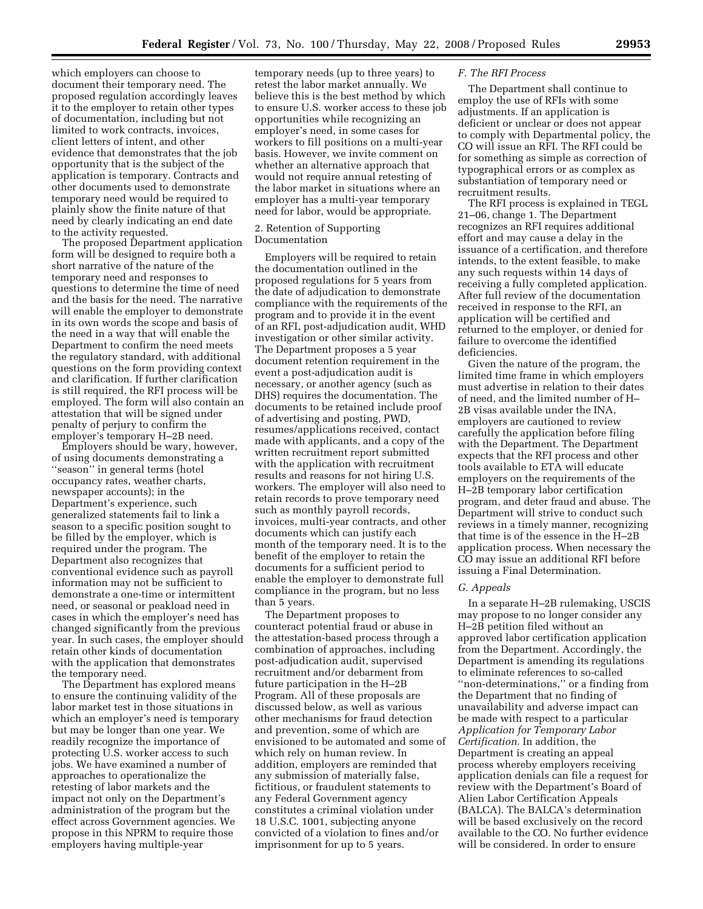which employers can choose to document their temporary need. The proposed regulation accordingly leaves it to the employer to retain other types of documentation, including but not limited to work contracts, invoices, client letters of intent, and other evidence that demonstrates that the job opportunity that is the subject of the application is temporary. Contracts and other documents used to demonstrate temporary need would be required to plainly show the finite nature of that need by clearly indicating an end date to the activity requested.

The proposed Department application form will be designed to require both a short narrative of the nature of the temporary need and responses to questions to determine the time of need and the basis for the need. The narrative will enable the employer to demonstrate in its own words the scope and basis of the need in a way that will enable the Department to confirm the need meets the regulatory standard, with additional questions on the form providing context and clarification. If further clarification is still required, the RFI process will be employed. The form will also contain an attestation that will be signed under penalty of perjury to confirm the employer's temporary H–2B need.

Employers should be wary, however, of using documents demonstrating a ''season'' in general terms (hotel occupancy rates, weather charts, newspaper accounts); in the Department's experience, such generalized statements fail to link a season to a specific position sought to be filled by the employer, which is required under the program. The Department also recognizes that conventional evidence such as payroll information may not be sufficient to demonstrate a one-time or intermittent need, or seasonal or peakload need in cases in which the employer's need has changed significantly from the previous year. In such cases, the employer should retain other kinds of documentation with the application that demonstrates the temporary need.

The Department has explored means to ensure the continuing validity of the labor market test in those situations in which an employer's need is temporary but may be longer than one year. We readily recognize the importance of protecting U.S. worker access to such jobs. We have examined a number of approaches to operationalize the retesting of labor markets and the impact not only on the Department's administration of the program but the effect across Government agencies. We propose in this NPRM to require those employers having multiple-year temporary needs (up to three years) to retest the labor market annually. We believe this is the best method by which to ensure U.S. worker access to these job opportunities while recognizing an employer's need, in some cases for workers to fill positions on a multi-year basis. However, we invite comment on whether an alternative approach that would not require annual retesting of the labor market in situations where an employer has a multi-year temporary need for labor, would be appropriate.

2. Retention of Supporting Documentation

Employers will be required to retain the documentation outlined in the proposed regulations for 5 years from the date of adjudication to demonstrate compliance with the requirements of the program and to provide it in the event of an RFI, post-adjudication audit, WHD investigation or other similar activity. The Department proposes a 5 year document retention requirement in the event a post-adjudication audit is necessary, or another agency (such as DHS) requires the documentation. The documents to be retained include proof of advertising and posting, PWD, resumes/applications received, contact made with applicants, and a copy of the written recruitment report submitted with the application with recruitment results and reasons for not hiring U.S. workers. The employer will also need to retain records to prove temporary need such as monthly payroll records, invoices, multi-year contracts, and other documents which can justify each month of the temporary need. It is to the benefit of the employer to retain the documents for a sufficient period to enable the employer to demonstrate full compliance in the program, but no less than 5 years.

The Department proposes to counteract potential fraud or abuse in the attestation-based process through a combination of approaches, including post-adjudication audit, supervised recruitment and/or debarment from future participation in the H–2B Program. All of these proposals are discussed below, as well as various other mechanisms for fraud detection and prevention, some of which are envisioned to be automated and some of which rely on human review. In addition, employers are reminded that any submission of materially false, fictitious, or fraudulent statements to any Federal Government agency constitutes a criminal violation under 18 U.S.C. 1001, subjecting anyone convicted of a violation to fines and/or imprisonment for up to 5 years.

*F. The RFI Process*

The Department shall continue to employ the use of RFIs with some adjustments. If an application is deficient or unclear or does not appear to comply with Departmental policy, the CO will issue an RFI. The RFI could be for something as simple as correction of typographical errors or as complex as substantiation of temporary need or recruitment results.

The RFI process is explained in TEGL 21–06, change 1. The Department recognizes an RFI requires additional effort and may cause a delay in the issuance of a certification, and therefore intends, to the extent feasible, to make any such requests within 14 days of receiving a fully completed application. After full review of the documentation received in response to the RFI, an application will be certified and returned to the employer, or denied for failure to overcome the identified deficiencies.

Given the nature of the program, the limited time frame in which employers must advertise in relation to their dates of need, and the limited number of H–2B visas available under the INA, employers are cautioned to review carefully the application before filing with the Department. The Department expects that the RFI process and other tools available to ETA will educate employers on the requirements of the H–2B temporary labor certification program, and deter fraud and abuse. The Department will strive to conduct such reviews in a timely manner, recognizing that time is of the essence in the H–2B application process. When necessary the CO may issue an additional RFI before issuing a Final Determination.

*G. Appeals*

In a separate H–2B rulemaking, USCIS may propose to no longer consider any H–2B petition filed without an approved labor certification application from the Department. Accordingly, the Department is amending its regulations to eliminate references to so-called ''non-determinations,'' or a finding from the Department that no finding of unavailability and adverse impact can be made with respect to a particular *Application for Temporary Labor Certification.* In addition, the Department is creating an appeal process whereby employers receiving application denials can file a request for review with the Department's Board of Alien Labor Certification Appeals (BALCA). The BALCA's determination will be based exclusively on the record available to the CO. No further evidence will be considered. In order to ensure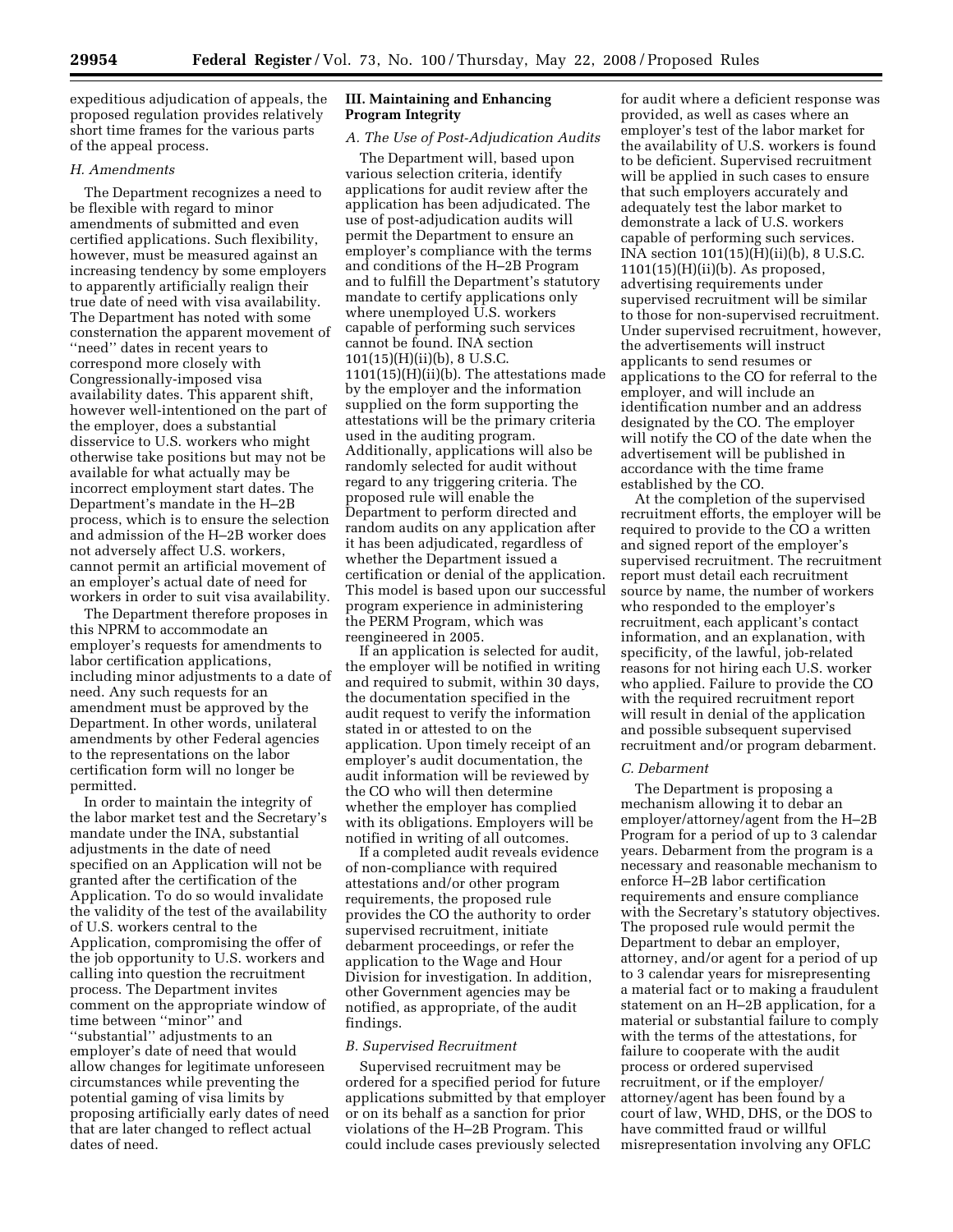expeditious adjudication of appeals, the proposed regulation provides relatively short time frames for the various parts of the appeal process.

*H. Amendments*

The Department recognizes a need to be flexible with regard to minor amendments of submitted and even certified applications. Such flexibility, however, must be measured against an increasing tendency by some employers to apparently artificially realign their true date of need with visa availability. The Department has noted with some consternation the apparent movement of ''need'' dates in recent years to correspond more closely with Congressionally-imposed visa availability dates. This apparent shift, however well-intentioned on the part of the employer, does a substantial disservice to U.S. workers who might otherwise take positions but may not be available for what actually may be incorrect employment start dates. The Department's mandate in the H–2B process, which is to ensure the selection and admission of the H–2B worker does not adversely affect U.S. workers, cannot permit an artificial movement of an employer's actual date of need for workers in order to suit visa availability.

The Department therefore proposes in this NPRM to accommodate an employer's requests for amendments to labor certification applications, including minor adjustments to a date of need. Any such requests for an amendment must be approved by the Department. In other words, unilateral amendments by other Federal agencies to the representations on the labor certification form will no longer be permitted.

In order to maintain the integrity of the labor market test and the Secretary's mandate under the INA, substantial adjustments in the date of need specified on an Application will not be granted after the certification of the Application. To do so would invalidate the validity of the test of the availability of U.S. workers central to the Application, compromising the offer of the job opportunity to U.S. workers and calling into question the recruitment process. The Department invites comment on the appropriate window of time between ''minor'' and ''substantial'' adjustments to an employer's date of need that would allow changes for legitimate unforeseen circumstances while preventing the potential gaming of visa limits by proposing artificially early dates of need that are later changed to reflect actual dates of need.

## III. Maintaining and Enhancing Program Integrity

*A. The Use of Post-Adjudication Audits*

The Department will, based upon various selection criteria, identify applications for audit review after the application has been adjudicated. The use of post-adjudication audits will permit the Department to ensure an employer's compliance with the terms and conditions of the H–2B Program and to fulfill the Department's statutory mandate to certify applications only where unemployed U.S. workers capable of performing such services cannot be found. INA section 101(15)(H)(ii)(b), 8 U.S.C. 1101(15)(H)(ii)(b). The attestations made by the employer and the information supplied on the form supporting the attestations will be the primary criteria used in the auditing program. Additionally, applications will also be randomly selected for audit without regard to any triggering criteria. The proposed rule will enable the Department to perform directed and random audits on any application after it has been adjudicated, regardless of whether the Department issued a certification or denial of the application. This model is based upon our successful program experience in administering the PERM Program, which was reengineered in 2005.

If an application is selected for audit, the employer will be notified in writing and required to submit, within 30 days, the documentation specified in the audit request to verify the information stated in or attested to on the application. Upon timely receipt of an employer's audit documentation, the audit information will be reviewed by the CO who will then determine whether the employer has complied with its obligations. Employers will be notified in writing of all outcomes.

If a completed audit reveals evidence of non-compliance with required attestations and/or other program requirements, the proposed rule provides the CO the authority to order supervised recruitment, initiate debarment proceedings, or refer the application to the Wage and Hour Division for investigation. In addition, other Government agencies may be notified, as appropriate, of the audit findings.

*B. Supervised Recruitment*

Supervised recruitment may be ordered for a specified period for future applications submitted by that employer or on its behalf as a sanction for prior violations of the H–2B Program. This could include cases previously selected for audit where a deficient response was provided, as well as cases where an employer's test of the labor market for the availability of U.S. workers is found to be deficient. Supervised recruitment will be applied in such cases to ensure that such employers accurately and adequately test the labor market to demonstrate a lack of U.S. workers capable of performing such services. INA section 101(15)(H)(ii)(b), 8 U.S.C. 1101(15)(H)(ii)(b). As proposed, advertising requirements under supervised recruitment will be similar to those for non-supervised recruitment. Under supervised recruitment, however, the advertisements will instruct applicants to send resumes or applications to the CO for referral to the employer, and will include an identification number and an address designated by the CO. The employer will notify the CO of the date when the advertisement will be published in accordance with the time frame established by the CO.

At the completion of the supervised recruitment efforts, the employer will be required to provide to the CO a written and signed report of the employer's supervised recruitment. The recruitment report must detail each recruitment source by name, the number of workers who responded to the employer's recruitment, each applicant's contact information, and an explanation, with specificity, of the lawful, job-related reasons for not hiring each U.S. worker who applied. Failure to provide the CO with the required recruitment report will result in denial of the application and possible subsequent supervised recruitment and/or program debarment.

*C. Debarment*

The Department is proposing a mechanism allowing it to debar an employer/attorney/agent from the H–2B Program for a period of up to 3 calendar years. Debarment from the program is a necessary and reasonable mechanism to enforce H–2B labor certification requirements and ensure compliance with the Secretary's statutory objectives. The proposed rule would permit the Department to debar an employer, attorney, and/or agent for a period of up to 3 calendar years for misrepresenting a material fact or to making a fraudulent statement on an H–2B application, for a material or substantial failure to comply with the terms of the attestations, for failure to cooperate with the audit process or ordered supervised recruitment, or if the employer/attorney/agent has been found by a court of law, WHD, DHS, or the DOS to have committed fraud or willful misrepresentation involving any OFLC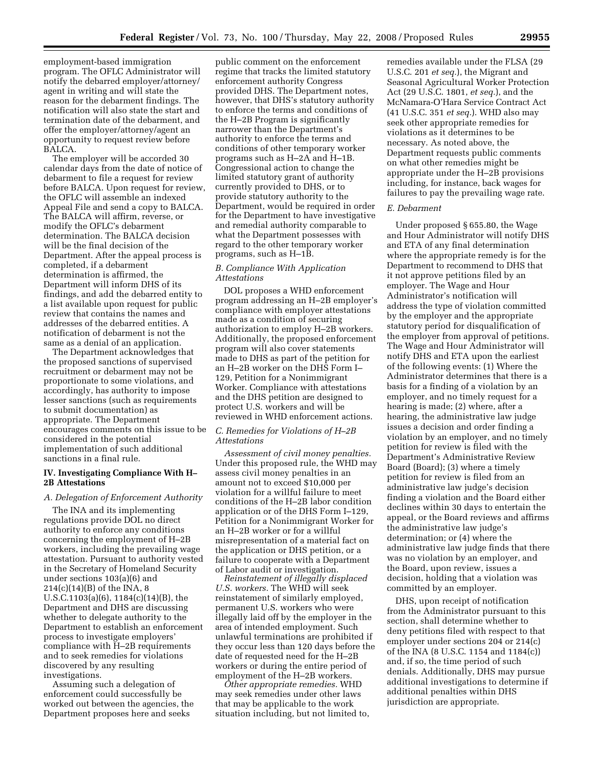employment-based immigration program. The OFLC Administrator will notify the debarred employer/attorney/agent in writing and will state the reason for the debarment findings. The notification will also state the start and termination date of the debarment, and offer the employer/attorney/agent an opportunity to request review before BALCA.

The employer will be accorded 30 calendar days from the date of notice of debarment to file a request for review before BALCA. Upon request for review, the OFLC will assemble an indexed Appeal File and send a copy to BALCA. The BALCA will affirm, reverse, or modify the OFLC's debarment determination. The BALCA decision will be the final decision of the Department. After the appeal process is completed, if a debarment determination is affirmed, the Department will inform DHS of its findings, and add the debarred entity to a list available upon request for public review that contains the names and addresses of the debarred entities. A notification of debarment is not the same as a denial of an application.

The Department acknowledges that the proposed sanctions of supervised recruitment or debarment may not be proportionate to some violations, and accordingly, has authority to impose lesser sanctions (such as requirements to submit documentation) as appropriate. The Department encourages comments on this issue to be considered in the potential implementation of such additional sanctions in a final rule.

## IV. Investigating Compliance With H–2B Attestations

### A. Delegation of Enforcement Authority

The INA and its implementing regulations provide DOL no direct authority to enforce any conditions concerning the employment of H–2B workers, including the prevailing wage attestation. Pursuant to authority vested in the Secretary of Homeland Security under sections 103(a)(6) and 214(c)(14)(B) of the INA, 8 U.S.C.1103(a)(6), 1184(c)(14)(B), the Department and DHS are discussing whether to delegate authority to the Department to establish an enforcement process to investigate employers' compliance with H–2B requirements and to seek remedies for violations discovered by any resulting investigations.

Assuming such a delegation of enforcement could successfully be worked out between the agencies, the Department proposes here and seeks public comment on the enforcement regime that tracks the limited statutory enforcement authority Congress provided DHS. The Department notes, however, that DHS's statutory authority to enforce the terms and conditions of the H–2B Program is significantly narrower than the Department's authority to enforce the terms and conditions of other temporary worker programs such as H–2A and H–1B. Congressional action to change the limited statutory grant of authority currently provided to DHS, or to provide statutory authority to the Department, would be required in order for the Department to have investigative and remedial authority comparable to what the Department possesses with regard to the other temporary worker programs, such as H–1B.

### B. Compliance With Application Attestations

DOL proposes a WHD enforcement program addressing an H–2B employer's compliance with employer attestations made as a condition of securing authorization to employ H–2B workers. Additionally, the proposed enforcement program will also cover statements made to DHS as part of the petition for an H–2B worker on the DHS Form I–129, Petition for a Nonimmigrant Worker. Compliance with attestations and the DHS petition are designed to protect U.S. workers and will be reviewed in WHD enforcement actions.

### C. Remedies for Violations of H–2B Attestations

*Assessment of civil money penalties.* Under this proposed rule, the WHD may assess civil money penalties in an amount not to exceed $10,000 per violation for a willful failure to meet conditions of the H–2B labor condition application or of the DHS Form I–129, Petition for a Nonimmigrant Worker for an H–2B worker or for a willful misrepresentation of a material fact on the application or DHS petition, or a failure to cooperate with a Department of Labor audit or investigation.

*Reinstatement of illegally displaced U.S. workers.* The WHD will seek reinstatement of similarly employed, permanent U.S. workers who were illegally laid off by the employer in the area of intended employment. Such unlawful terminations are prohibited if they occur less than 120 days before the date of requested need for the H–2B workers or during the entire period of employment of the H–2B workers.

*Other appropriate remedies.* WHD may seek remedies under other laws that may be applicable to the work situation including, but not limited to, remedies available under the FLSA (29 U.S.C. 201 *et seq.*), the Migrant and Seasonal Agricultural Worker Protection Act (29 U.S.C. 1801, *et seq.*), and the McNamara-O'Hara Service Contract Act (41 U.S.C. 351 *et seq.*). WHD also may seek other appropriate remedies for violations as it determines to be necessary. As noted above, the Department requests public comments on what other remedies might be appropriate under the H–2B provisions including, for instance, back wages for failures to pay the prevailing wage rate.

### E. Debarment

Under proposed § 655.80, the Wage and Hour Administrator will notify DHS and ETA of any final determination where the appropriate remedy is for the Department to recommend to DHS that it not approve petitions filed by an employer. The Wage and Hour Administrator's notification will address the type of violation committed by the employer and the appropriate statutory period for disqualification of the employer from approval of petitions. The Wage and Hour Administrator will notify DHS and ETA upon the earliest of the following events: (1) Where the Administrator determines that there is a basis for a finding of a violation by an employer, and no timely request for a hearing is made; (2) where, after a hearing, the administrative law judge issues a decision and order finding a violation by an employer, and no timely petition for review is filed with the Department's Administrative Review Board (Board); (3) where a timely petition for review is filed from an administrative law judge's decision finding a violation and the Board either declines within 30 days to entertain the appeal, or the Board reviews and affirms the administrative law judge's determination; or (4) where the administrative law judge finds that there was no violation by an employer, and the Board, upon review, issues a decision, holding that a violation was committed by an employer.

DHS, upon receipt of notification from the Administrator pursuant to this section, shall determine whether to deny petitions filed with respect to that employer under sections 204 or 214(c) of the INA (8 U.S.C. 1154 and 1184(c)) and, if so, the time period of such denials. Additionally, DHS may pursue additional investigations to determine if additional penalties within DHS jurisdiction are appropriate.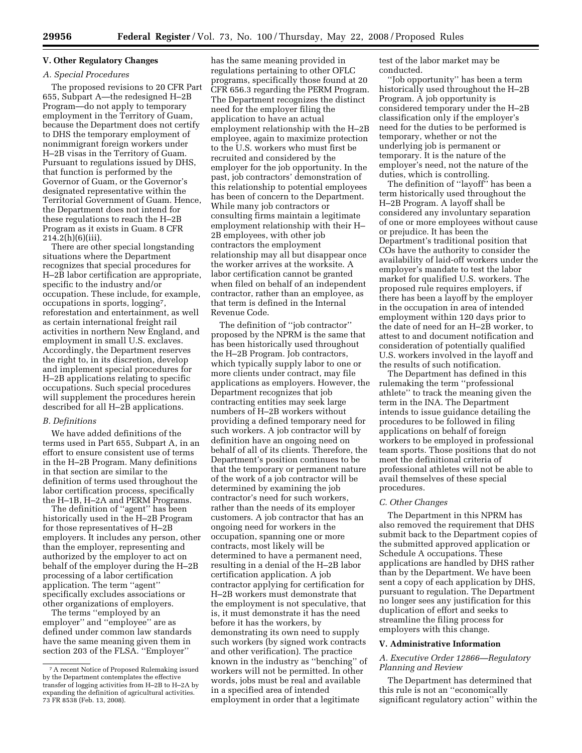## V. Other Regulatory Changes

### A. Special Procedures

The proposed revisions to 20 CFR Part 655, Subpart A—the redesigned H–2B Program—do not apply to temporary employment in the Territory of Guam, because the Department does not certify to DHS the temporary employment of nonimmigrant foreign workers under H–2B visas in the Territory of Guam. Pursuant to regulations issued by DHS, that function is performed by the Governor of Guam, or the Governor's designated representative within the Territorial Government of Guam. Hence, the Department does not intend for these regulations to reach the H–2B Program as it exists in Guam. 8 CFR 214.2(h)(6)(iii).

There are other special longstanding situations where the Department recognizes that special procedures for H–2B labor certification are appropriate, specific to the industry and/or occupation. These include, for example, occupations in sports, logging[7], reforestation and entertainment, as well as certain international freight rail activities in northern New England, and employment in small U.S. exclaves. Accordingly, the Department reserves the right to, in its discretion, develop and implement special procedures for H–2B applications relating to specific occupations. Such special procedures will supplement the procedures herein described for all H–2B applications.

### B. Definitions

We have added definitions of the terms used in Part 655, Subpart A, in an effort to ensure consistent use of terms in the H–2B Program. Many definitions in that section are similar to the definition of terms used throughout the labor certification process, specifically the H–1B, H–2A and PERM Programs.

The definition of ''agent'' has been historically used in the H–2B Program for those representatives of H–2B employers. It includes any person, other than the employer, representing and authorized by the employer to act on behalf of the employer during the H–2B processing of a labor certification application. The term ''agent'' specifically excludes associations or other organizations of employers.

The terms ''employed by an employer'' and ''employee'' are as defined under common law standards have the same meaning given them in section 203 of the FLSA. ''Employer'' has the same meaning provided in regulations pertaining to other OFLC programs, specifically those found at 20 CFR 656.3 regarding the PERM Program. The Department recognizes the distinct need for the employer filing the application to have an actual employment relationship with the H–2B employee, again to maximize protection to the U.S. workers who must first be recruited and considered by the employer for the job opportunity. In the past, job contractors' demonstration of this relationship to potential employees has been of concern to the Department. While many job contractors or consulting firms maintain a legitimate employment relationship with their H–2B employees, with other job contractors the employment relationship may all but disappear once the worker arrives at the worksite. A labor certification cannot be granted when filed on behalf of an independent contractor, rather than an employee, as that term is defined in the Internal Revenue Code.

The definition of ''job contractor'' proposed by the NPRM is the same that has been historically used throughout the H–2B Program. Job contractors, which typically supply labor to one or more clients under contract, may file applications as employers. However, the Department recognizes that job contracting entities may seek large numbers of H–2B workers without providing a defined temporary need for such workers. A job contractor will by definition have an ongoing need on behalf of all of its clients. Therefore, the Department's position continues to be that the temporary or permanent nature of the work of a job contractor will be determined by examining the job contractor's need for such workers, rather than the needs of its employer customers. A job contractor that has an ongoing need for workers in the occupation, spanning one or more contracts, most likely will be determined to have a permanent need, resulting in a denial of the H–2B labor certification application. A job contractor applying for certification for H–2B workers must demonstrate that the employment is not speculative, that is, it must demonstrate it has the need before it has the workers, by demonstrating its own need to supply such workers (by signed work contracts and other verification). The practice known in the industry as ''benching'' of workers will not be permitted. In other words, jobs must be real and available in a specified area of intended employment in order that a legitimate test of the labor market may be conducted.

''Job opportunity'' has been a term historically used throughout the H–2B Program. A job opportunity is considered temporary under the H–2B classification only if the employer's need for the duties to be performed is temporary, whether or not the underlying job is permanent or temporary. It is the nature of the employer's need, not the nature of the duties, which is controlling.

The definition of ''layoff'' has been a term historically used throughout the H–2B Program. A layoff shall be considered any involuntary separation of one or more employees without cause or prejudice. It has been the Department's traditional position that COs have the authority to consider the availability of laid-off workers under the employer's mandate to test the labor market for qualified U.S. workers. The proposed rule requires employers, if there has been a layoff by the employer in the occupation in area of intended employment within 120 days prior to the date of need for an H–2B worker, to attest to and document notification and consideration of potentially qualified U.S. workers involved in the layoff and the results of such notification.

The Department has defined in this rulemaking the term ''professional athlete'' to track the meaning given the term in the INA. The Department intends to issue guidance detailing the procedures to be followed in filing applications on behalf of foreign workers to be employed in professional team sports. Those positions that do not meet the definitional criteria of professional athletes will not be able to avail themselves of these special procedures.

### C. Other Changes

The Department in this NPRM has also removed the requirement that DHS submit back to the Department copies of the submitted approved application or Schedule A occupations. These applications are handled by DHS rather than by the Department. We have been sent a copy of each application by DHS, pursuant to regulation. The Department no longer sees any justification for this duplication of effort and seeks to streamline the filing process for employers with this change.

## V. Administrative Information

### A. Executive Order 12866—Regulatory Planning and Review

The Department has determined that this rule is not an ''economically significant regulatory action'' within the

---

[7] A recent Notice of Proposed Rulemaking issued by the Department contemplates the effective transfer of logging activities from H–2B to H–2A by expanding the definition of agricultural activities. 73 FR 8538 (Feb. 13, 2008).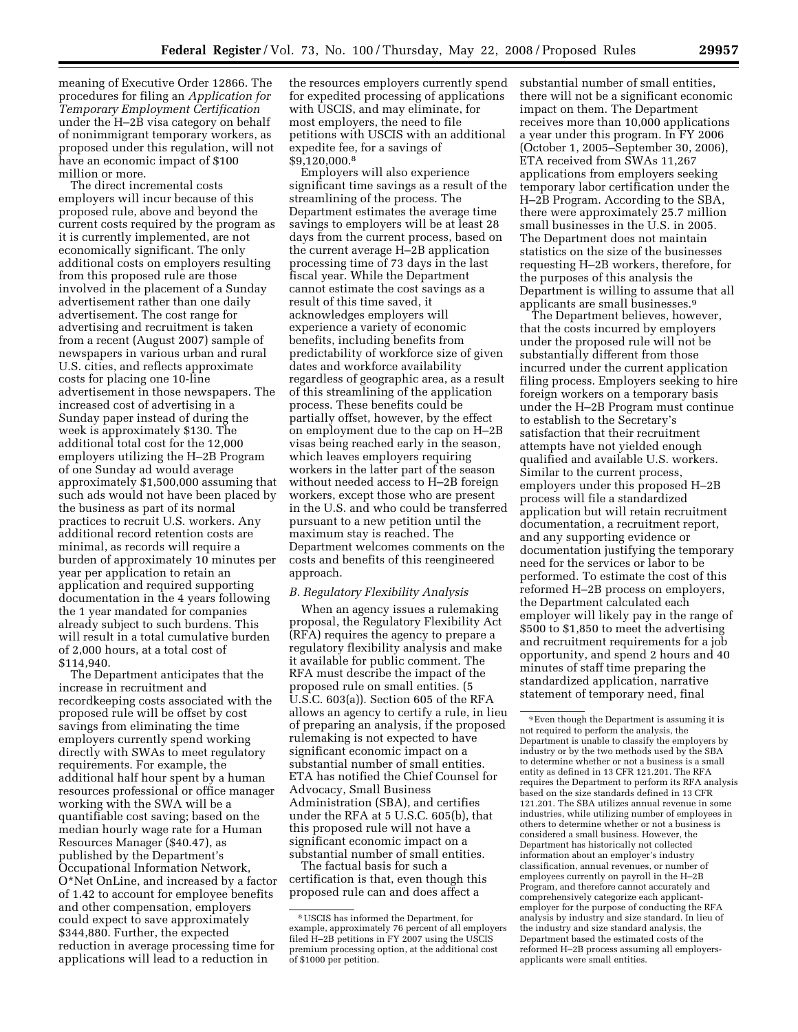meaning of Executive Order 12866. The procedures for filing an *Application for Temporary Employment Certification* under the H–2B visa category on behalf of nonimmigrant temporary workers, as proposed under this regulation, will not have an economic impact of $100 million or more.

The direct incremental costs employers will incur because of this proposed rule, above and beyond the current costs required by the program as it is currently implemented, are not economically significant. The only additional costs on employers resulting from this proposed rule are those involved in the placement of a Sunday advertisement rather than one daily advertisement. The cost range for advertising and recruitment is taken from a recent (August 2007) sample of newspapers in various urban and rural U.S. cities, and reflects approximate costs for placing one 10-line advertisement in those newspapers. The increased cost of advertising in a Sunday paper instead of during the week is approximately $130. The additional total cost for the 12,000 employers utilizing the H–2B Program of one Sunday ad would average approximately $1,500,000 assuming that such ads would not have been placed by the business as part of its normal practices to recruit U.S. workers. Any additional record retention costs are minimal, as records will require a burden of approximately 10 minutes per year per application to retain an application and required supporting documentation in the 4 years following the 1 year mandated for companies already subject to such burdens. This will result in a total cumulative burden of 2,000 hours, at a total cost of $114,940.

The Department anticipates that the increase in recruitment and recordkeeping costs associated with the proposed rule will be offset by cost savings from eliminating the time employers currently spend working directly with SWAs to meet regulatory requirements. For example, the additional half hour spent by a human resources professional or office manager working with the SWA will be a quantifiable cost saving; based on the median hourly wage rate for a Human Resources Manager ($40.47), as published by the Department's Occupational Information Network, O*Net OnLine, and increased by a factor of 1.42 to account for employee benefits and other compensation, employers could expect to save approximately $344,880. Further, the expected reduction in average processing time for applications will lead to a reduction in the resources employers currently spend for expedited processing of applications with USCIS, and may eliminate, for most employers, the need to file petitions with USCIS with an additional expedite fee, for a savings of $9,120,000.[8]

Employers will also experience significant time savings as a result of the streamlining of the process. The Department estimates the average time savings to employers will be at least 28 days from the current process, based on the current average H–2B application processing time of 73 days in the last fiscal year. While the Department cannot estimate the cost savings as a result of this time saved, it acknowledges employers will experience a variety of economic benefits, including benefits from predictability of workforce size of given dates and workforce availability regardless of geographic area, as a result of this streamlining of the application process. These benefits could be partially offset, however, by the effect on employment due to the cap on H–2B visas being reached early in the season, which leaves employers requiring workers in the latter part of the season without needed access to H–2B foreign workers, except those who are present in the U.S. and who could be transferred pursuant to a new petition until the maximum stay is reached. The Department welcomes comments on the costs and benefits of this reengineered approach.

### *B. Regulatory Flexibility Analysis*

When an agency issues a rulemaking proposal, the Regulatory Flexibility Act (RFA) requires the agency to prepare a regulatory flexibility analysis and make it available for public comment. The RFA must describe the impact of the proposed rule on small entities. (5 U.S.C. 603(a)). Section 605 of the RFA allows an agency to certify a rule, in lieu of preparing an analysis, if the proposed rulemaking is not expected to have significant economic impact on a substantial number of small entities. ETA has notified the Chief Counsel for Advocacy, Small Business Administration (SBA), and certifies under the RFA at 5 U.S.C. 605(b), that this proposed rule will not have a significant economic impact on a substantial number of small entities.

The factual basis for such a certification is that, even though this proposed rule can and does affect a substantial number of small entities, there will not be a significant economic impact on them. The Department receives more than 10,000 applications a year under this program. In FY 2006 (October 1, 2005–September 30, 2006), ETA received from SWAs 11,267 applications from employers seeking temporary labor certification under the H–2B Program. According to the SBA, there were approximately 25.7 million small businesses in the U.S. in 2005. The Department does not maintain statistics on the size of the businesses requesting H–2B workers, therefore, for the purposes of this analysis the Department is willing to assume that all applicants are small businesses.[9]

The Department believes, however, that the costs incurred by employers under the proposed rule will not be substantially different from those incurred under the current application filing process. Employers seeking to hire foreign workers on a temporary basis under the H–2B Program must continue to establish to the Secretary's satisfaction that their recruitment attempts have not yielded enough qualified and available U.S. workers. Similar to the current process, employers under this proposed H–2B process will file a standardized application but will retain recruitment documentation, a recruitment report, and any supporting evidence or documentation justifying the temporary need for the services or labor to be performed. To estimate the cost of this reformed H–2B process on employers, the Department calculated each employer will likely pay in the range of $500 to $1,850 to meet the advertising and recruitment requirements for a job opportunity, and spend 2 hours and 40 minutes of staff time preparing the standardized application, narrative statement of temporary need, final

---

[8] USCIS has informed the Department, for example, approximately 76 percent of all employers filed H–2B petitions in FY 2007 using the USCIS premium processing option, at the additional cost of $1000 per petition.

[9] Even though the Department is assuming it is not required to perform the analysis, the Department is unable to classify the employers by industry or by the two methods used by the SBA to determine whether or not a business is a small entity as defined in 13 CFR 121.201. The RFA requires the Department to perform its RFA analysis based on the size standards defined in 13 CFR 121.201. The SBA utilizes annual revenue in some industries, while utilizing number of employees in others to determine whether or not a business is considered a small business. However, the Department has historically not collected information about an employer's industry classification, annual revenues, or number of employees currently on payroll in the H–2B Program, and therefore cannot accurately and comprehensively categorize each applicant-employer for the purpose of conducting the RFA analysis by industry and size standard. In lieu of the industry and size standard analysis, the Department based the estimated costs of the reformed H–2B process assuming all employers-applicants were small entities.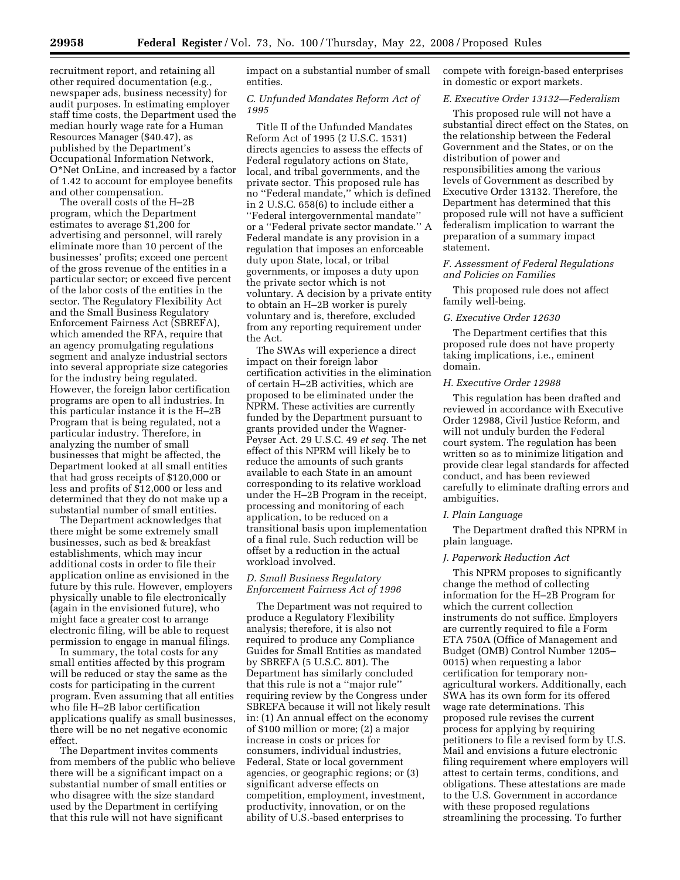recruitment report, and retaining all other required documentation (e.g., newspaper ads, business necessity) for audit purposes. In estimating employer staff time costs, the Department used the median hourly wage rate for a Human Resources Manager ($40.47), as published by the Department's Occupational Information Network, O*Net OnLine, and increased by a factor of 1.42 to account for employee benefits and other compensation.

The overall costs of the H–2B program, which the Department estimates to average $1,200 for advertising and personnel, will rarely eliminate more than 10 percent of the businesses' profits; exceed one percent of the gross revenue of the entities in a particular sector; or exceed five percent of the labor costs of the entities in the sector. The Regulatory Flexibility Act and the Small Business Regulatory Enforcement Fairness Act (SBREFA), which amended the RFA, require that an agency promulgating regulations segment and analyze industrial sectors into several appropriate size categories for the industry being regulated. However, the foreign labor certification programs are open to all industries. In this particular instance it is the H–2B Program that is being regulated, not a particular industry. Therefore, in analyzing the number of small businesses that might be affected, the Department looked at all small entities that had gross receipts of $120,000 or less and profits of $12,000 or less and determined that they do not make up a substantial number of small entities.

The Department acknowledges that there might be some extremely small businesses, such as bed & breakfast establishments, which may incur additional costs in order to file their application online as envisioned in the future by this rule. However, employers physically unable to file electronically (again in the envisioned future), who might face a greater cost to arrange electronic filing, will be able to request permission to engage in manual filings.

In summary, the total costs for any small entities affected by this program will be reduced or stay the same as the costs for participating in the current program. Even assuming that all entities who file H–2B labor certification applications qualify as small businesses, there will be no net negative economic effect.

The Department invites comments from members of the public who believe there will be a significant impact on a substantial number of small entities or who disagree with the size standard used by the Department in certifying that this rule will not have significant impact on a substantial number of small entities.

### *C. Unfunded Mandates Reform Act of 1995*

Title II of the Unfunded Mandates Reform Act of 1995 (2 U.S.C. 1531) directs agencies to assess the effects of Federal regulatory actions on State, local, and tribal governments, and the private sector. This proposed rule has no ''Federal mandate,'' which is defined in 2 U.S.C. 658(6) to include either a ''Federal intergovernmental mandate'' or a ''Federal private sector mandate.'' A Federal mandate is any provision in a regulation that imposes an enforceable duty upon State, local, or tribal governments, or imposes a duty upon the private sector which is not voluntary. A decision by a private entity to obtain an H–2B worker is purely voluntary and is, therefore, excluded from any reporting requirement under the Act.

The SWAs will experience a direct impact on their foreign labor certification activities in the elimination of certain H–2B activities, which are proposed to be eliminated under the NPRM. These activities are currently funded by the Department pursuant to grants provided under the Wagner-Peyser Act. 29 U.S.C. 49 *et seq.* The net effect of this NPRM will likely be to reduce the amounts of such grants available to each State in an amount corresponding to its relative workload under the H–2B Program in the receipt, processing and monitoring of each application, to be reduced on a transitional basis upon implementation of a final rule. Such reduction will be offset by a reduction in the actual workload involved.

### *D. Small Business Regulatory Enforcement Fairness Act of 1996*

The Department was not required to produce a Regulatory Flexibility analysis; therefore, it is also not required to produce any Compliance Guides for Small Entities as mandated by SBREFA (5 U.S.C. 801). The Department has similarly concluded that this rule is not a ''major rule'' requiring review by the Congress under SBREFA because it will not likely result in: (1) An annual effect on the economy of $100 million or more; (2) a major increase in costs or prices for consumers, individual industries, Federal, State or local government agencies, or geographic regions; or (3) significant adverse effects on competition, employment, investment, productivity, innovation, or on the ability of U.S.-based enterprises to compete with foreign-based enterprises in domestic or export markets.

### *E. Executive Order 13132—Federalism*

This proposed rule will not have a substantial direct effect on the States, on the relationship between the Federal Government and the States, or on the distribution of power and responsibilities among the various levels of Government as described by Executive Order 13132. Therefore, the Department has determined that this proposed rule will not have a sufficient federalism implication to warrant the preparation of a summary impact statement.

### *F. Assessment of Federal Regulations and Policies on Families*

This proposed rule does not affect family well-being.

### *G. Executive Order 12630*

The Department certifies that this proposed rule does not have property taking implications, i.e., eminent domain.

### *H. Executive Order 12988*

This regulation has been drafted and reviewed in accordance with Executive Order 12988, Civil Justice Reform, and will not unduly burden the Federal court system. The regulation has been written so as to minimize litigation and provide clear legal standards for affected conduct, and has been reviewed carefully to eliminate drafting errors and ambiguities.

### *I. Plain Language*

The Department drafted this NPRM in plain language.

### *J. Paperwork Reduction Act*

This NPRM proposes to significantly change the method of collecting information for the H–2B Program for which the current collection instruments do not suffice. Employers are currently required to file a Form ETA 750A (Office of Management and Budget (OMB) Control Number 1205–0015) when requesting a labor certification for temporary non-agricultural workers. Additionally, each SWA has its own form for its offered wage rate determinations. This proposed rule revises the current process for applying by requiring petitioners to file a revised form by U.S. Mail and envisions a future electronic filing requirement where employers will attest to certain terms, conditions, and obligations. These attestations are made to the U.S. Government in accordance with these proposed regulations streamlining the processing. To further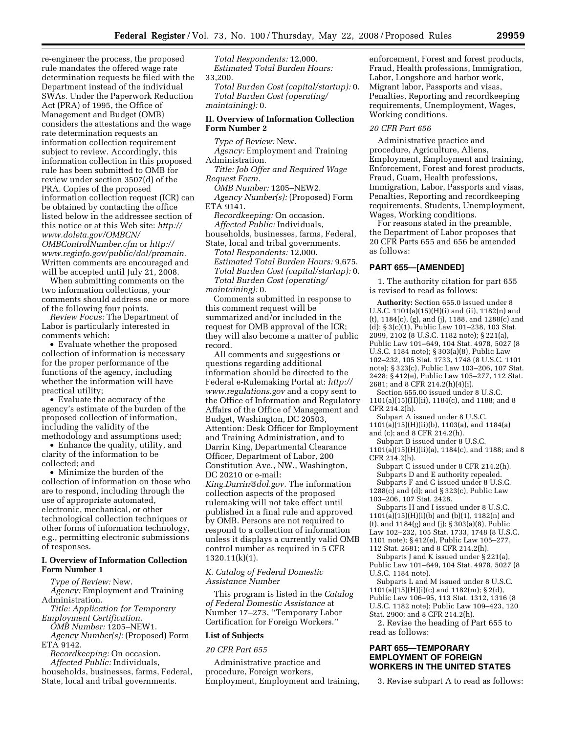re-engineer the process, the proposed rule mandates the offered wage rate determination requests be filed with the Department instead of the individual SWAs. Under the Paperwork Reduction Act (PRA) of 1995, the Office of Management and Budget (OMB) considers the attestations and the wage rate determination requests an information collection requirement subject to review. Accordingly, this information collection in this proposed rule has been submitted to OMB for review under section 3507(d) of the PRA. Copies of the proposed information collection request (ICR) can be obtained by contacting the office listed below in the addressee section of this notice or at this Web site: *http://www.doleta.gov/OMBCN/OMBControlNumber.cfm* or *http://www.reginfo.gov/public/dol/pramain.* Written comments are encouraged and will be accepted until July 21, 2008.

When submitting comments on the two information collections, your comments should address one or more of the following four points.

*Review Focus:* The Department of Labor is particularly interested in comments which:

- Evaluate whether the proposed collection of information is necessary for the proper performance of the functions of the agency, including whether the information will have practical utility;
- Evaluate the accuracy of the agency's estimate of the burden of the proposed collection of information, including the validity of the methodology and assumptions used;
- Enhance the quality, utility, and clarity of the information to be collected; and
- Minimize the burden of the collection of information on those who are to respond, including through the use of appropriate automated, electronic, mechanical, or other technological collection techniques or other forms of information technology, e.g., permitting electronic submissions of responses.

### I. Overview of Information Collection Form Number 1

*Type of Review:* New.
*Agency:* Employment and Training Administration.
*Title: Application for Temporary Employment Certification.*
*OMB Number:* 1205–NEW1.
*Agency Number(s):* (Proposed) Form ETA 9142.
*Recordkeeping:* On occasion.
*Affected Public:* Individuals, households, businesses, farms, Federal, State, local and tribal governments.
*Total Respondents:* 12,000.
*Estimated Total Burden Hours:* 33,200.
*Total Burden Cost (capital/startup):* 0.
*Total Burden Cost (operating/maintaining):* 0.

### II. Overview of Information Collection Form Number 2

*Type of Review:* New.
*Agency:* Employment and Training Administration.
*Title: Job Offer and Required Wage Request Form.*
*OMB Number:* 1205–NEW2.
*Agency Number(s):* (Proposed) Form ETA 9141.
*Recordkeeping:* On occasion.
*Affected Public:* Individuals, households, businesses, farms, Federal, State, local and tribal governments.
*Total Respondents:* 12,000.
*Estimated Total Burden Hours:* 9,675.
*Total Burden Cost (capital/startup):* 0.
*Total Burden Cost (operating/maintaining):* 0.

Comments submitted in response to this comment request will be summarized and/or included in the request for OMB approval of the ICR; they will also become a matter of public record.

All comments and suggestions or questions regarding additional information should be directed to the Federal e-Rulemaking Portal at: *http://www.regulations.gov* and a copy sent to the Office of Information and Regulatory Affairs of the Office of Management and Budget, Washington, DC 20503, Attention: Desk Officer for Employment and Training Administration, and to Darrin King, Departmental Clearance Officer, Department of Labor, 200 Constitution Ave., NW., Washington, DC 20210 or e-mail: *King.Darrin@dol.gov*. The information collection aspects of the proposed rulemaking will not take effect until published in a final rule and approved by OMB. Persons are not required to respond to a collection of information unless it displays a currently valid OMB control number as required in 5 CFR 1320.11(k)(1).

### *K. Catalog of Federal Domestic Assistance Number*

This program is listed in the *Catalog of Federal Domestic Assistance* at Number 17–273, ''Temporary Labor Certification for Foreign Workers.''

### List of Subjects

*20 CFR Part 655*

Administrative practice and procedure, Foreign workers, Employment, Employment and training, enforcement, Forest and forest products, Fraud, Health professions, Immigration, Labor, Longshore and harbor work, Migrant labor, Passports and visas, Penalties, Reporting and recordkeeping requirements, Unemployment, Wages, Working conditions.

*20 CFR Part 656*

Administrative practice and procedure, Agriculture, Aliens, Employment, Employment and training, Enforcement, Forest and forest products, Fraud, Guam, Health professions, Immigration, Labor, Passports and visas, Penalties, Reporting and recordkeeping requirements, Students, Unemployment, Wages, Working conditions.

For reasons stated in the preamble, the Department of Labor proposes that 20 CFR Parts 655 and 656 be amended as follows:

## PART 655—[AMENDED]

1. The authority citation for part 655 is revised to read as follows:

**Authority:** Section 655.0 issued under 8 U.S.C. 1101(a)(15)(H)(i) and (ii), 1182(n) and (t), 1184(c), (g), and (j), 1188, and 1288(c) and (d); § 3(c)(1), Public Law 101–238, 103 Stat. 2099, 2102 (8 U.S.C. 1182 note); § 221(a), Public Law 101–649, 104 Stat. 4978, 5027 (8 U.S.C. 1184 note); § 303(a)(8), Public Law 102–232, 105 Stat. 1733, 1748 (8 U.S.C. 1101 note); § 323(c), Public Law 103–206, 107 Stat. 2428; § 412(e), Public Law 105–277, 112 Stat. 2681; and 8 CFR 214.2(h)(4)(i).

Section 655.00 issued under 8 U.S.C. 1101(a)(15)(H)(ii), 1184(c), and 1188; and 8 CFR 214.2(h).

Subpart A issued under 8 U.S.C. 1101(a)(15)(H)(ii)(b), 1103(a), and 1184(a) and (c); and 8 CFR 214.2(h).

Subpart B issued under 8 U.S.C. 1101(a)(15)(H)(ii)(a), 1184(c), and 1188; and 8 CFR 214.2(h).

Subpart C issued under 8 CFR 214.2(h).

Subparts D and E authority repealed.

Subparts F and G issued under 8 U.S.C. 1288(c) and (d); and § 323(c), Public Law 103–206, 107 Stat. 2428.

Subparts H and I issued under 8 U.S.C. 1101(a)(15)(H)(i)(b) and (b)(1), 1182(n) and (t), and 1184(g) and (j); § 303(a)(8), Public Law 102–232, 105 Stat. 1733, 1748 (8 U.S.C. 1101 note); § 412(e), Public Law 105–277, 112 Stat. 2681; and 8 CFR 214.2(h).

Subparts J and K issued under § 221(a), Public Law 101–649, 104 Stat. 4978, 5027 (8 U.S.C. 1184 note).

Subparts L and M issued under 8 U.S.C. 1101(a)(15)(H)(i)(c) and 1182(m); § 2(d), Public Law 106–95, 113 Stat. 1312, 1316 (8 U.S.C. 1182 note); Public Law 109–423, 120 Stat. 2900; and 8 CFR 214.2(h).

2. Revise the heading of Part 655 to read as follows:

## PART 655—TEMPORARY EMPLOYMENT OF FOREIGN WORKERS IN THE UNITED STATES

3. Revise subpart A to read as follows: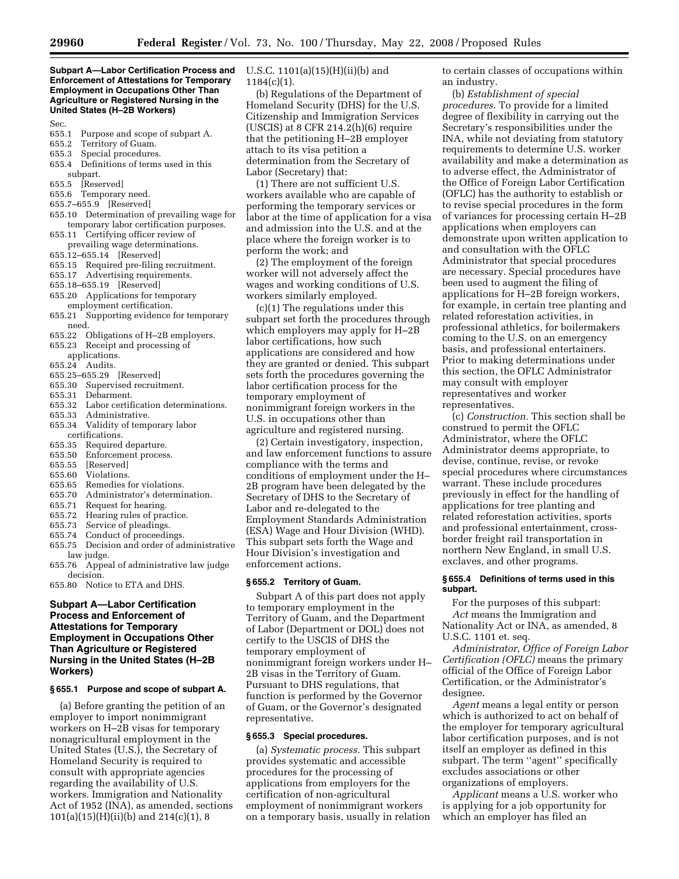### Subpart A—Labor Certification Process and Enforcement of Attestations for Temporary Employment in Occupations Other Than Agriculture or Registered Nursing in the United States (H–2B Workers)

Sec.
655.1 Purpose and scope of subpart A.
655.2 Territory of Guam.
655.3 Special procedures.
655.4 Definitions of terms used in this subpart.
655.5 [Reserved]
655.6 Temporary need.
655.7–655.9 [Reserved]
655.10 Determination of prevailing wage for temporary labor certification purposes.
655.11 Certifying officer review of prevailing wage determinations.
655.12–655.14 [Reserved]
655.15 Required pre-filing recruitment.
655.17 Advertising requirements.
655.18–655.19 [Reserved]
655.20 Applications for temporary employment certification.
655.21 Supporting evidence for temporary need.
655.22 Obligations of H–2B employers.
655.23 Receipt and processing of applications.
655.24 Audits.
655.25–655.29 [Reserved]
655.30 Supervised recruitment.
655.31 Debarment.
655.32 Labor certification determinations.
655.33 Administrative.
655.34 Validity of temporary labor certifications.
655.35 Required departure.
655.50 Enforcement process.
655.55 [Reserved]
655.60 Violations.
655.65 Remedies for violations.
655.70 Administrator's determination.
655.71 Request for hearing.
655.72 Hearing rules of practice.
655.73 Service of pleadings.
655.74 Conduct of proceedings.
655.75 Decision and order of administrative law judge.
655.76 Appeal of administrative law judge decision.
655.80 Notice to ETA and DHS.

## Subpart A—Labor Certification Process and Enforcement of Attestations for Temporary Employment in Occupations Other Than Agriculture or Registered Nursing in the United States (H–2B Workers)

### § 655.1 Purpose and scope of subpart A.

(a) Before granting the petition of an employer to import nonimmigrant workers on H–2B visas for temporary nonagricultural employment in the United States (U.S.), the Secretary of Homeland Security is required to consult with appropriate agencies regarding the availability of U.S. workers. Immigration and Nationality Act of 1952 (INA), as amended, sections 101(a)(15)(H)(ii)(b) and 214(c)(1), 8 U.S.C. 1101(a)(15)(H)(ii)(b) and 1184(c)(1).

(b) Regulations of the Department of Homeland Security (DHS) for the U.S. Citizenship and Immigration Services (USCIS) at 8 CFR 214.2(h)(6) require that the petitioning H–2B employer attach to its visa petition a determination from the Secretary of Labor (Secretary) that:

(1) There are not sufficient U.S. workers available who are capable of performing the temporary services or labor at the time of application for a visa and admission into the U.S. and at the place where the foreign worker is to perform the work; and

(2) The employment of the foreign worker will not adversely affect the wages and working conditions of U.S. workers similarly employed.

(c)(1) The regulations under this subpart set forth the procedures through which employers may apply for H–2B labor certifications, how such applications are considered and how they are granted or denied. This subpart sets forth the procedures governing the labor certification process for the temporary employment of nonimmigrant foreign workers in the U.S. in occupations other than agriculture and registered nursing.

(2) Certain investigatory, inspection, and law enforcement functions to assure compliance with the terms and conditions of employment under the H–2B program have been delegated by the Secretary of DHS to the Secretary of Labor and re-delegated to the Employment Standards Administration (ESA) Wage and Hour Division (WHD). This subpart sets forth the Wage and Hour Division's investigation and enforcement actions.

### § 655.2 Territory of Guam.

Subpart A of this part does not apply to temporary employment in the Territory of Guam, and the Department of Labor (Department or DOL) does not certify to the USCIS of DHS the temporary employment of nonimmigrant foreign workers under H–2B visas in the Territory of Guam. Pursuant to DHS regulations, that function is performed by the Governor of Guam, or the Governor's designated representative.

### § 655.3 Special procedures.

(a) *Systematic process.* This subpart provides systematic and accessible procedures for the processing of applications from employers for the certification of non-agricultural employment of nonimmigrant workers on a temporary basis, usually in relation to certain classes of occupations within an industry.

(b) *Establishment of special procedures.* To provide for a limited degree of flexibility in carrying out the Secretary's responsibilities under the INA, while not deviating from statutory requirements to determine U.S. worker availability and make a determination as to adverse effect, the Administrator of the Office of Foreign Labor Certification (OFLC) has the authority to establish or to revise special procedures in the form of variances for processing certain H–2B applications when employers can demonstrate upon written application to and consultation with the OFLC Administrator that special procedures are necessary. Special procedures have been used to augment the filing of applications for H–2B foreign workers, for example, in certain tree planting and related reforestation activities, in professional athletics, for boilermakers coming to the U.S. on an emergency basis, and professional entertainers. Prior to making determinations under this section, the OFLC Administrator may consult with employer representatives and worker representatives.

(c) *Construction.* This section shall be construed to permit the OFLC Administrator, where the OFLC Administrator deems appropriate, to devise, continue, revise, or revoke special procedures where circumstances warrant. These include procedures previously in effect for the handling of applications for tree planting and related reforestation activities, sports and professional entertainment, cross-border freight rail transportation in northern New England, in small U.S. exclaves, and other programs.

### § 655.4 Definitions of terms used in this subpart.

For the purposes of this subpart:

*Act* means the Immigration and Nationality Act or INA, as amended, 8 U.S.C. 1101 et. seq.

*Administrator, Office of Foreign Labor Certification (OFLC)* means the primary official of the Office of Foreign Labor Certification, or the Administrator's designee.

*Agent* means a legal entity or person which is authorized to act on behalf of the employer for temporary agricultural labor certification purposes, and is not itself an employer as defined in this subpart. The term ''agent'' specifically excludes associations or other organizations of employers.

*Applicant* means a U.S. worker who is applying for a job opportunity for which an employer has filed an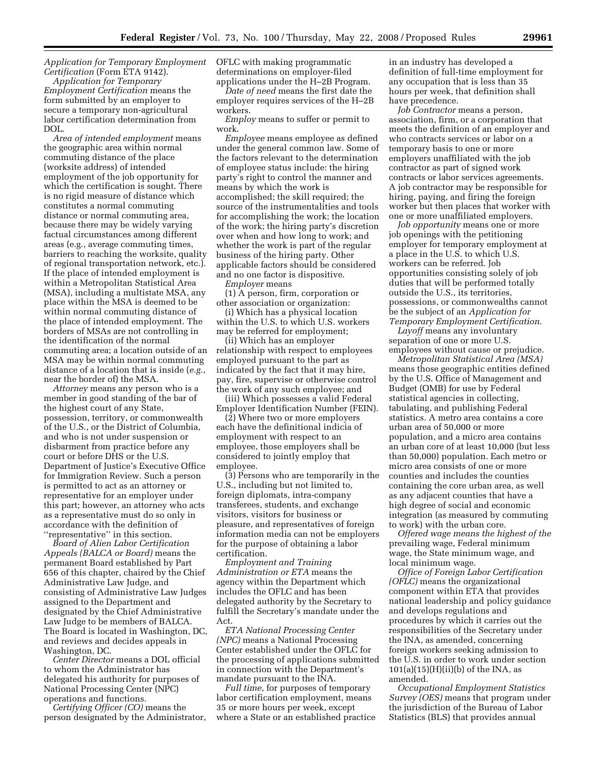*Application for Temporary Employment Certification* (Form ETA 9142).

*Application for Temporary Employment Certification* means the form submitted by an employer to secure a temporary non-agricultural labor certification determination from DOL.

*Area of intended employment* means the geographic area within normal commuting distance of the place (worksite address) of intended employment of the job opportunity for which the certification is sought. There is no rigid measure of distance which constitutes a normal commuting distance or normal commuting area, because there may be widely varying factual circumstances among different areas (e.g., average commuting times, barriers to reaching the worksite, quality of regional transportation network, etc.). If the place of intended employment is within a Metropolitan Statistical Area (MSA), including a multistate MSA, any place within the MSA is deemed to be within normal commuting distance of the place of intended employment. The borders of MSAs are not controlling in the identification of the normal commuting area; a location outside of an MSA may be within normal commuting distance of a location that is inside (*e.g.*, near the border of) the MSA.

*Attorney* means any person who is a member in good standing of the bar of the highest court of any State, possession, territory, or commonwealth of the U.S., or the District of Columbia, and who is not under suspension or disbarment from practice before any court or before DHS or the U.S. Department of Justice's Executive Office for Immigration Review. Such a person is permitted to act as an attorney or representative for an employer under this part; however, an attorney who acts as a representative must do so only in accordance with the definition of "representative" in this section.

*Board of Alien Labor Certification Appeals (BALCA or Board)* means the permanent Board established by Part 656 of this chapter, chaired by the Chief Administrative Law Judge, and consisting of Administrative Law Judges assigned to the Department and designated by the Chief Administrative Law Judge to be members of BALCA. The Board is located in Washington, DC, and reviews and decides appeals in Washington, DC.

*Center Director* means a DOL official to whom the Administrator has delegated his authority for purposes of National Processing Center (NPC) operations and functions.

*Certifying Officer (CO)* means the person designated by the Administrator, OFLC with making programmatic determinations on employer-filed applications under the H–2B Program.

*Date of need* means the first date the employer requires services of the H–2B workers.

*Employ* means to suffer or permit to work.

*Employee* means employee as defined under the general common law. Some of the factors relevant to the determination of employee status include: the hiring party's right to control the manner and means by which the work is accomplished; the skill required; the source of the instrumentalities and tools for accomplishing the work; the location of the work; the hiring party's discretion over when and how long to work; and whether the work is part of the regular business of the hiring party. Other applicable factors should be considered and no one factor is dispositive.

*Employer* means

(1) A person, firm, corporation or other association or organization:

(i) Which has a physical location within the U.S. to which U.S. workers may be referred for employment;

(ii) Which has an employer relationship with respect to employees employed pursuant to the part as indicated by the fact that it may hire, pay, fire, supervise or otherwise control the work of any such employee; and

(iii) Which possesses a valid Federal Employer Identification Number (FEIN).

(2) Where two or more employers each have the definitional indicia of employment with respect to an employee, those employers shall be considered to jointly employ that employee.

(3) Persons who are temporarily in the U.S., including but not limited to, foreign diplomats, intra-company transferees, students, and exchange visitors, visitors for business or pleasure, and representatives of foreign information media can not be employers for the purpose of obtaining a labor certification.

*Employment and Training Administration or ETA* means the agency within the Department which includes the OFLC and has been delegated authority by the Secretary to fulfill the Secretary's mandate under the Act.

*ETA National Processing Center (NPC)* means a National Processing Center established under the OFLC for the processing of applications submitted in connection with the Department's mandate pursuant to the INA.

*Full time*, for purposes of temporary labor certification employment, means 35 or more hours per week, except where a State or an established practice in an industry has developed a definition of full-time employment for any occupation that is less than 35 hours per week, that definition shall have precedence.

*Job Contractor* means a person, association, firm, or a corporation that meets the definition of an employer and who contracts services or labor on a temporary basis to one or more employers unaffiliated with the job contractor as part of signed work contracts or labor services agreements. A job contractor may be responsible for hiring, paying, and firing the foreign worker but then places that worker with one or more unaffiliated employers.

*Job opportunity* means one or more job openings with the petitioning employer for temporary employment at a place in the U.S. to which U.S. workers can be referred. Job opportunities consisting solely of job duties that will be performed totally outside the U.S., its territories, possessions, or commonwealths cannot be the subject of an *Application for Temporary Employment Certification*.

*Layoff* means any involuntary separation of one or more U.S. employees without cause or prejudice.

*Metropolitan Statistical Area (MSA)* means those geographic entities defined by the U.S. Office of Management and Budget (OMB) for use by Federal statistical agencies in collecting, tabulating, and publishing Federal statistics. A metro area contains a core urban area of 50,000 or more population, and a micro area contains an urban core of at least 10,000 (but less than 50,000) population. Each metro or micro area consists of one or more counties and includes the counties containing the core urban area, as well as any adjacent counties that have a high degree of social and economic integration (as measured by commuting to work) with the urban core.

*Offered wage means the highest of the* prevailing wage, Federal minimum wage, the State minimum wage, and local minimum wage.

*Office of Foreign Labor Certification (OFLC)* means the organizational component within ETA that provides national leadership and policy guidance and develops regulations and procedures by which it carries out the responsibilities of the Secretary under the INA, as amended, concerning foreign workers seeking admission to the U.S. in order to work under section 101(a)(15)(H)(ii)(b) of the INA, as amended.

*Occupational Employment Statistics Survey (OES)* means that program under the jurisdiction of the Bureau of Labor Statistics (BLS) that provides annual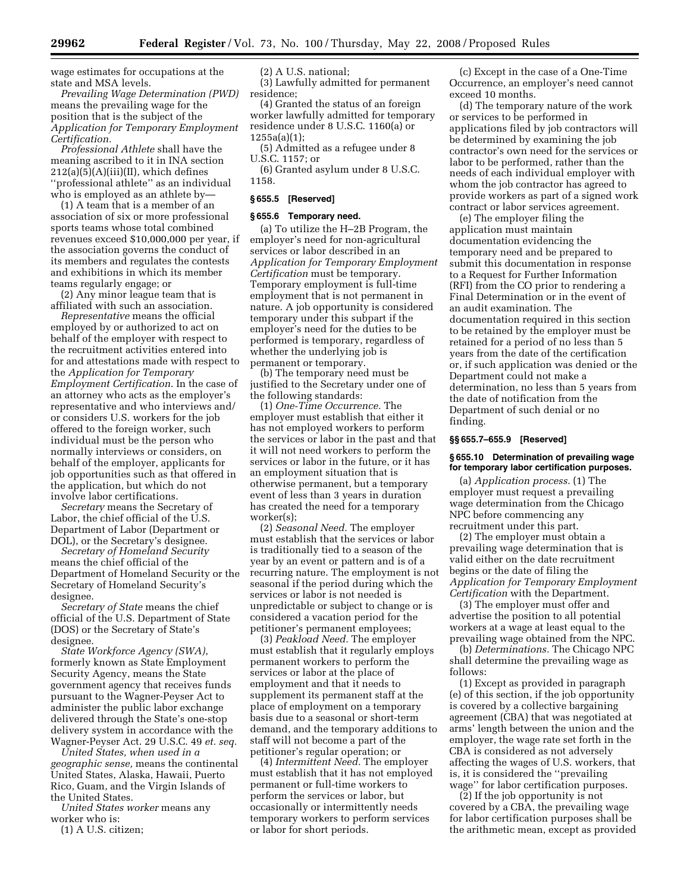wage estimates for occupations at the state and MSA levels.

*Prevailing Wage Determination (PWD)* means the prevailing wage for the position that is the subject of the *Application for Temporary Employment Certification.*

*Professional Athlete* shall have the meaning ascribed to it in INA section 212(a)(5)(A)(iii)(II), which defines ''professional athlete'' as an individual who is employed as an athlete by—

(1) A team that is a member of an association of six or more professional sports teams whose total combined revenues exceed $10,000,000 per year, if the association governs the conduct of its members and regulates the contests and exhibitions in which its member teams regularly engage; or

(2) Any minor league team that is affiliated with such an association.

*Representative* means the official employed by or authorized to act on behalf of the employer with respect to the recruitment activities entered into for and attestations made with respect to the *Application for Temporary Employment Certification*. In the case of an attorney who acts as the employer's representative and who interviews and/ or considers U.S. workers for the job offered to the foreign worker, such individual must be the person who normally interviews or considers, on behalf of the employer, applicants for job opportunities such as that offered in the application, but which do not involve labor certifications.

*Secretary* means the Secretary of Labor, the chief official of the U.S. Department of Labor (Department or DOL), or the Secretary's designee.

*Secretary of Homeland Security* means the chief official of the Department of Homeland Security or the Secretary of Homeland Security's designee.

*Secretary of State* means the chief official of the U.S. Department of State (DOS) or the Secretary of State's designee.

*State Workforce Agency (SWA)*, formerly known as State Employment Security Agency, means the State government agency that receives funds pursuant to the Wagner-Peyser Act to administer the public labor exchange delivered through the State's one-stop delivery system in accordance with the Wagner-Peyser Act. 29 U.S.C. 49 *et. seq.*

*United States, when used in a geographic sense,* means the continental United States, Alaska, Hawaii, Puerto Rico, Guam, and the Virgin Islands of the United States.

*United States worker* means any worker who is:

(1) A U.S. citizen;

(2) A U.S. national;

(3) Lawfully admitted for permanent residence;

(4) Granted the status of an foreign worker lawfully admitted for temporary residence under 8 U.S.C. 1160(a) or 1255a(a)(1);

(5) Admitted as a refugee under 8 U.S.C. 1157; or

(6) Granted asylum under 8 U.S.C. 1158.

### § 655.5 [Reserved]

### § 655.6 Temporary need.

(a) To utilize the H–2B Program, the employer's need for non-agricultural services or labor described in an *Application for Temporary Employment Certification* must be temporary. Temporary employment is full-time employment that is not permanent in nature. A job opportunity is considered temporary under this subpart if the employer's need for the duties to be performed is temporary, regardless of whether the underlying job is permanent or temporary.

(b) The temporary need must be justified to the Secretary under one of the following standards:

(1) *One-Time Occurrence.* The employer must establish that either it has not employed workers to perform the services or labor in the past and that it will not need workers to perform the services or labor in the future, or it has an employment situation that is otherwise permanent, but a temporary event of less than 3 years in duration has created the need for a temporary worker(s);

(2) *Seasonal Need.* The employer must establish that the services or labor is traditionally tied to a season of the year by an event or pattern and is of a recurring nature. The employment is not seasonal if the period during which the services or labor is not needed is unpredictable or subject to change or is considered a vacation period for the petitioner's permanent employees;

(3) *Peakload Need.* The employer must establish that it regularly employs permanent workers to perform the services or labor at the place of employment and that it needs to supplement its permanent staff at the place of employment on a temporary basis due to a seasonal or short-term demand, and the temporary additions to staff will not become a part of the petitioner's regular operation; or

(4) *Intermittent Need.* The employer must establish that it has not employed permanent or full-time workers to perform the services or labor, but occasionally or intermittently needs temporary workers to perform services or labor for short periods.

(c) Except in the case of a One-Time Occurrence, an employer's need cannot exceed 10 months.

(d) The temporary nature of the work or services to be performed in applications filed by job contractors will be determined by examining the job contractor's own need for the services or labor to be performed, rather than the needs of each individual employer with whom the job contractor has agreed to provide workers as part of a signed work contract or labor services agreement.

(e) The employer filing the application must maintain documentation evidencing the temporary need and be prepared to submit this documentation in response to a Request for Further Information (RFI) from the CO prior to rendering a Final Determination or in the event of an audit examination. The documentation required in this section to be retained by the employer must be retained for a period of no less than 5 years from the date of the certification or, if such application was denied or the Department could not make a determination, no less than 5 years from the date of notification from the Department of such denial or no finding.

### §§ 655.7–655.9 [Reserved]

### § 655.10 Determination of prevailing wage for temporary labor certification purposes.

(a) *Application process.* (1) The employer must request a prevailing wage determination from the Chicago NPC before commencing any recruitment under this part.

(2) The employer must obtain a prevailing wage determination that is valid either on the date recruitment begins or the date of filing the *Application for Temporary Employment Certification* with the Department.

(3) The employer must offer and advertise the position to all potential workers at a wage at least equal to the prevailing wage obtained from the NPC.

(b) *Determinations.* The Chicago NPC shall determine the prevailing wage as follows:

(1) Except as provided in paragraph (e) of this section, if the job opportunity is covered by a collective bargaining agreement (CBA) that was negotiated at arms' length between the union and the employer, the wage rate set forth in the CBA is considered as not adversely affecting the wages of U.S. workers, that is, it is considered the ''prevailing wage'' for labor certification purposes.

(2) If the job opportunity is not covered by a CBA, the prevailing wage for labor certification purposes shall be the arithmetic mean, except as provided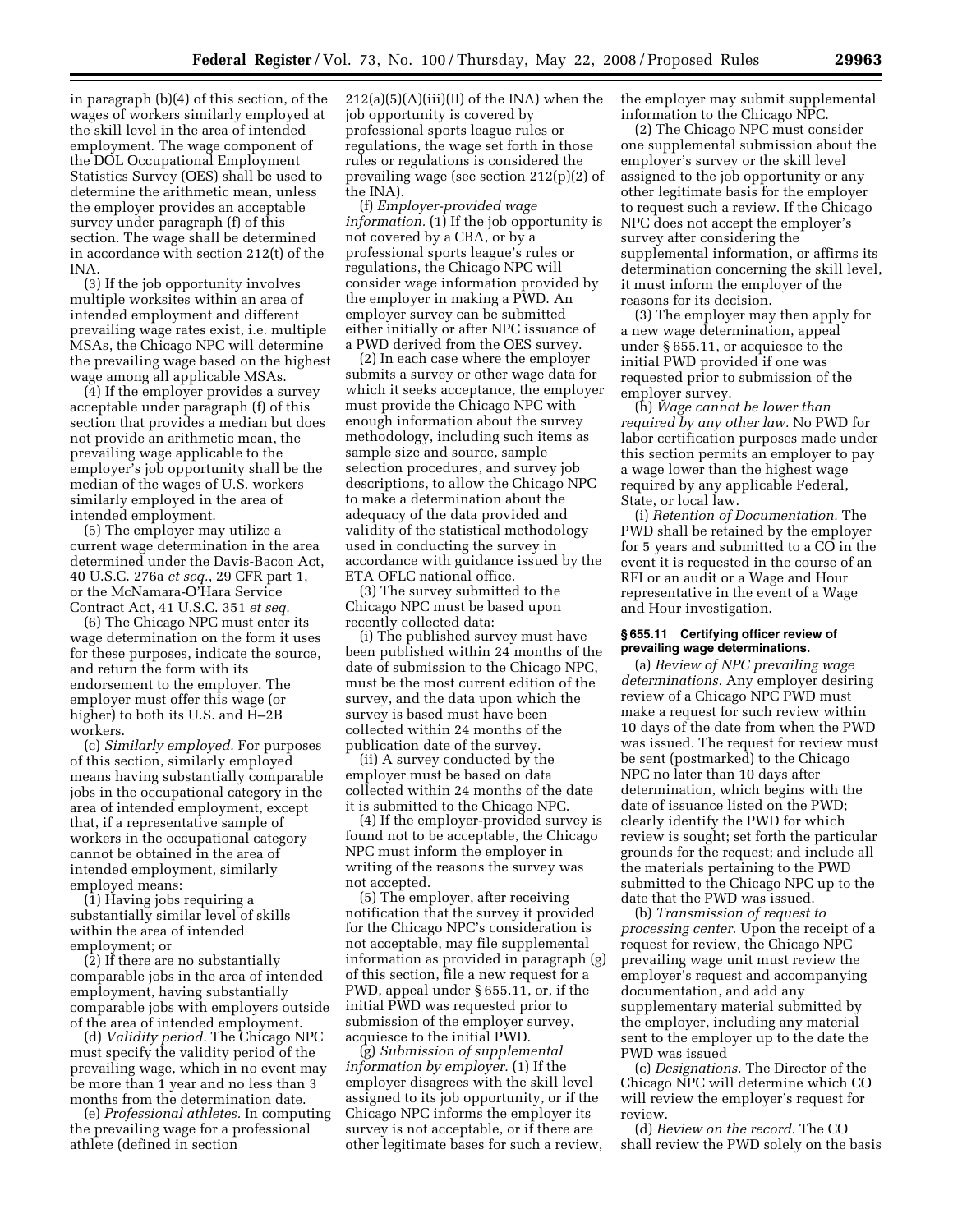in paragraph (b)(4) of this section, of the wages of workers similarly employed at the skill level in the area of intended employment. The wage component of the DOL Occupational Employment Statistics Survey (OES) shall be used to determine the arithmetic mean, unless the employer provides an acceptable survey under paragraph (f) of this section. The wage shall be determined in accordance with section 212(t) of the INA.

(3) If the job opportunity involves multiple worksites within an area of intended employment and different prevailing wage rates exist, i.e. multiple MSAs, the Chicago NPC will determine the prevailing wage based on the highest wage among all applicable MSAs.

(4) If the employer provides a survey acceptable under paragraph (f) of this section that provides a median but does not provide an arithmetic mean, the prevailing wage applicable to the employer's job opportunity shall be the median of the wages of U.S. workers similarly employed in the area of intended employment.

(5) The employer may utilize a current wage determination in the area determined under the Davis-Bacon Act, 40 U.S.C. 276a *et seq.*, 29 CFR part 1, or the McNamara-O'Hara Service Contract Act, 41 U.S.C. 351 *et seq.*

(6) The Chicago NPC must enter its wage determination on the form it uses for these purposes, indicate the source, and return the form with its endorsement to the employer. The employer must offer this wage (or higher) to both its U.S. and H–2B workers.

(c) *Similarly employed.* For purposes of this section, similarly employed means having substantially comparable jobs in the occupational category in the area of intended employment, except that, if a representative sample of workers in the occupational category cannot be obtained in the area of intended employment, similarly employed means:

(1) Having jobs requiring a substantially similar level of skills within the area of intended employment; or

(2) If there are no substantially comparable jobs in the area of intended employment, having substantially comparable jobs with employers outside of the area of intended employment.

(d) *Validity period.* The Chicago NPC must specify the validity period of the prevailing wage, which in no event may be more than 1 year and no less than 3 months from the determination date.

(e) *Professional athletes.* In computing the prevailing wage for a professional athlete (defined in section 212(a)(5)(A)(iii)(II) of the INA) when the job opportunity is covered by professional sports league rules or regulations, the wage set forth in those rules or regulations is considered the prevailing wage (see section 212(p)(2) of the INA).

(f) *Employer-provided wage information.* (1) If the job opportunity is not covered by a CBA, or by a professional sports league's rules or regulations, the Chicago NPC will consider wage information provided by the employer in making a PWD. An employer survey can be submitted either initially or after NPC issuance of a PWD derived from the OES survey.

(2) In each case where the employer submits a survey or other wage data for which it seeks acceptance, the employer must provide the Chicago NPC with enough information about the survey methodology, including such items as sample size and source, sample selection procedures, and survey job descriptions, to allow the Chicago NPC to make a determination about the adequacy of the data provided and validity of the statistical methodology used in conducting the survey in accordance with guidance issued by the ETA OFLC national office.

(3) The survey submitted to the Chicago NPC must be based upon recently collected data:

(i) The published survey must have been published within 24 months of the date of submission to the Chicago NPC, must be the most current edition of the survey, and the data upon which the survey is based must have been collected within 24 months of the publication date of the survey.

(ii) A survey conducted by the employer must be based on data collected within 24 months of the date it is submitted to the Chicago NPC.

(4) If the employer-provided survey is found not to be acceptable, the Chicago NPC must inform the employer in writing of the reasons the survey was not accepted.

(5) The employer, after receiving notification that the survey it provided for the Chicago NPC's consideration is not acceptable, may file supplemental information as provided in paragraph (g) of this section, file a new request for a PWD, appeal under § 655.11, or, if the initial PWD was requested prior to submission of the employer survey, acquiesce to the initial PWD.

(g) *Submission of supplemental information by employer.* (1) If the employer disagrees with the skill level assigned to its job opportunity, or if the Chicago NPC informs the employer its survey is not acceptable, or if there are other legitimate bases for such a review, the employer may submit supplemental information to the Chicago NPC.

(2) The Chicago NPC must consider one supplemental submission about the employer's survey or the skill level assigned to the job opportunity or any other legitimate basis for the employer to request such a review. If the Chicago NPC does not accept the employer's survey after considering the supplemental information, or affirms its determination concerning the skill level, it must inform the employer of the reasons for its decision.

(3) The employer may then apply for a new wage determination, appeal under § 655.11, or acquiesce to the initial PWD provided if one was requested prior to submission of the employer survey.

(h) *Wage cannot be lower than required by any other law.* No PWD for labor certification purposes made under this section permits an employer to pay a wage lower than the highest wage required by any applicable Federal, State, or local law.

(i) *Retention of Documentation.* The PWD shall be retained by the employer for 5 years and submitted to a CO in the event it is requested in the course of an RFI or an audit or a Wage and Hour representative in the event of a Wage and Hour investigation.

### § 655.11 Certifying officer review of prevailing wage determinations.

(a) *Review of NPC prevailing wage determinations.* Any employer desiring review of a Chicago NPC PWD must make a request for such review within 10 days of the date from when the PWD was issued. The request for review must be sent (postmarked) to the Chicago NPC no later than 10 days after determination, which begins with the date of issuance listed on the PWD; clearly identify the PWD for which review is sought; set forth the particular grounds for the request; and include all the materials pertaining to the PWD submitted to the Chicago NPC up to the date that the PWD was issued.

(b) *Transmission of request to processing center.* Upon the receipt of a request for review, the Chicago NPC prevailing wage unit must review the employer's request and accompanying documentation, and add any supplementary material submitted by the employer, including any material sent to the employer up to the date the PWD was issued

(c) *Designations.* The Director of the Chicago NPC will determine which CO will review the employer's request for review.

(d) *Review on the record.* The CO shall review the PWD solely on the basis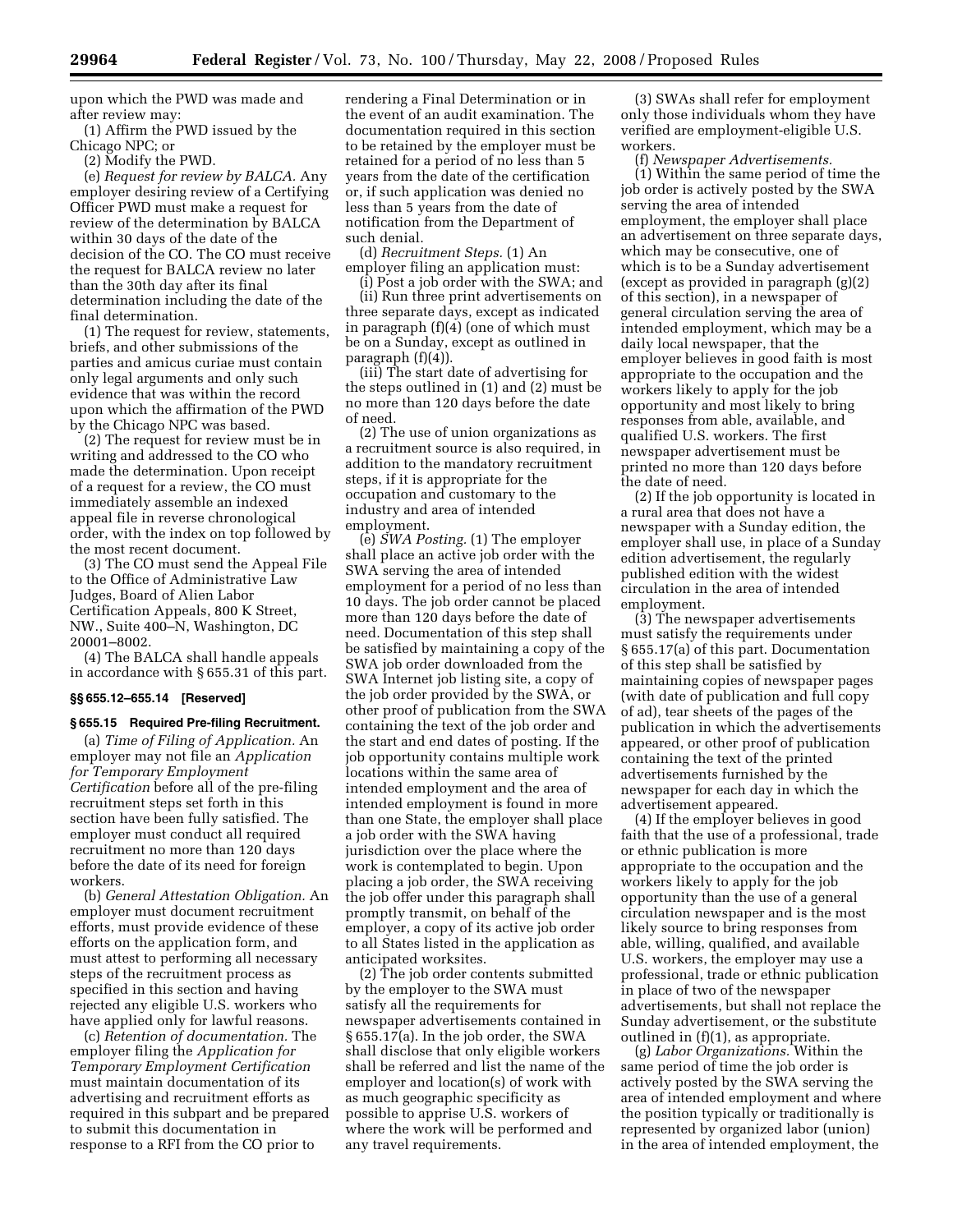upon which the PWD was made and after review may:

(1) Affirm the PWD issued by the Chicago NPC; or

(2) Modify the PWD.

(e) *Request for review by BALCA.* Any employer desiring review of a Certifying Officer PWD must make a request for review of the determination by BALCA within 30 days of the date of the decision of the CO. The CO must receive the request for BALCA review no later than the 30th day after its final determination including the date of the final determination.

(1) The request for review, statements, briefs, and other submissions of the parties and amicus curiae must contain only legal arguments and only such evidence that was within the record upon which the affirmation of the PWD by the Chicago NPC was based.

(2) The request for review must be in writing and addressed to the CO who made the determination. Upon receipt of a request for a review, the CO must immediately assemble an indexed appeal file in reverse chronological order, with the index on top followed by the most recent document.

(3) The CO must send the Appeal File to the Office of Administrative Law Judges, Board of Alien Labor Certification Appeals, 800 K Street, NW., Suite 400–N, Washington, DC 20001–8002.

(4) The BALCA shall handle appeals in accordance with § 655.31 of this part.

### §§ 655.12–655.14 [Reserved]

### § 655.15 Required Pre-filing Recruitment.

(a) *Time of Filing of Application.* An employer may not file an *Application for Temporary Employment Certification* before all of the pre-filing recruitment steps set forth in this section have been fully satisfied. The employer must conduct all required recruitment no more than 120 days before the date of its need for foreign workers.

(b) *General Attestation Obligation.* An employer must document recruitment efforts, must provide evidence of these efforts on the application form, and must attest to performing all necessary steps of the recruitment process as specified in this section and having rejected any eligible U.S. workers who have applied only for lawful reasons.

(c) *Retention of documentation.* The employer filing the *Application for Temporary Employment Certification* must maintain documentation of its advertising and recruitment efforts as required in this subpart and be prepared to submit this documentation in response to a RFI from the CO prior to rendering a Final Determination or in the event of an audit examination. The documentation required in this section to be retained by the employer must be retained for a period of no less than 5 years from the date of the certification or, if such application was denied no less than 5 years from the date of notification from the Department of such denial.

(d) *Recruitment Steps.* (1) An employer filing an application must:

(i) Post a job order with the SWA; and

(ii) Run three print advertisements on three separate days, except as indicated in paragraph (f)(4) (one of which must be on a Sunday, except as outlined in paragraph (f)(4)).

(iii) The start date of advertising for the steps outlined in (1) and (2) must be no more than 120 days before the date of need.

(2) The use of union organizations as a recruitment source is also required, in addition to the mandatory recruitment steps, if it is appropriate for the occupation and customary to the industry and area of intended employment.

(e) *SWA Posting.* (1) The employer shall place an active job order with the SWA serving the area of intended employment for a period of no less than 10 days. The job order cannot be placed more than 120 days before the date of need. Documentation of this step shall be satisfied by maintaining a copy of the SWA job order downloaded from the SWA Internet job listing site, a copy of the job order provided by the SWA, or other proof of publication from the SWA containing the text of the job order and the start and end dates of posting. If the job opportunity contains multiple work locations within the same area of intended employment and the area of intended employment is found in more than one State, the employer shall place a job order with the SWA having jurisdiction over the place where the work is contemplated to begin. Upon placing a job order, the SWA receiving the job offer under this paragraph shall promptly transmit, on behalf of the employer, a copy of its active job order to all States listed in the application as anticipated worksites.

(2) The job order contents submitted by the employer to the SWA must satisfy all the requirements for newspaper advertisements contained in § 655.17(a). In the job order, the SWA shall disclose that only eligible workers shall be referred and list the name of the employer and location(s) of work with as much geographic specificity as possible to apprise U.S. workers of where the work will be performed and any travel requirements.

(3) SWAs shall refer for employment only those individuals whom they have verified are employment-eligible U.S. workers.

(f) *Newspaper Advertisements.* (1) Within the same period of time the job order is actively posted by the SWA serving the area of intended employment, the employer shall place an advertisement on three separate days, which may be consecutive, one of which is to be a Sunday advertisement (except as provided in paragraph (g)(2) of this section), in a newspaper of general circulation serving the area of intended employment, which may be a daily local newspaper, that the employer believes in good faith is most appropriate to the occupation and the workers likely to apply for the job opportunity and most likely to bring responses from able, available, and qualified U.S. workers. The first newspaper advertisement must be printed no more than 120 days before the date of need.

(2) If the job opportunity is located in a rural area that does not have a newspaper with a Sunday edition, the employer shall use, in place of a Sunday edition advertisement, the regularly published edition with the widest circulation in the area of intended employment.

(3) The newspaper advertisements must satisfy the requirements under § 655.17(a) of this part. Documentation of this step shall be satisfied by maintaining copies of newspaper pages (with date of publication and full copy of ad), tear sheets of the pages of the publication in which the advertisements appeared, or other proof of publication containing the text of the printed advertisements furnished by the newspaper for each day in which the advertisement appeared.

(4) If the employer believes in good faith that the use of a professional, trade or ethnic publication is more appropriate to the occupation and the workers likely to apply for the job opportunity than the use of a general circulation newspaper and is the most likely source to bring responses from able, willing, qualified, and available U.S. workers, the employer may use a professional, trade or ethnic publication in place of two of the newspaper advertisements, but shall not replace the Sunday advertisement, or the substitute outlined in (f)(1), as appropriate.

(g) *Labor Organizations.* Within the same period of time the job order is actively posted by the SWA serving the area of intended employment and where the position typically or traditionally is represented by organized labor (union) in the area of intended employment, the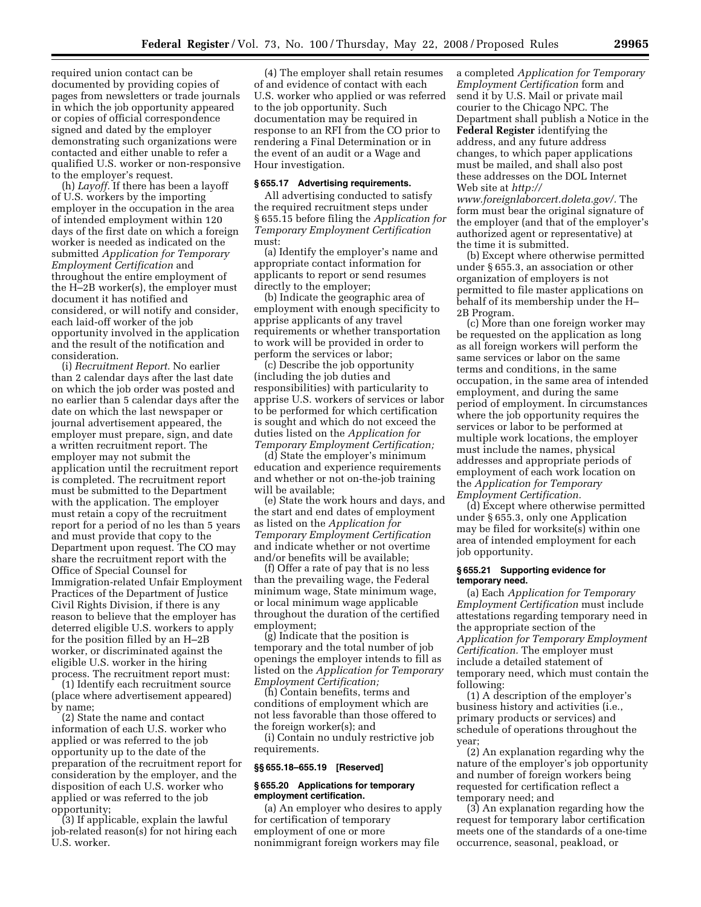required union contact can be documented by providing copies of pages from newsletters or trade journals in which the job opportunity appeared or copies of official correspondence signed and dated by the employer demonstrating such organizations were contacted and either unable to refer a qualified U.S. worker or non-responsive to the employer's request.

(h) *Layoff.* If there has been a layoff of U.S. workers by the importing employer in the occupation in the area of intended employment within 120 days of the first date on which a foreign worker is needed as indicated on the submitted *Application for Temporary Employment Certification* and throughout the entire employment of the H–2B worker(s), the employer must document it has notified and considered, or will notify and consider, each laid-off worker of the job opportunity involved in the application and the result of the notification and consideration.

(i) *Recruitment Report.* No earlier than 2 calendar days after the last date on which the job order was posted and no earlier than 5 calendar days after the date on which the last newspaper or journal advertisement appeared, the employer must prepare, sign, and date a written recruitment report. The employer may not submit the application until the recruitment report is completed. The recruitment report must be submitted to the Department with the application. The employer must retain a copy of the recruitment report for a period of no les than 5 years and must provide that copy to the Department upon request. The CO may share the recruitment report with the Office of Special Counsel for Immigration-related Unfair Employment Practices of the Department of Justice Civil Rights Division, if there is any reason to believe that the employer has deterred eligible U.S. workers to apply for the position filled by an H–2B worker, or discriminated against the eligible U.S. worker in the hiring process. The recruitment report must:

(1) Identify each recruitment source (place where advertisement appeared) by name;

(2) State the name and contact information of each U.S. worker who applied or was referred to the job opportunity up to the date of the preparation of the recruitment report for consideration by the employer, and the disposition of each U.S. worker who applied or was referred to the job opportunity;

(3) If applicable, explain the lawful job-related reason(s) for not hiring each U.S. worker.

(4) The employer shall retain resumes of and evidence of contact with each U.S. worker who applied or was referred to the job opportunity. Such documentation may be required in response to an RFI from the CO prior to rendering a Final Determination or in the event of an audit or a Wage and Hour investigation.

### § 655.17 Advertising requirements.

All advertising conducted to satisfy the required recruitment steps under § 655.15 before filing the *Application for Temporary Employment Certification* must:

(a) Identify the employer's name and appropriate contact information for applicants to report or send resumes directly to the employer;

(b) Indicate the geographic area of employment with enough specificity to apprise applicants of any travel requirements or whether transportation to work will be provided in order to perform the services or labor;

(c) Describe the job opportunity (including the job duties and responsibilities) with particularity to apprise U.S. workers of services or labor to be performed for which certification is sought and which do not exceed the duties listed on the *Application for Temporary Employment Certification;*

(d) State the employer's minimum education and experience requirements and whether or not on-the-job training will be available;

(e) State the work hours and days, and the start and end dates of employment as listed on the *Application for Temporary Employment Certification* and indicate whether or not overtime and/or benefits will be available;

(f) Offer a rate of pay that is no less than the prevailing wage, the Federal minimum wage, State minimum wage, or local minimum wage applicable throughout the duration of the certified employment;

(g) Indicate that the position is temporary and the total number of job openings the employer intends to fill as listed on the *Application for Temporary Employment Certification;*

(h) Contain benefits, terms and conditions of employment which are not less favorable than those offered to the foreign worker(s); and

(i) Contain no unduly restrictive job requirements.

### §§ 655.18–655.19 [Reserved]

### § 655.20 Applications for temporary employment certification.

(a) An employer who desires to apply for certification of temporary employment of one or more nonimmigrant foreign workers may file a completed *Application for Temporary Employment Certification* form and send it by U.S. Mail or private mail courier to the Chicago NPC. The Department shall publish a Notice in the **Federal Register** identifying the address, and any future address changes, to which paper applications must be mailed, and shall also post these addresses on the DOL Internet Web site at *http://www.foreignlaborcert.doleta.gov/*. The form must bear the original signature of the employer (and that of the employer's authorized agent or representative) at the time it is submitted.

(b) Except where otherwise permitted under § 655.3, an association or other organization of employers is not permitted to file master applications on behalf of its membership under the H–2B Program.

(c) More than one foreign worker may be requested on the application as long as all foreign workers will perform the same services or labor on the same terms and conditions, in the same occupation, in the same area of intended employment, and during the same period of employment. In circumstances where the job opportunity requires the services or labor to be performed at multiple work locations, the employer must include the names, physical addresses and appropriate periods of employment of each work location on the *Application for Temporary Employment Certification.*

(d) Except where otherwise permitted under § 655.3, only one Application may be filed for worksite(s) within one area of intended employment for each job opportunity.

### § 655.21 Supporting evidence for temporary need.

(a) Each *Application for Temporary Employment Certification* must include attestations regarding temporary need in the appropriate section of the *Application for Temporary Employment Certification.* The employer must include a detailed statement of temporary need, which must contain the following:

(1) A description of the employer's business history and activities (i.e., primary products or services) and schedule of operations throughout the year;

(2) An explanation regarding why the nature of the employer's job opportunity and number of foreign workers being requested for certification reflect a temporary need; and

(3) An explanation regarding how the request for temporary labor certification meets one of the standards of a one-time occurrence, seasonal, peakload, or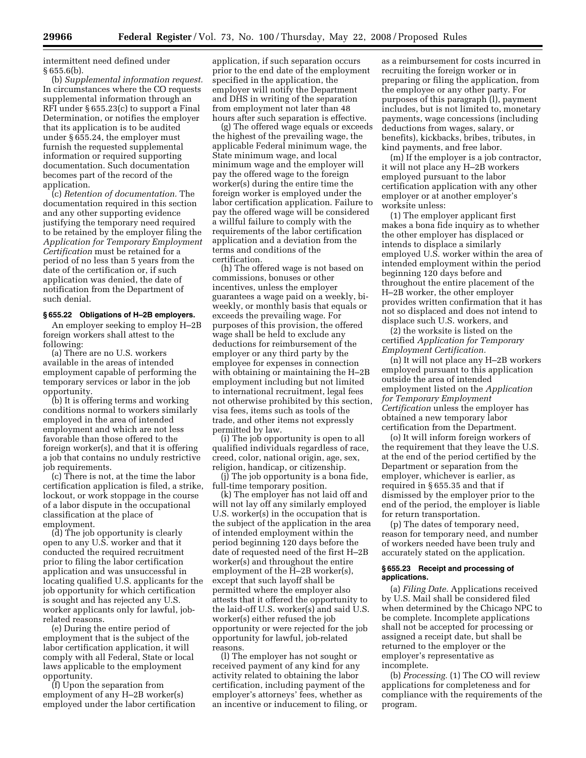intermittent need defined under § 655.6(b).

(b) *Supplemental information request.* In circumstances where the CO requests supplemental information through an RFI under § 655.23(c) to support a Final Determination, or notifies the employer that its application is to be audited under § 655.24, the employer must furnish the requested supplemental information or required supporting documentation. Such documentation becomes part of the record of the application.

(c) *Retention of documentation.* The documentation required in this section and any other supporting evidence justifying the temporary need required to be retained by the employer filing the *Application for Temporary Employment Certification* must be retained for a period of no less than 5 years from the date of the certification or, if such application was denied, the date of notification from the Department of such denial.

### § 655.22 Obligations of H–2B employers.

An employer seeking to employ H–2B foreign workers shall attest to the following:

(a) There are no U.S. workers available in the areas of intended employment capable of performing the temporary services or labor in the job opportunity.

(b) It is offering terms and working conditions normal to workers similarly employed in the area of intended employment and which are not less favorable than those offered to the foreign worker(s), and that it is offering a job that contains no unduly restrictive job requirements.

(c) There is not, at the time the labor certification application is filed, a strike, lockout, or work stoppage in the course of a labor dispute in the occupational classification at the place of employment.

(d) The job opportunity is clearly open to any U.S. worker and that it conducted the required recruitment prior to filing the labor certification application and was unsuccessful in locating qualified U.S. applicants for the job opportunity for which certification is sought and has rejected any U.S. worker applicants only for lawful, job-related reasons.

(e) During the entire period of employment that is the subject of the labor certification application, it will comply with all Federal, State or local laws applicable to the employment opportunity.

(f) Upon the separation from employment of any H–2B worker(s) employed under the labor certification application, if such separation occurs prior to the end date of the employment specified in the application, the employer will notify the Department and DHS in writing of the separation from employment not later than 48 hours after such separation is effective.

(g) The offered wage equals or exceeds the highest of the prevailing wage, the applicable Federal minimum wage, the State minimum wage, and local minimum wage and the employer will pay the offered wage to the foreign worker(s) during the entire time the foreign worker is employed under the labor certification application. Failure to pay the offered wage will be considered a willful failure to comply with the requirements of the labor certification application and a deviation from the terms and conditions of the certification.

(h) The offered wage is not based on commissions, bonuses or other incentives, unless the employer guarantees a wage paid on a weekly, bi-weekly, or monthly basis that equals or exceeds the prevailing wage. For purposes of this provision, the offered wage shall be held to exclude any deductions for reimbursement of the employer or any third party by the employee for expenses in connection with obtaining or maintaining the H–2B employment including but not limited to international recruitment, legal fees not otherwise prohibited by this section, visa fees, items such as tools of the trade, and other items not expressly permitted by law.

(i) The job opportunity is open to all qualified individuals regardless of race, creed, color, national origin, age, sex, religion, handicap, or citizenship.

(j) The job opportunity is a bona fide, full-time temporary position.

(k) The employer has not laid off and will not lay off any similarly employed U.S. worker(s) in the occupation that is the subject of the application in the area of intended employment within the period beginning 120 days before the date of requested need of the first H–2B worker(s) and throughout the entire employment of the H–2B worker(s), except that such layoff shall be permitted where the employer also attests that it offered the opportunity to the laid-off U.S. worker(s) and said U.S. worker(s) either refused the job opportunity or were rejected for the job opportunity for lawful, job-related reasons.

(l) The employer has not sought or received payment of any kind for any activity related to obtaining the labor certification, including payment of the employer's attorneys' fees, whether as an incentive or inducement to filing, or as a reimbursement for costs incurred in recruiting the foreign worker or in preparing or filing the application, from the employee or any other party. For purposes of this paragraph (l), payment includes, but is not limited to, monetary payments, wage concessions (including deductions from wages, salary, or benefits), kickbacks, bribes, tributes, in kind payments, and free labor.

(m) If the employer is a job contractor, it will not place any H–2B workers employed pursuant to the labor certification application with any other employer or at another employer's worksite unless:

(1) The employer applicant first makes a bona fide inquiry as to whether the other employer has displaced or intends to displace a similarly employed U.S. worker within the area of intended employment within the period beginning 120 days before and throughout the entire placement of the H–2B worker, the other employer provides written confirmation that it has not so displaced and does not intend to displace such U.S. workers, and

(2) the worksite is listed on the certified *Application for Temporary Employment Certification.*

(n) It will not place any H–2B workers employed pursuant to this application outside the area of intended employment listed on the *Application for Temporary Employment Certification* unless the employer has obtained a new temporary labor certification from the Department.

(o) It will inform foreign workers of the requirement that they leave the U.S. at the end of the period certified by the Department or separation from the employer, whichever is earlier, as required in § 655.35 and that if dismissed by the employer prior to the end of the period, the employer is liable for return transportation.

(p) The dates of temporary need, reason for temporary need, and number of workers needed have been truly and accurately stated on the application.

### § 655.23 Receipt and processing of applications.

(a) *Filing Date.* Applications received by U.S. Mail shall be considered filed when determined by the Chicago NPC to be complete. Incomplete applications shall not be accepted for processing or assigned a receipt date, but shall be returned to the employer or the employer's representative as incomplete.

(b) *Processing.* (1) The CO will review applications for completeness and for compliance with the requirements of the program.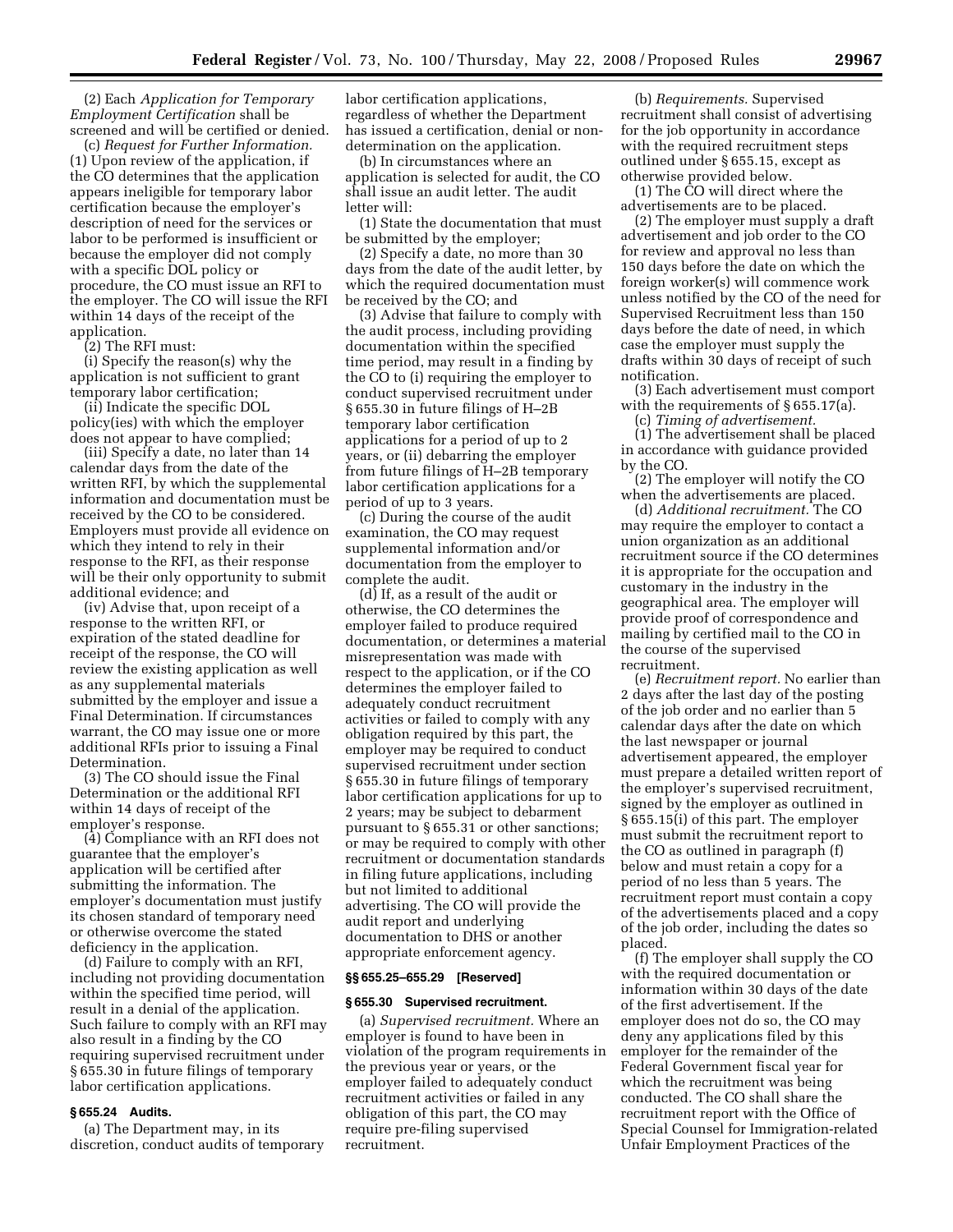(2) Each *Application for Temporary Employment Certification* shall be screened and will be certified or denied.

(c) *Request for Further Information.* (1) Upon review of the application, if the CO determines that the application appears ineligible for temporary labor certification because the employer's description of need for the services or labor to be performed is insufficient or because the employer did not comply with a specific DOL policy or procedure, the CO must issue an RFI to the employer. The CO will issue the RFI within 14 days of the receipt of the application.

(2) The RFI must:

(i) Specify the reason(s) why the application is not sufficient to grant temporary labor certification;

(ii) Indicate the specific DOL policy(ies) with which the employer does not appear to have complied;

(iii) Specify a date, no later than 14 calendar days from the date of the written RFI, by which the supplemental information and documentation must be received by the CO to be considered. Employers must provide all evidence on which they intend to rely in their response to the RFI, as their response will be their only opportunity to submit additional evidence; and

(iv) Advise that, upon receipt of a response to the written RFI, or expiration of the stated deadline for receipt of the response, the CO will review the existing application as well as any supplemental materials submitted by the employer and issue a Final Determination. If circumstances warrant, the CO may issue one or more additional RFIs prior to issuing a Final Determination.

(3) The CO should issue the Final Determination or the additional RFI within 14 days of receipt of the employer's response.

(4) Compliance with an RFI does not guarantee that the employer's application will be certified after submitting the information. The employer's documentation must justify its chosen standard of temporary need or otherwise overcome the stated deficiency in the application.

(d) Failure to comply with an RFI, including not providing documentation within the specified time period, will result in a denial of the application. Such failure to comply with an RFI may also result in a finding by the CO requiring supervised recruitment under § 655.30 in future filings of temporary labor certification applications.

### § 655.24 Audits.

(a) The Department may, in its discretion, conduct audits of temporary labor certification applications, regardless of whether the Department has issued a certification, denial or non-determination on the application.

(b) In circumstances where an application is selected for audit, the CO shall issue an audit letter. The audit letter will:

(1) State the documentation that must be submitted by the employer;

(2) Specify a date, no more than 30 days from the date of the audit letter, by which the required documentation must be received by the CO; and

(3) Advise that failure to comply with the audit process, including providing documentation within the specified time period, may result in a finding by the CO to (i) requiring the employer to conduct supervised recruitment under § 655.30 in future filings of H–2B temporary labor certification applications for a period of up to 2 years, or (ii) debarring the employer from future filings of H–2B temporary labor certification applications for a period of up to 3 years.

(c) During the course of the audit examination, the CO may request supplemental information and/or documentation from the employer to complete the audit.

(d) If, as a result of the audit or otherwise, the CO determines the employer failed to produce required documentation, or determines a material misrepresentation was made with respect to the application, or if the CO determines the employer failed to adequately conduct recruitment activities or failed to comply with any obligation required by this part, the employer may be required to conduct supervised recruitment under section § 655.30 in future filings of temporary labor certification applications for up to 2 years; may be subject to debarment pursuant to § 655.31 or other sanctions; or may be required to comply with other recruitment or documentation standards in filing future applications, including but not limited to additional advertising. The CO will provide the audit report and underlying documentation to DHS or another appropriate enforcement agency.

### §§ 655.25–655.29 [Reserved]

### § 655.30 Supervised recruitment.

(a) *Supervised recruitment.* Where an employer is found to have been in violation of the program requirements in the previous year or years, or the employer failed to adequately conduct recruitment activities or failed in any obligation of this part, the CO may require pre-filing supervised recruitment.

(b) *Requirements.* Supervised recruitment shall consist of advertising for the job opportunity in accordance with the required recruitment steps outlined under § 655.15, except as otherwise provided below.

(1) The CO will direct where the advertisements are to be placed.

(2) The employer must supply a draft advertisement and job order to the CO for review and approval no less than 150 days before the date on which the foreign worker(s) will commence work unless notified by the CO of the need for Supervised Recruitment less than 150 days before the date of need, in which case the employer must supply the drafts within 30 days of receipt of such notification.

(3) Each advertisement must comport with the requirements of § 655.17(a).

(c) *Timing of advertisement.*

(1) The advertisement shall be placed in accordance with guidance provided by the CO.

(2) The employer will notify the CO when the advertisements are placed.

(d) *Additional recruitment.* The CO may require the employer to contact a union organization as an additional recruitment source if the CO determines it is appropriate for the occupation and customary in the industry in the geographical area. The employer will provide proof of correspondence and mailing by certified mail to the CO in the course of the supervised recruitment.

(e) *Recruitment report.* No earlier than 2 days after the last day of the posting of the job order and no earlier than 5 calendar days after the date on which the last newspaper or journal advertisement appeared, the employer must prepare a detailed written report of the employer's supervised recruitment, signed by the employer as outlined in § 655.15(i) of this part. The employer must submit the recruitment report to the CO as outlined in paragraph (f) below and must retain a copy for a period of no less than 5 years. The recruitment report must contain a copy of the advertisements placed and a copy of the job order, including the dates so placed.

(f) The employer shall supply the CO with the required documentation or information within 30 days of the date of the first advertisement. If the employer does not do so, the CO may deny any applications filed by this employer for the remainder of the Federal Government fiscal year for which the recruitment was being conducted. The CO shall share the recruitment report with the Office of Special Counsel for Immigration-related Unfair Employment Practices of the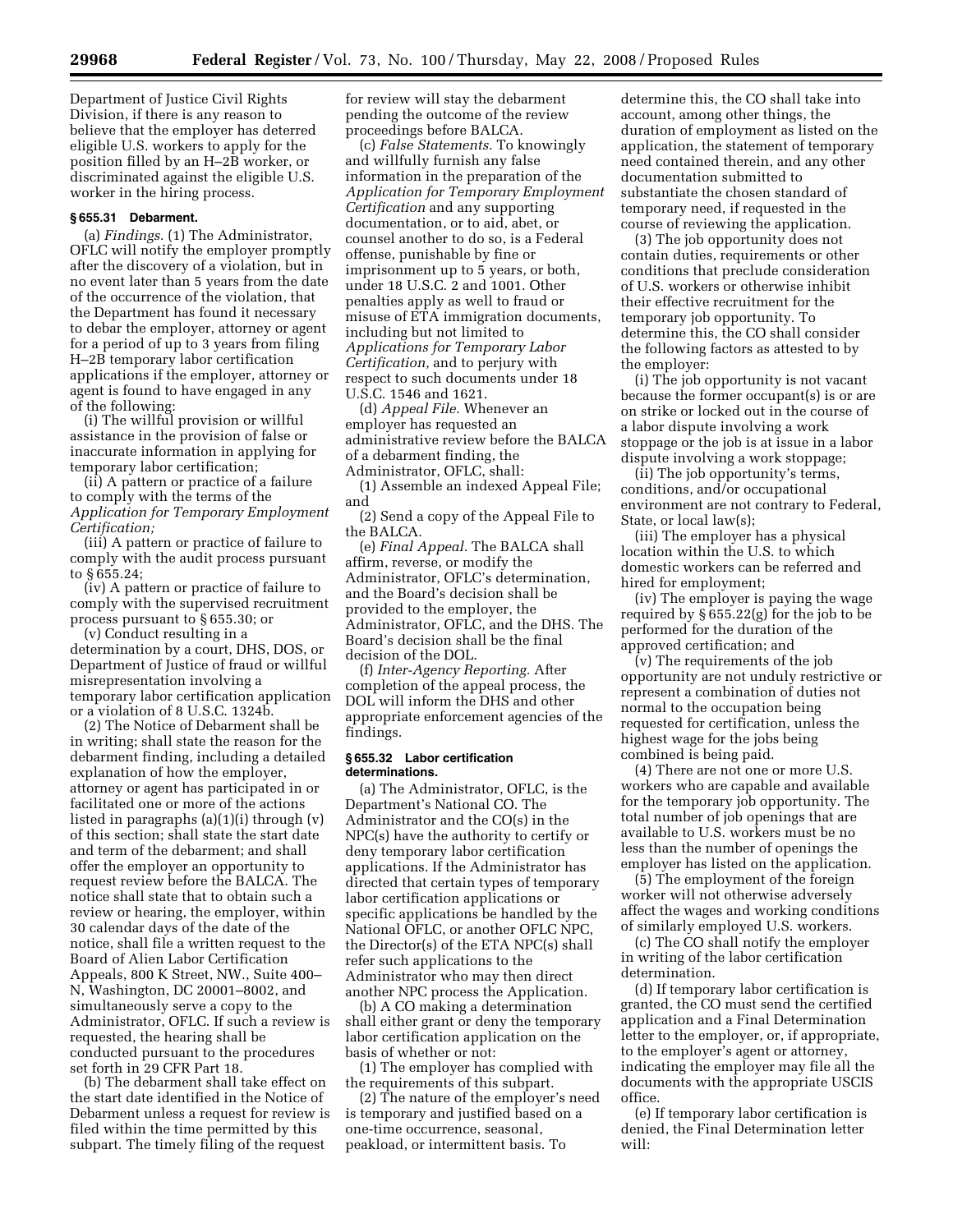Department of Justice Civil Rights Division, if there is any reason to believe that the employer has deterred eligible U.S. workers to apply for the position filled by an H–2B worker, or discriminated against the eligible U.S. worker in the hiring process.

### § 655.31 Debarment.

(a) *Findings.* (1) The Administrator, OFLC will notify the employer promptly after the discovery of a violation, but in no event later than 5 years from the date of the occurrence of the violation, that the Department has found it necessary to debar the employer, attorney or agent for a period of up to 3 years from filing H–2B temporary labor certification applications if the employer, attorney or agent is found to have engaged in any of the following:

(i) The willful provision or willful assistance in the provision of false or inaccurate information in applying for temporary labor certification;

(ii) A pattern or practice of a failure to comply with the terms of the *Application for Temporary Employment Certification;*

(iii) A pattern or practice of failure to comply with the audit process pursuant to § 655.24;

(iv) A pattern or practice of failure to comply with the supervised recruitment process pursuant to § 655.30; or

(v) Conduct resulting in a determination by a court, DHS, DOS, or Department of Justice of fraud or willful misrepresentation involving a temporary labor certification application or a violation of 8 U.S.C. 1324b.

(2) The Notice of Debarment shall be in writing; shall state the reason for the debarment finding, including a detailed explanation of how the employer, attorney or agent has participated in or facilitated one or more of the actions listed in paragraphs (a)(1)(i) through (v) of this section; shall state the start date and term of the debarment; and shall offer the employer an opportunity to request review before the BALCA. The notice shall state that to obtain such a review or hearing, the employer, within 30 calendar days of the date of the notice, shall file a written request to the Board of Alien Labor Certification Appeals, 800 K Street, NW., Suite 400–N, Washington, DC 20001–8002, and simultaneously serve a copy to the Administrator, OFLC. If such a review is requested, the hearing shall be conducted pursuant to the procedures set forth in 29 CFR Part 18.

(b) The debarment shall take effect on the start date identified in the Notice of Debarment unless a request for review is filed within the time permitted by this subpart. The timely filing of the request for review will stay the debarment pending the outcome of the review proceedings before BALCA.

(c) *False Statements.* To knowingly and willfully furnish any false information in the preparation of the *Application for Temporary Employment Certification* and any supporting documentation, or to aid, abet, or counsel another to do so, is a Federal offense, punishable by fine or imprisonment up to 5 years, or both, under 18 U.S.C. 2 and 1001. Other penalties apply as well to fraud or misuse of ETA immigration documents, including but not limited to *Applications for Temporary Labor Certification,* and to perjury with respect to such documents under 18 U.S.C. 1546 and 1621.

(d) *Appeal File.* Whenever an employer has requested an administrative review before the BALCA of a debarment finding, the Administrator, OFLC, shall:

(1) Assemble an indexed Appeal File; and

(2) Send a copy of the Appeal File to the BALCA.

(e) *Final Appeal.* The BALCA shall affirm, reverse, or modify the Administrator, OFLC's determination, and the Board's decision shall be provided to the employer, the Administrator, OFLC, and the DHS. The Board's decision shall be the final decision of the DOL.

(f) *Inter-Agency Reporting.* After completion of the appeal process, the DOL will inform the DHS and other appropriate enforcement agencies of the findings.

### § 655.32 Labor certification determinations.

(a) The Administrator, OFLC, is the Department's National CO. The Administrator and the CO(s) in the NPC(s) have the authority to certify or deny temporary labor certification applications. If the Administrator has directed that certain types of temporary labor certification applications or specific applications be handled by the National OFLC, or another OFLC NPC, the Director(s) of the ETA NPC(s) shall refer such applications to the Administrator who may then direct another NPC process the Application.

(b) A CO making a determination shall either grant or deny the temporary labor certification application on the basis of whether or not:

(1) The employer has complied with the requirements of this subpart.

(2) The nature of the employer's need is temporary and justified based on a one-time occurrence, seasonal, peakload, or intermittent basis. To determine this, the CO shall take into account, among other things, the duration of employment as listed on the application, the statement of temporary need contained therein, and any other documentation submitted to substantiate the chosen standard of temporary need, if requested in the course of reviewing the application.

(3) The job opportunity does not contain duties, requirements or other conditions that preclude consideration of U.S. workers or otherwise inhibit their effective recruitment for the temporary job opportunity. To determine this, the CO shall consider the following factors as attested to by the employer:

(i) The job opportunity is not vacant because the former occupant(s) is or are on strike or locked out in the course of a labor dispute involving a work stoppage or the job is at issue in a labor dispute involving a work stoppage;

(ii) The job opportunity's terms, conditions, and/or occupational environment are not contrary to Federal, State, or local law(s);

(iii) The employer has a physical location within the U.S. to which domestic workers can be referred and hired for employment;

(iv) The employer is paying the wage required by § 655.22(g) for the job to be performed for the duration of the approved certification; and

(v) The requirements of the job opportunity are not unduly restrictive or represent a combination of duties not normal to the occupation being requested for certification, unless the highest wage for the jobs being combined is being paid.

(4) There are not one or more U.S. workers who are capable and available for the temporary job opportunity. The total number of job openings that are available to U.S. workers must be no less than the number of openings the employer has listed on the application.

(5) The employment of the foreign worker will not otherwise adversely affect the wages and working conditions of similarly employed U.S. workers.

(c) The CO shall notify the employer in writing of the labor certification determination.

(d) If temporary labor certification is granted, the CO must send the certified application and a Final Determination letter to the employer, or, if appropriate, to the employer's agent or attorney, indicating the employer may file all the documents with the appropriate USCIS office.

(e) If temporary labor certification is denied, the Final Determination letter will: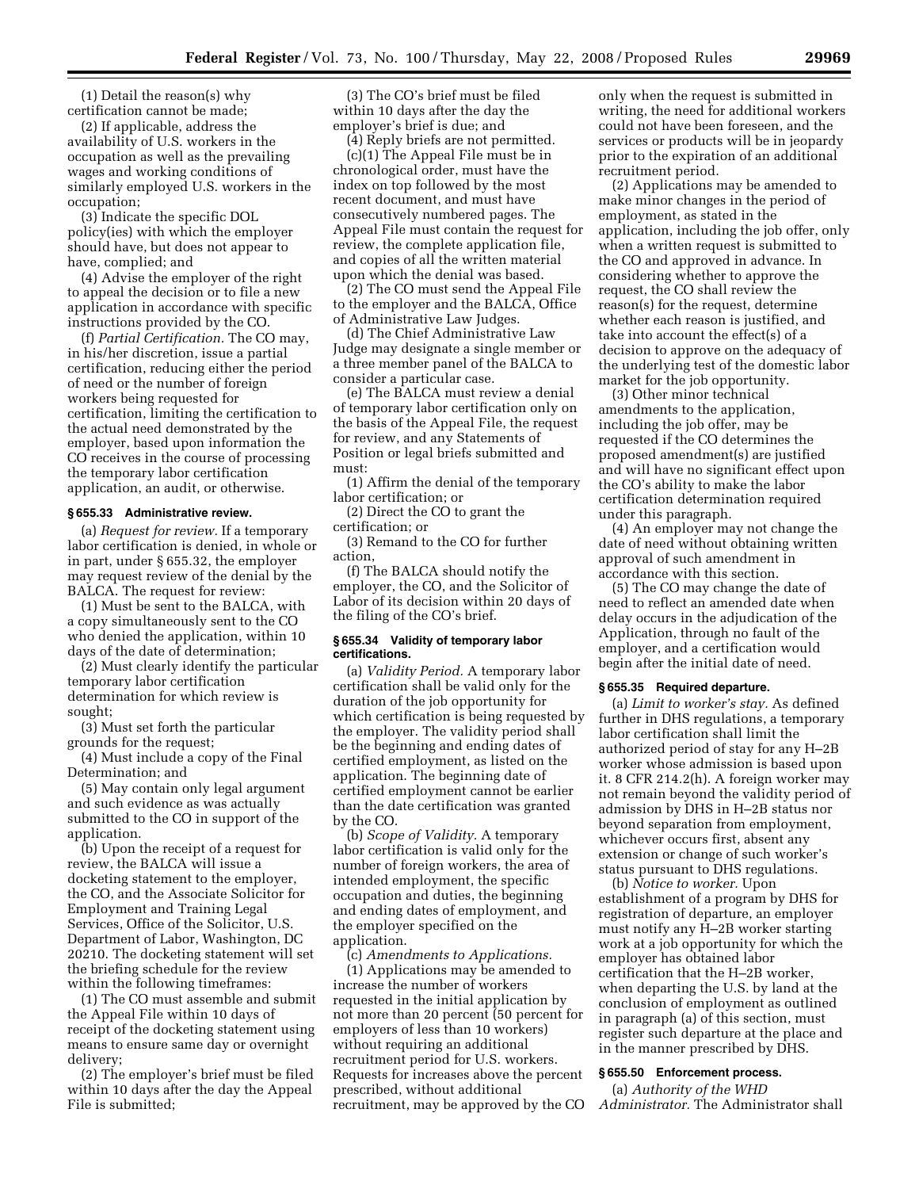(1) Detail the reason(s) why certification cannot be made;

(2) If applicable, address the availability of U.S. workers in the occupation as well as the prevailing wages and working conditions of similarly employed U.S. workers in the occupation;

(3) Indicate the specific DOL policy(ies) with which the employer should have, but does not appear to have, complied; and

(4) Advise the employer of the right to appeal the decision or to file a new application in accordance with specific instructions provided by the CO.

(f) *Partial Certification.* The CO may, in his/her discretion, issue a partial certification, reducing either the period of need or the number of foreign workers being requested for certification, limiting the certification to the actual need demonstrated by the employer, based upon information the CO receives in the course of processing the temporary labor certification application, an audit, or otherwise.

### § 655.33 Administrative review.

(a) *Request for review.* If a temporary labor certification is denied, in whole or in part, under § 655.32, the employer may request review of the denial by the BALCA. The request for review:

(1) Must be sent to the BALCA, with a copy simultaneously sent to the CO who denied the application, within 10 days of the date of determination;

(2) Must clearly identify the particular temporary labor certification determination for which review is sought;

(3) Must set forth the particular grounds for the request;

(4) Must include a copy of the Final Determination; and

(5) May contain only legal argument and such evidence as was actually submitted to the CO in support of the application.

(b) Upon the receipt of a request for review, the BALCA will issue a docketing statement to the employer, the CO, and the Associate Solicitor for Employment and Training Legal Services, Office of the Solicitor, U.S. Department of Labor, Washington, DC 20210. The docketing statement will set the briefing schedule for the review within the following timeframes:

(1) The CO must assemble and submit the Appeal File within 10 days of receipt of the docketing statement using means to ensure same day or overnight delivery;

(2) The employer's brief must be filed within 10 days after the day the Appeal File is submitted;

(3) The CO's brief must be filed within 10 days after the day the employer's brief is due; and

(4) Reply briefs are not permitted.

(c)(1) The Appeal File must be in chronological order, must have the index on top followed by the most recent document, and must have consecutively numbered pages. The Appeal File must contain the request for review, the complete application file, and copies of all the written material upon which the denial was based.

(2) The CO must send the Appeal File to the employer and the BALCA, Office of Administrative Law Judges.

(d) The Chief Administrative Law Judge may designate a single member or a three member panel of the BALCA to consider a particular case.

(e) The BALCA must review a denial of temporary labor certification only on the basis of the Appeal File, the request for review, and any Statements of Position or legal briefs submitted and must:

(1) Affirm the denial of the temporary labor certification; or

(2) Direct the CO to grant the certification; or

(3) Remand to the CO for further action,

(f) The BALCA should notify the employer, the CO, and the Solicitor of Labor of its decision within 20 days of the filing of the CO's brief.

### § 655.34 Validity of temporary labor certifications.

(a) *Validity Period.* A temporary labor certification shall be valid only for the duration of the job opportunity for which certification is being requested by the employer. The validity period shall be the beginning and ending dates of certified employment, as listed on the application. The beginning date of certified employment cannot be earlier than the date certification was granted by the CO.

(b) *Scope of Validity.* A temporary labor certification is valid only for the number of foreign workers, the area of intended employment, the specific occupation and duties, the beginning and ending dates of employment, and the employer specified on the application.

(c) *Amendments to Applications.*

(1) Applications may be amended to increase the number of workers requested in the initial application by not more than 20 percent (50 percent for employers of less than 10 workers) without requiring an additional recruitment period for U.S. workers. Requests for increases above the percent prescribed, without additional recruitment, may be approved by the CO only when the request is submitted in writing, the need for additional workers could not have been foreseen, and the services or products will be in jeopardy prior to the expiration of an additional recruitment period.

(2) Applications may be amended to make minor changes in the period of employment, as stated in the application, including the job offer, only when a written request is submitted to the CO and approved in advance. In considering whether to approve the request, the CO shall review the reason(s) for the request, determine whether each reason is justified, and take into account the effect(s) of a decision to approve on the adequacy of the underlying test of the domestic labor market for the job opportunity.

(3) Other minor technical amendments to the application, including the job offer, may be requested if the CO determines the proposed amendment(s) are justified and will have no significant effect upon the CO's ability to make the labor certification determination required under this paragraph.

(4) An employer may not change the date of need without obtaining written approval of such amendment in accordance with this section.

(5) The CO may change the date of need to reflect an amended date when delay occurs in the adjudication of the Application, through no fault of the employer, and a certification would begin after the initial date of need.

### § 655.35 Required departure.

(a) *Limit to worker's stay.* As defined further in DHS regulations, a temporary labor certification shall limit the authorized period of stay for any H–2B worker whose admission is based upon it. 8 CFR 214.2(h). A foreign worker may not remain beyond the validity period of admission by DHS in H–2B status nor beyond separation from employment, whichever occurs first, absent any extension or change of such worker's status pursuant to DHS regulations.

(b) *Notice to worker.* Upon establishment of a program by DHS for registration of departure, an employer must notify any H–2B worker starting work at a job opportunity for which the employer has obtained labor certification that the H–2B worker, when departing the U.S. by land at the conclusion of employment as outlined in paragraph (a) of this section, must register such departure at the place and in the manner prescribed by DHS.

### § 655.50 Enforcement process.

(a) *Authority of the WHD Administrator.* The Administrator shall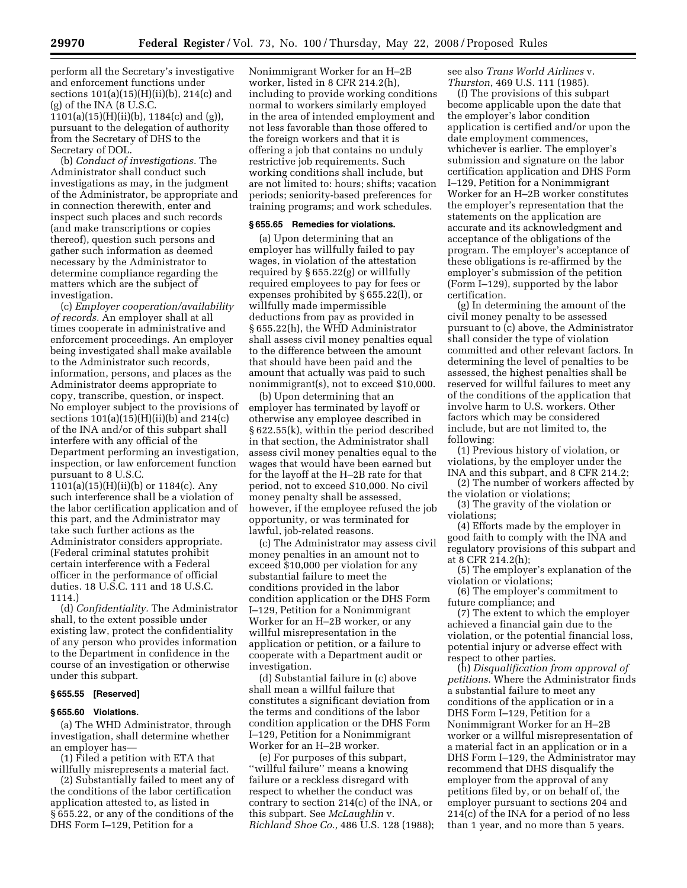perform all the Secretary's investigative and enforcement functions under sections 101(a)(15)(H)(ii)(b), 214(c) and (g) of the INA (8 U.S.C. 1101(a)(15)(H)(ii)(b), 1184(c) and (g)), pursuant to the delegation of authority from the Secretary of DHS to the Secretary of DOL.

(b) *Conduct of investigations.* The Administrator shall conduct such investigations as may, in the judgment of the Administrator, be appropriate and in connection therewith, enter and inspect such places and such records (and make transcriptions or copies thereof), question such persons and gather such information as deemed necessary by the Administrator to determine compliance regarding the matters which are the subject of investigation.

(c) *Employer cooperation/availability of records.* An employer shall at all times cooperate in administrative and enforcement proceedings. An employer being investigated shall make available to the Administrator such records, information, persons, and places as the Administrator deems appropriate to copy, transcribe, question, or inspect. No employer subject to the provisions of sections 101(a)(15)(H)(ii)(b) and 214(c) of the INA and/or of this subpart shall interfere with any official of the Department performing an investigation, inspection, or law enforcement function pursuant to 8 U.S.C. 1101(a)(15)(H)(ii)(b) or 1184(c). Any such interference shall be a violation of the labor certification application and of this part, and the Administrator may take such further actions as the Administrator considers appropriate. (Federal criminal statutes prohibit certain interference with a Federal officer in the performance of official duties. 18 U.S.C. 111 and 18 U.S.C. 1114.)

(d) *Confidentiality.* The Administrator shall, to the extent possible under existing law, protect the confidentiality of any person who provides information to the Department in confidence in the course of an investigation or otherwise under this subpart.

### § 655.55 [Reserved]

### § 655.60 Violations.

(a) The WHD Administrator, through investigation, shall determine whether an employer has—

(1) Filed a petition with ETA that willfully misrepresents a material fact.

(2) Substantially failed to meet any of the conditions of the labor certification application attested to, as listed in § 655.22, or any of the conditions of the DHS Form I–129, Petition for a Nonimmigrant Worker for an H–2B worker, listed in 8 CFR 214.2(h), including to provide working conditions normal to workers similarly employed in the area of intended employment and not less favorable than those offered to the foreign workers and that it is offering a job that contains no unduly restrictive job requirements. Such working conditions shall include, but are not limited to: hours; shifts; vacation periods; seniority-based preferences for training programs; and work schedules.

### § 655.65 Remedies for violations.

(a) Upon determining that an employer has willfully failed to pay wages, in violation of the attestation required by § 655.22(g) or willfully required employees to pay for fees or expenses prohibited by § 655.22(l), or willfully made impermissible deductions from pay as provided in § 655.22(h), the WHD Administrator shall assess civil money penalties equal to the difference between the amount that should have been paid and the amount that actually was paid to such nonimmigrant(s), not to exceed $10,000.

(b) Upon determining that an employer has terminated by layoff or otherwise any employee described in § 622.55(k), within the period described in that section, the Administrator shall assess civil money penalties equal to the wages that would have been earned but for the layoff at the H–2B rate for that period, not to exceed $10,000. No civil money penalty shall be assessed, however, if the employee refused the job opportunity, or was terminated for lawful, job-related reasons.

(c) The Administrator may assess civil money penalties in an amount not to exceed $10,000 per violation for any substantial failure to meet the conditions provided in the labor condition application or the DHS Form I–129, Petition for a Nonimmigrant Worker for an H–2B worker, or any willful misrepresentation in the application or petition, or a failure to cooperate with a Department audit or investigation.

(d) Substantial failure in (c) above shall mean a willful failure that constitutes a significant deviation from the terms and conditions of the labor condition application or the DHS Form I–129, Petition for a Nonimmigrant Worker for an H–2B worker.

(e) For purposes of this subpart, "willful failure" means a knowing failure or a reckless disregard with respect to whether the conduct was contrary to section 214(c) of the INA, or this subpart. See *McLaughlin* v. *Richland Shoe Co.,* 486 U.S. 128 (1988); see also *Trans World Airlines* v. *Thurston*, 469 U.S. 111 (1985).

(f) The provisions of this subpart become applicable upon the date that the employer's labor condition application is certified and/or upon the date employment commences, whichever is earlier. The employer's submission and signature on the labor certification application and DHS Form I–129, Petition for a Nonimmigrant Worker for an H–2B worker constitutes the employer's representation that the statements on the application are accurate and its acknowledgment and acceptance of the obligations of the program. The employer's acceptance of these obligations is re-affirmed by the employer's submission of the petition (Form I–129), supported by the labor certification.

(g) In determining the amount of the civil money penalty to be assessed pursuant to (c) above, the Administrator shall consider the type of violation committed and other relevant factors. In determining the level of penalties to be assessed, the highest penalties shall be reserved for willful failures to meet any of the conditions of the application that involve harm to U.S. workers. Other factors which may be considered include, but are not limited to, the following:

(1) Previous history of violation, or violations, by the employer under the INA and this subpart, and 8 CFR 214.2;

(2) The number of workers affected by the violation or violations;

(3) The gravity of the violation or violations;

(4) Efforts made by the employer in good faith to comply with the INA and regulatory provisions of this subpart and at 8 CFR 214.2(h);

(5) The employer's explanation of the violation or violations;

(6) The employer's commitment to future compliance; and

(7) The extent to which the employer achieved a financial gain due to the violation, or the potential financial loss, potential injury or adverse effect with respect to other parties.

(h) *Disqualification from approval of petitions.* Where the Administrator finds a substantial failure to meet any conditions of the application or in a DHS Form I–129, Petition for a Nonimmigrant Worker for an H–2B worker or a willful misrepresentation of a material fact in an application or in a DHS Form I–129, the Administrator may recommend that DHS disqualify the employer from the approval of any petitions filed by, or on behalf of, the employer pursuant to sections 204 and 214(c) of the INA for a period of no less than 1 year, and no more than 5 years.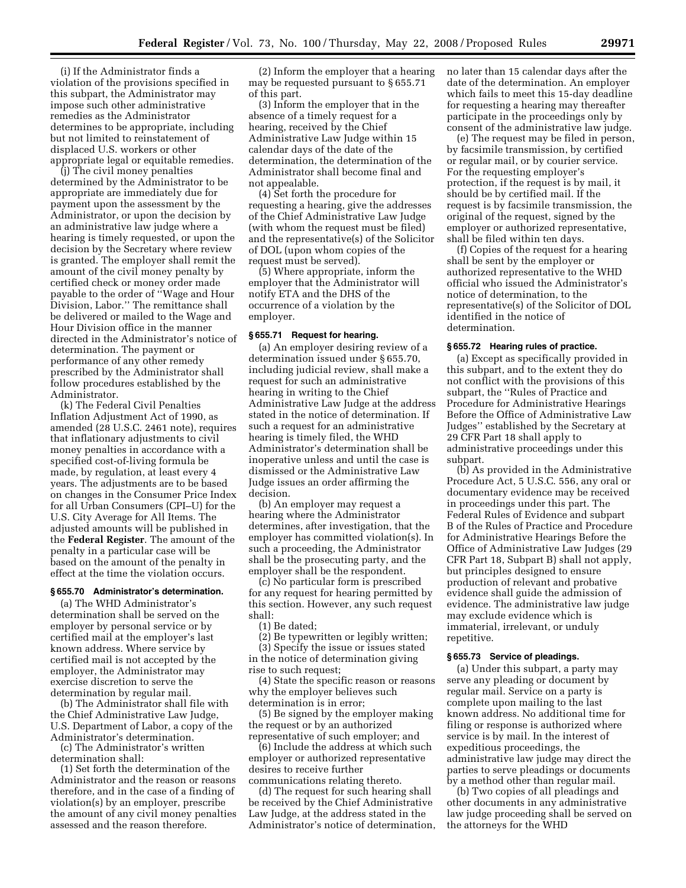(i) If the Administrator finds a violation of the provisions specified in this subpart, the Administrator may impose such other administrative remedies as the Administrator determines to be appropriate, including but not limited to reinstatement of displaced U.S. workers or other appropriate legal or equitable remedies.

(j) The civil money penalties determined by the Administrator to be appropriate are immediately due for payment upon the assessment by the Administrator, or upon the decision by an administrative law judge where a hearing is timely requested, or upon the decision by the Secretary where review is granted. The employer shall remit the amount of the civil money penalty by certified check or money order made payable to the order of ''Wage and Hour Division, Labor.'' The remittance shall be delivered or mailed to the Wage and Hour Division office in the manner directed in the Administrator's notice of determination. The payment or performance of any other remedy prescribed by the Administrator shall follow procedures established by the Administrator.

(k) The Federal Civil Penalties Inflation Adjustment Act of 1990, as amended (28 U.S.C. 2461 note), requires that inflationary adjustments to civil money penalties in accordance with a specified cost-of-living formula be made, by regulation, at least every 4 years. The adjustments are to be based on changes in the Consumer Price Index for all Urban Consumers (CPI–U) for the U.S. City Average for All Items. The adjusted amounts will be published in the **Federal Register**. The amount of the penalty in a particular case will be based on the amount of the penalty in effect at the time the violation occurs.

**§ 655.70 Administrator's determination.**

(a) The WHD Administrator's determination shall be served on the employer by personal service or by certified mail at the employer's last known address. Where service by certified mail is not accepted by the employer, the Administrator may exercise discretion to serve the determination by regular mail.

(b) The Administrator shall file with the Chief Administrative Law Judge, U.S. Department of Labor, a copy of the Administrator's determination.

(c) The Administrator's written determination shall:

(1) Set forth the determination of the Administrator and the reason or reasons therefore, and in the case of a finding of violation(s) by an employer, prescribe the amount of any civil money penalties assessed and the reason therefore.

(2) Inform the employer that a hearing may be requested pursuant to § 655.71 of this part.

(3) Inform the employer that in the absence of a timely request for a hearing, received by the Chief Administrative Law Judge within 15 calendar days of the date of the determination, the determination of the Administrator shall become final and not appealable.

(4) Set forth the procedure for requesting a hearing, give the addresses of the Chief Administrative Law Judge (with whom the request must be filed) and the representative(s) of the Solicitor of DOL (upon whom copies of the request must be served).

(5) Where appropriate, inform the employer that the Administrator will notify ETA and the DHS of the occurrence of a violation by the employer.

**§ 655.71 Request for hearing.**

(a) An employer desiring review of a determination issued under § 655.70, including judicial review, shall make a request for such an administrative hearing in writing to the Chief Administrative Law Judge at the address stated in the notice of determination. If such a request for an administrative hearing is timely filed, the WHD Administrator's determination shall be inoperative unless and until the case is dismissed or the Administrative Law Judge issues an order affirming the decision.

(b) An employer may request a hearing where the Administrator determines, after investigation, that the employer has committed violation(s). In such a proceeding, the Administrator shall be the prosecuting party, and the employer shall be the respondent.

(c) No particular form is prescribed for any request for hearing permitted by this section. However, any such request shall:

(1) Be dated;

(2) Be typewritten or legibly written;

(3) Specify the issue or issues stated in the notice of determination giving rise to such request;

(4) State the specific reason or reasons why the employer believes such determination is in error;

(5) Be signed by the employer making the request or by an authorized representative of such employer; and

(6) Include the address at which such employer or authorized representative desires to receive further communications relating thereto.

(d) The request for such hearing shall be received by the Chief Administrative Law Judge, at the address stated in the Administrator's notice of determination, no later than 15 calendar days after the date of the determination. An employer which fails to meet this 15-day deadline for requesting a hearing may thereafter participate in the proceedings only by consent of the administrative law judge.

(e) The request may be filed in person, by facsimile transmission, by certified or regular mail, or by courier service. For the requesting employer's protection, if the request is by mail, it should be by certified mail. If the request is by facsimile transmission, the original of the request, signed by the employer or authorized representative, shall be filed within ten days.

(f) Copies of the request for a hearing shall be sent by the employer or authorized representative to the WHD official who issued the Administrator's notice of determination, to the representative(s) of the Solicitor of DOL identified in the notice of determination.

**§ 655.72 Hearing rules of practice.**

(a) Except as specifically provided in this subpart, and to the extent they do not conflict with the provisions of this subpart, the ''Rules of Practice and Procedure for Administrative Hearings Before the Office of Administrative Law Judges'' established by the Secretary at 29 CFR Part 18 shall apply to administrative proceedings under this subpart.

(b) As provided in the Administrative Procedure Act, 5 U.S.C. 556, any oral or documentary evidence may be received in proceedings under this part. The Federal Rules of Evidence and subpart B of the Rules of Practice and Procedure for Administrative Hearings Before the Office of Administrative Law Judges (29 CFR Part 18, Subpart B) shall not apply, but principles designed to ensure production of relevant and probative evidence shall guide the admission of evidence. The administrative law judge may exclude evidence which is immaterial, irrelevant, or unduly repetitive.

**§ 655.73 Service of pleadings.**

(a) Under this subpart, a party may serve any pleading or document by regular mail. Service on a party is complete upon mailing to the last known address. No additional time for filing or response is authorized where service is by mail. In the interest of expeditious proceedings, the administrative law judge may direct the parties to serve pleadings or documents by a method other than regular mail.

(b) Two copies of all pleadings and other documents in any administrative law judge proceeding shall be served on the attorneys for the WHD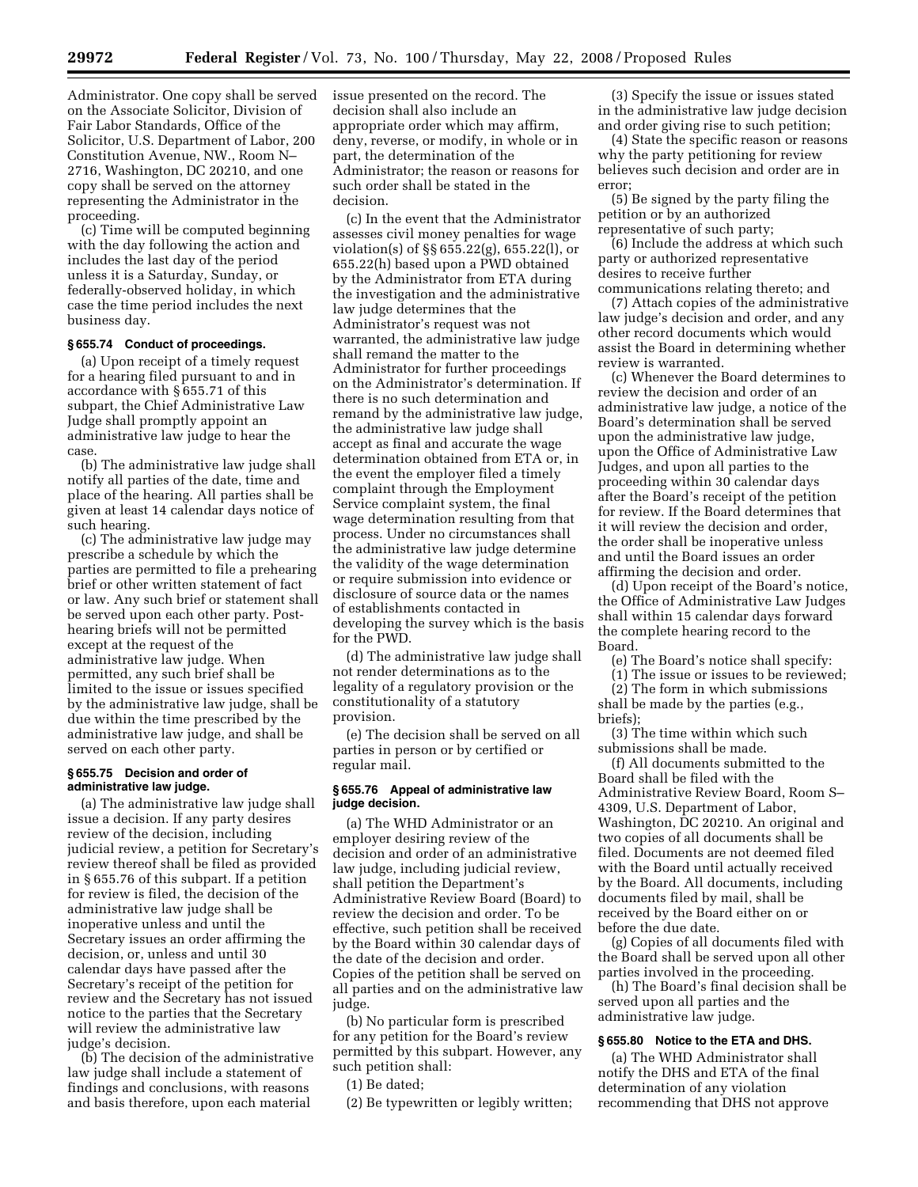Administrator. One copy shall be served on the Associate Solicitor, Division of Fair Labor Standards, Office of the Solicitor, U.S. Department of Labor, 200 Constitution Avenue, NW., Room N–2716, Washington, DC 20210, and one copy shall be served on the attorney representing the Administrator in the proceeding.

(c) Time will be computed beginning with the day following the action and includes the last day of the period unless it is a Saturday, Sunday, or federally-observed holiday, in which case the time period includes the next business day.

### § 655.74 Conduct of proceedings.

(a) Upon receipt of a timely request for a hearing filed pursuant to and in accordance with § 655.71 of this subpart, the Chief Administrative Law Judge shall promptly appoint an administrative law judge to hear the case.

(b) The administrative law judge shall notify all parties of the date, time and place of the hearing. All parties shall be given at least 14 calendar days notice of such hearing.

(c) The administrative law judge may prescribe a schedule by which the parties are permitted to file a prehearing brief or other written statement of fact or law. Any such brief or statement shall be served upon each other party. Post-hearing briefs will not be permitted except at the request of the administrative law judge. When permitted, any such brief shall be limited to the issue or issues specified by the administrative law judge, shall be due within the time prescribed by the administrative law judge, and shall be served on each other party.

### § 655.75 Decision and order of administrative law judge.

(a) The administrative law judge shall issue a decision. If any party desires review of the decision, including judicial review, a petition for Secretary's review thereof shall be filed as provided in § 655.76 of this subpart. If a petition for review is filed, the decision of the administrative law judge shall be inoperative unless and until the Secretary issues an order affirming the decision, or, unless and until 30 calendar days have passed after the Secretary's receipt of the petition for review and the Secretary has not issued notice to the parties that the Secretary will review the administrative law judge's decision.

(b) The decision of the administrative law judge shall include a statement of findings and conclusions, with reasons and basis therefore, upon each material issue presented on the record. The decision shall also include an appropriate order which may affirm, deny, reverse, or modify, in whole or in part, the determination of the Administrator; the reason or reasons for such order shall be stated in the decision.

(c) In the event that the Administrator assesses civil money penalties for wage violation(s) of §§ 655.22(g), 655.22(l), or 655.22(h) based upon a PWD obtained by the Administrator from ETA during the investigation and the administrative law judge determines that the Administrator's request was not warranted, the administrative law judge shall remand the matter to the Administrator for further proceedings on the Administrator's determination. If there is no such determination and remand by the administrative law judge, the administrative law judge shall accept as final and accurate the wage determination obtained from ETA or, in the event the employer filed a timely complaint through the Employment Service complaint system, the final wage determination resulting from that process. Under no circumstances shall the administrative law judge determine the validity of the wage determination or require submission into evidence or disclosure of source data or the names of establishments contacted in developing the survey which is the basis for the PWD.

(d) The administrative law judge shall not render determinations as to the legality of a regulatory provision or the constitutionality of a statutory provision.

(e) The decision shall be served on all parties in person or by certified or regular mail.

### § 655.76 Appeal of administrative law judge decision.

(a) The WHD Administrator or an employer desiring review of the decision and order of an administrative law judge, including judicial review, shall petition the Department's Administrative Review Board (Board) to review the decision and order. To be effective, such petition shall be received by the Board within 30 calendar days of the date of the decision and order. Copies of the petition shall be served on all parties and on the administrative law judge.

(b) No particular form is prescribed for any petition for the Board's review permitted by this subpart. However, any such petition shall:

(1) Be dated;

(2) Be typewritten or legibly written;

(3) Specify the issue or issues stated in the administrative law judge decision and order giving rise to such petition;

(4) State the specific reason or reasons why the party petitioning for review believes such decision and order are in error;

(5) Be signed by the party filing the petition or by an authorized representative of such party;

(6) Include the address at which such party or authorized representative desires to receive further communications relating thereto; and

(7) Attach copies of the administrative law judge's decision and order, and any other record documents which would assist the Board in determining whether review is warranted.

(c) Whenever the Board determines to review the decision and order of an administrative law judge, a notice of the Board's determination shall be served upon the administrative law judge, upon the Office of Administrative Law Judges, and upon all parties to the proceeding within 30 calendar days after the Board's receipt of the petition for review. If the Board determines that it will review the decision and order, the order shall be inoperative unless and until the Board issues an order affirming the decision and order.

(d) Upon receipt of the Board's notice, the Office of Administrative Law Judges shall within 15 calendar days forward the complete hearing record to the Board.

(e) The Board's notice shall specify:

(1) The issue or issues to be reviewed;

(2) The form in which submissions shall be made by the parties (e.g., briefs);

(3) The time within which such submissions shall be made.

(f) All documents submitted to the Board shall be filed with the Administrative Review Board, Room S–4309, U.S. Department of Labor, Washington, DC 20210. An original and two copies of all documents shall be filed. Documents are not deemed filed with the Board until actually received by the Board. All documents, including documents filed by mail, shall be received by the Board either on or before the due date.

(g) Copies of all documents filed with the Board shall be served upon all other parties involved in the proceeding.

(h) The Board's final decision shall be served upon all parties and the administrative law judge.

### § 655.80 Notice to the ETA and DHS.

(a) The WHD Administrator shall notify the DHS and ETA of the final determination of any violation recommending that DHS not approve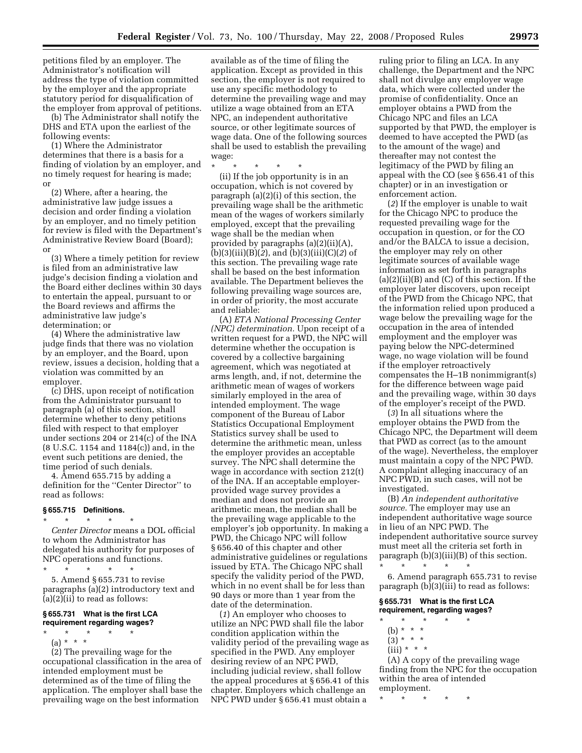petitions filed by an employer. The Administrator's notification will address the type of violation committed by the employer and the appropriate statutory period for disqualification of the employer from approval of petitions.

(b) The Administrator shall notify the DHS and ETA upon the earliest of the following events:

(1) Where the Administrator determines that there is a basis for a finding of violation by an employer, and no timely request for hearing is made; or

(2) Where, after a hearing, the administrative law judge issues a decision and order finding a violation by an employer, and no timely petition for review is filed with the Department's Administrative Review Board (Board); or

(3) Where a timely petition for review is filed from an administrative law judge's decision finding a violation and the Board either declines within 30 days to entertain the appeal, pursuant to or the Board reviews and affirms the administrative law judge's determination; or

(4) Where the administrative law judge finds that there was no violation by an employer, and the Board, upon review, issues a decision, holding that a violation was committed by an employer.

(c) DHS, upon receipt of notification from the Administrator pursuant to paragraph (a) of this section, shall determine whether to deny petitions filed with respect to that employer under sections 204 or 214(c) of the INA (8 U.S.C. 1154 and 1184(c)) and, in the event such petitions are denied, the time period of such denials.

4. Amend 655.715 by adding a definition for the ''Center Director'' to read as follows:

### § 655.715 Definitions.

\* \* \* \* \*

*Center Director* means a DOL official to whom the Administrator has delegated his authority for purposes of NPC operations and functions.

\* \* \* \* \*

5. Amend § 655.731 to revise paragraphs (a)(2) introductory text and (a)(2)(ii) to read as follows:

### § 655.731 What is the first LCA requirement regarding wages?

\* \* \* \* \*

(a) \* \* \*

(2) The prevailing wage for the occupational classification in the area of intended employment must be determined as of the time of filing the application. The employer shall base the prevailing wage on the best information available as of the time of filing the application. Except as provided in this section, the employer is not required to use any specific methodology to determine the prevailing wage and may utilize a wage obtained from an ETA NPC, an independent authoritative source, or other legitimate sources of wage data. One of the following sources shall be used to establish the prevailing wage:

\* \* \* \* \*

(ii) If the job opportunity is in an occupation, which is not covered by paragraph (a)(2)(i) of this section, the prevailing wage shall be the arithmetic mean of the wages of workers similarly employed, except that the prevailing wage shall be the median when provided by paragraphs (a)(2)(ii)(A), (b)(3)(iii)(B)(*2*), and (b)(3)(iii)(C)(*2*) of this section. The prevailing wage rate shall be based on the best information available. The Department believes the following prevailing wage sources are, in order of priority, the most accurate and reliable:

(A) *ETA National Processing Center (NPC) determination.* Upon receipt of a written request for a PWD, the NPC will determine whether the occupation is covered by a collective bargaining agreement, which was negotiated at arms length, and, if not, determine the arithmetic mean of wages of workers similarly employed in the area of intended employment. The wage component of the Bureau of Labor Statistics Occupational Employment Statistics survey shall be used to determine the arithmetic mean, unless the employer provides an acceptable survey. The NPC shall determine the wage in accordance with section 212(t) of the INA. If an acceptable employer-provided wage survey provides a median and does not provide an arithmetic mean, the median shall be the prevailing wage applicable to the employer's job opportunity. In making a PWD, the Chicago NPC will follow § 656.40 of this chapter and other administrative guidelines or regulations issued by ETA. The Chicago NPC shall specify the validity period of the PWD, which in no event shall be for less than 90 days or more than 1 year from the date of the determination.

(*1*) An employer who chooses to utilize an NPC PWD shall file the labor condition application within the validity period of the prevailing wage as specified in the PWD. Any employer desiring review of an NPC PWD, including judicial review, shall follow the appeal procedures at § 656.41 of this chapter. Employers which challenge an NPC PWD under § 656.41 must obtain a ruling prior to filing an LCA. In any challenge, the Department and the NPC shall not divulge any employer wage data, which were collected under the promise of confidentiality. Once an employer obtains a PWD from the Chicago NPC and files an LCA supported by that PWD, the employer is deemed to have accepted the PWD (as to the amount of the wage) and thereafter may not contest the legitimacy of the PWD by filing an appeal with the CO (see § 656.41 of this chapter) or in an investigation or enforcement action.

(*2*) If the employer is unable to wait for the Chicago NPC to produce the requested prevailing wage for the occupation in question, or for the CO and/or the BALCA to issue a decision, the employer may rely on other legitimate sources of available wage information as set forth in paragraphs (a)(2)(ii)(B) and (C) of this section. If the employer later discovers, upon receipt of the PWD from the Chicago NPC, that the information relied upon produced a wage below the prevailing wage for the occupation in the area of intended employment and the employer was paying below the NPC-determined wage, no wage violation will be found if the employer retroactively compensates the H–1B nonimmigrant(s) for the difference between wage paid and the prevailing wage, within 30 days of the employer's receipt of the PWD.

(*3*) In all situations where the employer obtains the PWD from the Chicago NPC, the Department will deem that PWD as correct (as to the amount of the wage). Nevertheless, the employer must maintain a copy of the NPC PWD. A complaint alleging inaccuracy of an NPC PWD, in such cases, will not be investigated.

(B) *An independent authoritative source.* The employer may use an independent authoritative wage source in lieu of an NPC PWD. The independent authoritative source survey must meet all the criteria set forth in paragraph (b)(3)(iii)(B) of this section.

\* \* \* \* \*

6. Amend paragraph 655.731 to revise paragraph (b)(3)(iii) to read as follows:

### § 655.731 What is the first LCA requirement, regarding wages?

\* \* \* \* \*

(b) \* \* \*

(3) \* \* \*

(iii) \* \* \*

(A) A copy of the prevailing wage finding from the NPC for the occupation within the area of intended employment.

\* \* \* \* \*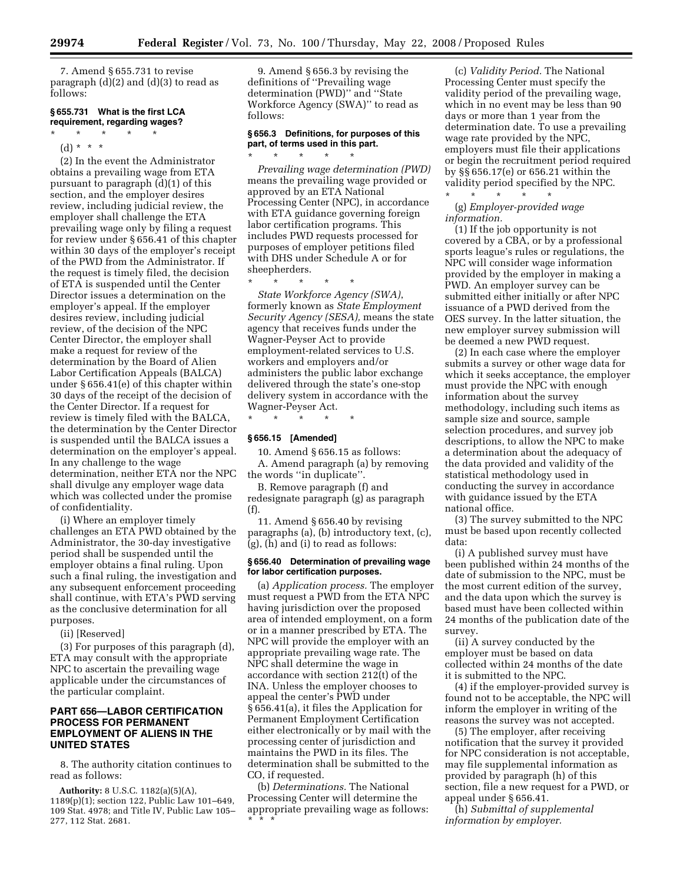7. Amend § 655.731 to revise paragraph (d)(2) and (d)(3) to read as follows:

### § 655.731 What is the first LCA requirement, regarding wages?

\* \* \* \* \*

(d) \* \* \*

(2) In the event the Administrator obtains a prevailing wage from ETA pursuant to paragraph (d)(1) of this section, and the employer desires review, including judicial review, the employer shall challenge the ETA prevailing wage only by filing a request for review under § 656.41 of this chapter within 30 days of the employer's receipt of the PWD from the Administrator. If the request is timely filed, the decision of ETA is suspended until the Center Director issues a determination on the employer's appeal. If the employer desires review, including judicial review, of the decision of the NPC Center Director, the employer shall make a request for review of the determination by the Board of Alien Labor Certification Appeals (BALCA) under § 656.41(e) of this chapter within 30 days of the receipt of the decision of the Center Director. If a request for review is timely filed with the BALCA, the determination by the Center Director is suspended until the BALCA issues a determination on the employer's appeal. In any challenge to the wage determination, neither ETA nor the NPC shall divulge any employer wage data which was collected under the promise of confidentiality.

(i) Where an employer timely challenges an ETA PWD obtained by the Administrator, the 30-day investigative period shall be suspended until the employer obtains a final ruling. Upon such a final ruling, the investigation and any subsequent enforcement proceeding shall continue, with ETA's PWD serving as the conclusive determination for all purposes.

(ii) [Reserved]

(3) For purposes of this paragraph (d), ETA may consult with the appropriate NPC to ascertain the prevailing wage applicable under the circumstances of the particular complaint.

## PART 656—LABOR CERTIFICATION PROCESS FOR PERMANENT EMPLOYMENT OF ALIENS IN THE UNITED STATES

8. The authority citation continues to read as follows:

**Authority:** 8 U.S.C. 1182(a)(5)(A), 1189(p)(1); section 122, Public Law 101–649, 109 Stat. 4978; and Title IV, Public Law 105–277, 112 Stat. 2681.

9. Amend § 656.3 by revising the definitions of "Prevailing wage determination (PWD)" and "State Workforce Agency (SWA)" to read as follows:

### § 656.3 Definitions, for purposes of this part, of terms used in this part.

\* \* \* \* \*

*Prevailing wage determination (PWD)* means the prevailing wage provided or approved by an ETA National Processing Center (NPC), in accordance with ETA guidance governing foreign labor certification programs. This includes PWD requests processed for purposes of employer petitions filed with DHS under Schedule A or for sheepherders.

\* \* \* \* \*

*State Workforce Agency (SWA)*, formerly known as *State Employment Security Agency (SESA)*, means the state agency that receives funds under the Wagner-Peyser Act to provide employment-related services to U.S. workers and employers and/or administers the public labor exchange delivered through the state's one-stop delivery system in accordance with the Wagner-Peyser Act.

\* \* \* \* \*

### § 656.15 [Amended]

10. Amend § 656.15 as follows:

A. Amend paragraph (a) by removing the words "in duplicate".

B. Remove paragraph (f) and redesignate paragraph (g) as paragraph (f).

11. Amend § 656.40 by revising paragraphs (a), (b) introductory text, (c), (g), (h) and (i) to read as follows:

### § 656.40 Determination of prevailing wage for labor certification purposes.

(a) *Application process.* The employer must request a PWD from the ETA NPC having jurisdiction over the proposed area of intended employment, on a form or in a manner prescribed by ETA. The NPC will provide the employer with an appropriate prevailing wage rate. The NPC shall determine the wage in accordance with section 212(t) of the INA. Unless the employer chooses to appeal the center's PWD under § 656.41(a), it files the Application for Permanent Employment Certification either electronically or by mail with the processing center of jurisdiction and maintains the PWD in its files. The determination shall be submitted to the CO, if requested.

(b) *Determinations.* The National Processing Center will determine the appropriate prevailing wage as follows: \* \* \*

(c) *Validity Period.* The National Processing Center must specify the validity period of the prevailing wage, which in no event may be less than 90 days or more than 1 year from the determination date. To use a prevailing wage rate provided by the NPC, employers must file their applications or begin the recruitment period required by §§ 656.17(e) or 656.21 within the validity period specified by the NPC.

\* \* \* \* \*

(g) *Employer-provided wage information.*

(1) If the job opportunity is not covered by a CBA, or by a professional sports league's rules or regulations, the NPC will consider wage information provided by the employer in making a PWD. An employer survey can be submitted either initially or after NPC issuance of a PWD derived from the OES survey. In the latter situation, the new employer survey submission will be deemed a new PWD request.

(2) In each case where the employer submits a survey or other wage data for which it seeks acceptance, the employer must provide the NPC with enough information about the survey methodology, including such items as sample size and source, sample selection procedures, and survey job descriptions, to allow the NPC to make a determination about the adequacy of the data provided and validity of the statistical methodology used in conducting the survey in accordance with guidance issued by the ETA national office.

(3) The survey submitted to the NPC must be based upon recently collected data:

(i) A published survey must have been published within 24 months of the date of submission to the NPC, must be the most current edition of the survey, and the data upon which the survey is based must have been collected within 24 months of the publication date of the survey.

(ii) A survey conducted by the employer must be based on data collected within 24 months of the date it is submitted to the NPC.

(4) if the employer-provided survey is found not to be acceptable, the NPC will inform the employer in writing of the reasons the survey was not accepted.

(5) The employer, after receiving notification that the survey it provided for NPC consideration is not acceptable, may file supplemental information as provided by paragraph (h) of this section, file a new request for a PWD, or appeal under § 656.41.

(h) *Submittal of supplemental information by employer.*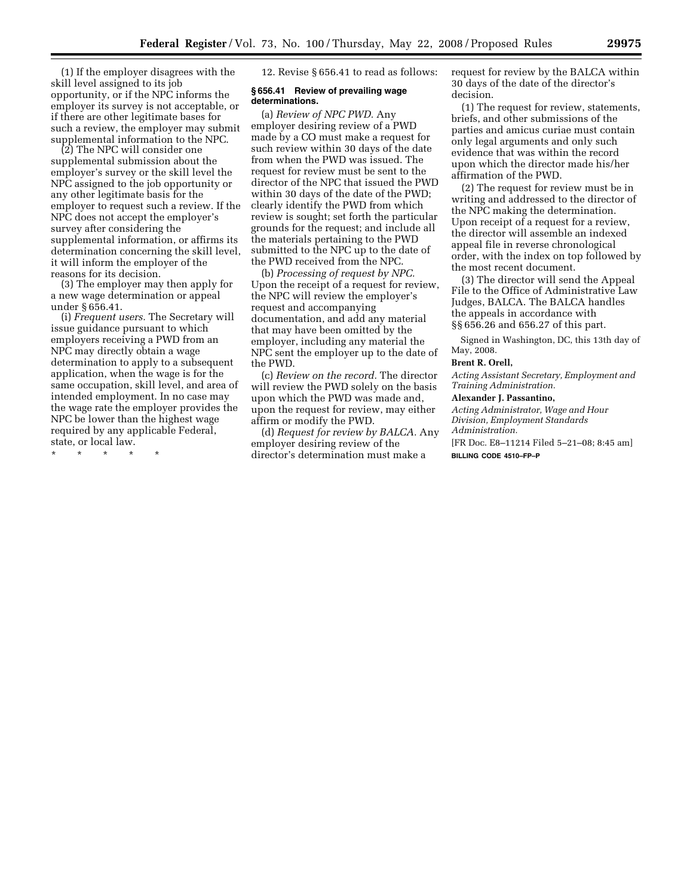(1) If the employer disagrees with the skill level assigned to its job opportunity, or if the NPC informs the employer its survey is not acceptable, or if there are other legitimate bases for such a review, the employer may submit supplemental information to the NPC.

(2) The NPC will consider one supplemental submission about the employer's survey or the skill level the NPC assigned to the job opportunity or any other legitimate basis for the employer to request such a review. If the NPC does not accept the employer's survey after considering the supplemental information, or affirms its determination concerning the skill level, it will inform the employer of the reasons for its decision.

(3) The employer may then apply for a new wage determination or appeal under § 656.41.

(i) *Frequent users.* The Secretary will issue guidance pursuant to which employers receiving a PWD from an NPC may directly obtain a wage determination to apply to a subsequent application, when the wage is for the same occupation, skill level, and area of intended employment. In no case may the wage rate the employer provides the NPC be lower than the highest wage required by any applicable Federal, state, or local law.

\* \* \* \* \*

12. Revise § 656.41 to read as follows:

**§ 656.41 Review of prevailing wage determinations.**

(a) *Review of NPC PWD.* Any employer desiring review of a PWD made by a CO must make a request for such review within 30 days of the date from when the PWD was issued. The request for review must be sent to the director of the NPC that issued the PWD within 30 days of the date of the PWD; clearly identify the PWD from which review is sought; set forth the particular grounds for the request; and include all the materials pertaining to the PWD submitted to the NPC up to the date of the PWD received from the NPC.

(b) *Processing of request by NPC.* Upon the receipt of a request for review, the NPC will review the employer's request and accompanying documentation, and add any material that may have been omitted by the employer, including any material the NPC sent the employer up to the date of the PWD.

(c) *Review on the record.* The director will review the PWD solely on the basis upon which the PWD was made and, upon the request for review, may either affirm or modify the PWD.

(d) *Request for review by BALCA.* Any employer desiring review of the director's determination must make a request for review by the BALCA within 30 days of the date of the director's decision.

(1) The request for review, statements, briefs, and other submissions of the parties and amicus curiae must contain only legal arguments and only such evidence that was within the record upon which the director made his/her affirmation of the PWD.

(2) The request for review must be in writing and addressed to the director of the NPC making the determination. Upon receipt of a request for a review, the director will assemble an indexed appeal file in reverse chronological order, with the index on top followed by the most recent document.

(3) The director will send the Appeal File to the Office of Administrative Law Judges, BALCA. The BALCA handles the appeals in accordance with §§ 656.26 and 656.27 of this part.

Signed in Washington, DC, this 13th day of May, 2008.

**Brent R. Orell,**

*Acting Assistant Secretary, Employment and Training Administration.*

**Alexander J. Passantino,**

*Acting Administrator, Wage and Hour Division, Employment Standards Administration.*

[FR Doc. E8–11214 Filed 5–21–08; 8:45 am]

**BILLING CODE 4510–FP–P**